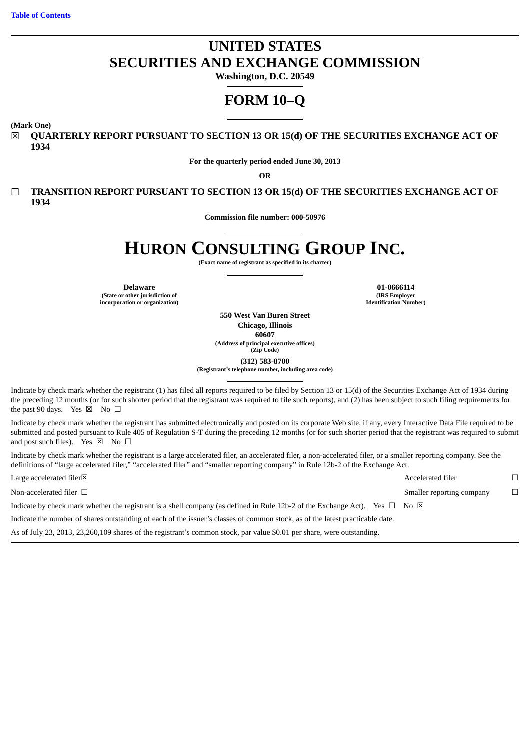[Table of Contents]

# UNITED STATES
# SECURITIES AND EXCHANGE COMMISSION

**Washington, D.C. 20549**

# FORM 10–Q

**(Mark One)**

☒ **QUARTERLY REPORT PURSUANT TO SECTION 13 OR 15(d) OF THE SECURITIES EXCHANGE ACT OF 1934**

**For the quarterly period ended June 30, 2013**

**OR**

☐ **TRANSITION REPORT PURSUANT TO SECTION 13 OR 15(d) OF THE SECURITIES EXCHANGE ACT OF 1934**

**Commission file number: 000-50976**

# HURON CONSULTING GROUP INC.

**(Exact name of registrant as specified in its charter)**

| **Delaware** | **01-0666114** |
|---|---|
| **(State or other jurisdiction of incorporation or organization)** | **(IRS Employer Identification Number)** |

**550 West Van Buren Street**
**Chicago, Illinois**
**60607**
**(Address of principal executive offices)**
**(Zip Code)**

**(312) 583-8700**
**(Registrant's telephone number, including area code)**

Indicate by check mark whether the registrant (1) has filed all reports required to be filed by Section 13 or 15(d) of the Securities Exchange Act of 1934 during the preceding 12 months (or for such shorter period that the registrant was required to file such reports), and (2) has been subject to such filing requirements for the past 90 days. Yes ☒ No ☐

Indicate by check mark whether the registrant has submitted electronically and posted on its corporate Web site, if any, every Interactive Data File required to be submitted and posted pursuant to Rule 405 of Regulation S-T during the preceding 12 months (or for such shorter period that the registrant was required to submit and post such files). Yes ☒ No ☐

Indicate by check mark whether the registrant is a large accelerated filer, an accelerated filer, a non-accelerated filer, or a smaller reporting company. See the definitions of "large accelerated filer," "accelerated filer" and "smaller reporting company" in Rule 12b-2 of the Exchange Act.

| | | | |
|---|---|---|---|
| Large accelerated filer | ☒ | Accelerated filer | ☐ |
| Non-accelerated filer | ☐ | Smaller reporting company | ☐ |

Indicate by check mark whether the registrant is a shell company (as defined in Rule 12b-2 of the Exchange Act). Yes ☐ No ☒

Indicate the number of shares outstanding of each of the issuer's classes of common stock, as of the latest practicable date.

As of July 23, 2013, 23,260,109 shares of the registrant's common stock, par value $0.01 per share, were outstanding.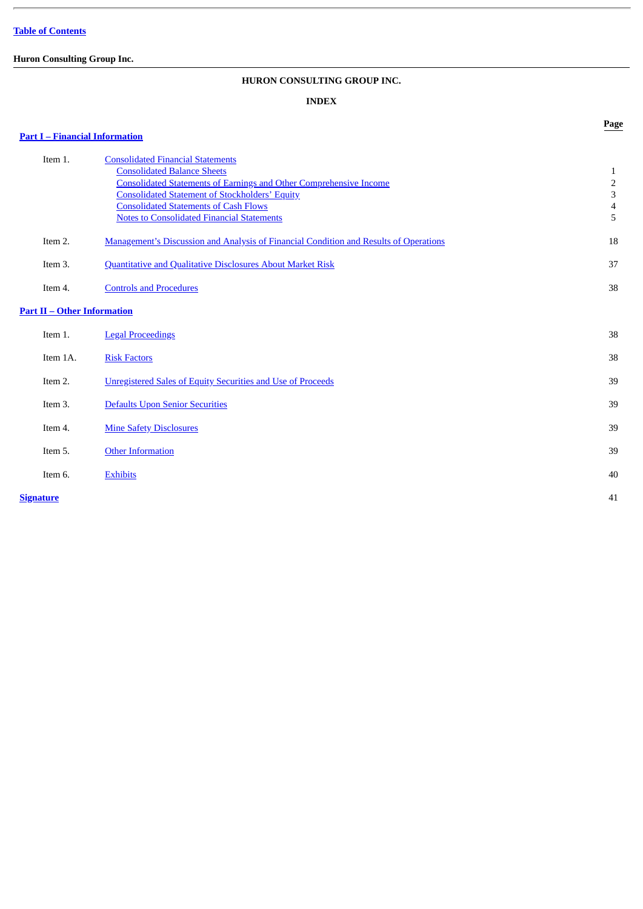[Table of Contents](#)

**Huron Consulting Group Inc.**

# HURON CONSULTING GROUP INC.

## INDEX

| | | Page |
|---|---|---|
| **Part I – Financial Information** | | |
| Item 1. | Consolidated Financial Statements | |
| | Consolidated Balance Sheets | 1 |
| | Consolidated Statements of Earnings and Other Comprehensive Income | 2 |
| | Consolidated Statement of Stockholders' Equity | 3 |
| | Consolidated Statements of Cash Flows | 4 |
| | Notes to Consolidated Financial Statements | 5 |
| Item 2. | Management's Discussion and Analysis of Financial Condition and Results of Operations | 18 |
| Item 3. | Quantitative and Qualitative Disclosures About Market Risk | 37 |
| Item 4. | Controls and Procedures | 38 |
| **Part II – Other Information** | | |
| Item 1. | Legal Proceedings | 38 |
| Item 1A. | Risk Factors | 38 |
| Item 2. | Unregistered Sales of Equity Securities and Use of Proceeds | 39 |
| Item 3. | Defaults Upon Senior Securities | 39 |
| Item 4. | Mine Safety Disclosures | 39 |
| Item 5. | Other Information | 39 |
| Item 6. | Exhibits | 40 |
| **Signature** | | 41 |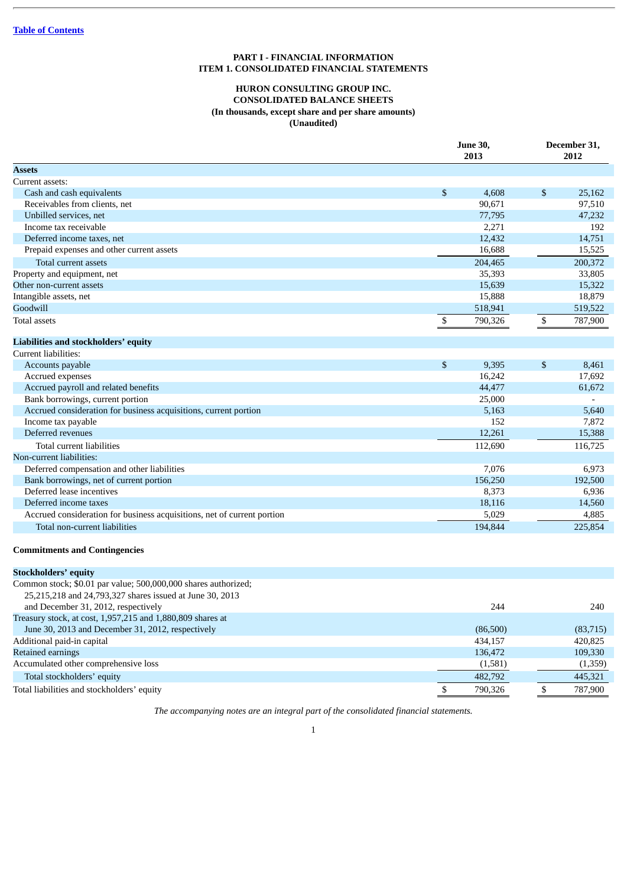[Table of Contents](#)

# PART I - FINANCIAL INFORMATION
## ITEM 1. CONSOLIDATED FINANCIAL STATEMENTS

## HURON CONSULTING GROUP INC.
## CONSOLIDATED BALANCE SHEETS
**(In thousands, except share and per share amounts)**
**(Unaudited)**

| | June 30, 2013 | December 31, 2012 |
|---|---|---|
| **Assets** | | |
| Current assets: | | |
| Cash and cash equivalents | $ 4,608 | $ 25,162 |
| Receivables from clients, net | 90,671 | 97,510 |
| Unbilled services, net | 77,795 | 47,232 |
| Income tax receivable | 2,271 | 192 |
| Deferred income taxes, net | 12,432 | 14,751 |
| Prepaid expenses and other current assets | 16,688 | 15,525 |
| Total current assets | 204,465 | 200,372 |
| Property and equipment, net | 35,393 | 33,805 |
| Other non-current assets | 15,639 | 15,322 |
| Intangible assets, net | 15,888 | 18,879 |
| Goodwill | 518,941 | 519,522 |
| Total assets | $ 790,326 | $ 787,900 |
| **Liabilities and stockholders' equity** | | |
| Current liabilities: | | |
| Accounts payable | $ 9,395 | $ 8,461 |
| Accrued expenses | 16,242 | 17,692 |
| Accrued payroll and related benefits | 44,477 | 61,672 |
| Bank borrowings, current portion | 25,000 | - |
| Accrued consideration for business acquisitions, current portion | 5,163 | 5,640 |
| Income tax payable | 152 | 7,872 |
| Deferred revenues | 12,261 | 15,388 |
| Total current liabilities | 112,690 | 116,725 |
| Non-current liabilities: | | |
| Deferred compensation and other liabilities | 7,076 | 6,973 |
| Bank borrowings, net of current portion | 156,250 | 192,500 |
| Deferred lease incentives | 8,373 | 6,936 |
| Deferred income taxes | 18,116 | 14,560 |
| Accrued consideration for business acquisitions, net of current portion | 5,029 | 4,885 |
| Total non-current liabilities | 194,844 | 225,854 |
| **Commitments and Contingencies** | | |
| **Stockholders' equity** | | |
| Common stock; $0.01 par value; 500,000,000 shares authorized; 25,215,218 and 24,793,327 shares issued at June 30, 2013 and December 31, 2012, respectively | 244 | 240 |
| Treasury stock, at cost, 1,957,215 and 1,880,809 shares at June 30, 2013 and December 31, 2012, respectively | (86,500) | (83,715) |
| Additional paid-in capital | 434,157 | 420,825 |
| Retained earnings | 136,472 | 109,330 |
| Accumulated other comprehensive loss | (1,581) | (1,359) |
| Total stockholders' equity | 482,792 | 445,321 |
| Total liabilities and stockholders' equity | $ 790,326 | $ 787,900 |

*The accompanying notes are an integral part of the consolidated financial statements.*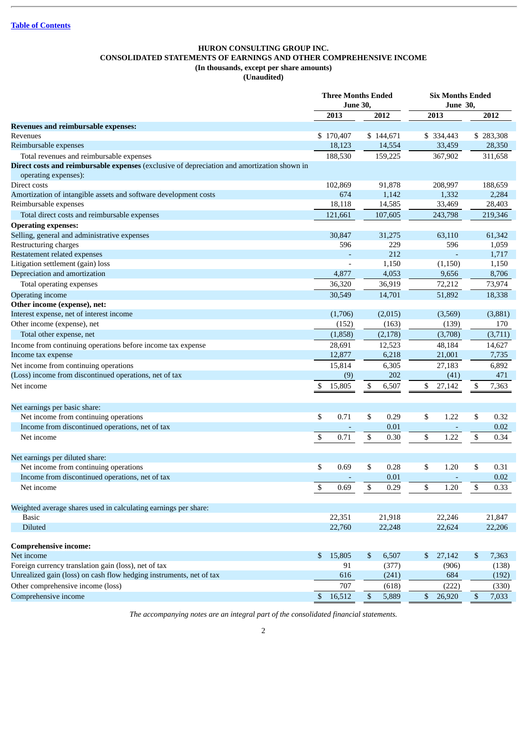[Table of Contents](#)

# HURON CONSULTING GROUP INC.
## CONSOLIDATED STATEMENTS OF EARNINGS AND OTHER COMPREHENSIVE INCOME
### (In thousands, except per share amounts)
### (Unaudited)

| | Three Months Ended June 30, | | Six Months Ended June 30, | |
|---|---|---|---|---|
| | 2013 | 2012 | 2013 | 2012 |
| **Revenues and reimbursable expenses:** | | | | |
| Revenues | $ 170,407 | $ 144,671 | $ 334,443 | $ 283,308 |
| Reimbursable expenses | 18,123 | 14,554 | 33,459 | 28,350 |
| Total revenues and reimbursable expenses | 188,530 | 159,225 | 367,902 | 311,658 |
| **Direct costs and reimbursable expenses** (exclusive of depreciation and amortization shown in operating expenses): | | | | |
| Direct costs | 102,869 | 91,878 | 208,997 | 188,659 |
| Amortization of intangible assets and software development costs | 674 | 1,142 | 1,332 | 2,284 |
| Reimbursable expenses | 18,118 | 14,585 | 33,469 | 28,403 |
| Total direct costs and reimbursable expenses | 121,661 | 107,605 | 243,798 | 219,346 |
| **Operating expenses:** | | | | |
| Selling, general and administrative expenses | 30,847 | 31,275 | 63,110 | 61,342 |
| Restructuring charges | 596 | 229 | 596 | 1,059 |
| Restatement related expenses | - | 212 | - | 1,717 |
| Litigation settlement (gain) loss | - | 1,150 | (1,150) | 1,150 |
| Depreciation and amortization | 4,877 | 4,053 | 9,656 | 8,706 |
| Total operating expenses | 36,320 | 36,919 | 72,212 | 73,974 |
| Operating income | 30,549 | 14,701 | 51,892 | 18,338 |
| **Other income (expense), net:** | | | | |
| Interest expense, net of interest income | (1,706) | (2,015) | (3,569) | (3,881) |
| Other income (expense), net | (152) | (163) | (139) | 170 |
| Total other expense, net | (1,858) | (2,178) | (3,708) | (3,711) |
| Income from continuing operations before income tax expense | 28,691 | 12,523 | 48,184 | 14,627 |
| Income tax expense | 12,877 | 6,218 | 21,001 | 7,735 |
| Net income from continuing operations | 15,814 | 6,305 | 27,183 | 6,892 |
| (Loss) income from discontinued operations, net of tax | (9) | 202 | (41) | 471 |
| Net income | $ 15,805 | $ 6,507 | $ 27,142 | $ 7,363 |
| | | | | |
| Net earnings per basic share: | | | | |
| Net income from continuing operations | $ 0.71 | $ 0.29 | $ 1.22 | $ 0.32 |
| Income from discontinued operations, net of tax | - | 0.01 | - | 0.02 |
| Net income | $ 0.71 | $ 0.30 | $ 1.22 | $ 0.34 |
| | | | | |
| Net earnings per diluted share: | | | | |
| Net income from continuing operations | $ 0.69 | $ 0.28 | $ 1.20 | $ 0.31 |
| Income from discontinued operations, net of tax | - | 0.01 | - | 0.02 |
| Net income | $ 0.69 | $ 0.29 | $ 1.20 | $ 0.33 |
| | | | | |
| Weighted average shares used in calculating earnings per share: | | | | |
| Basic | 22,351 | 21,918 | 22,246 | 21,847 |
| Diluted | 22,760 | 22,248 | 22,624 | 22,206 |
| | | | | |
| **Comprehensive income:** | | | | |
| Net income | $ 15,805 | $ 6,507 | $ 27,142 | $ 7,363 |
| Foreign currency translation gain (loss), net of tax | 91 | (377) | (906) | (138) |
| Unrealized gain (loss) on cash flow hedging instruments, net of tax | 616 | (241) | 684 | (192) |
| Other comprehensive income (loss) | 707 | (618) | (222) | (330) |
| Comprehensive income | $ 16,512 | $ 5,889 | $ 26,920 | $ 7,033 |

*The accompanying notes are an integral part of the consolidated financial statements.*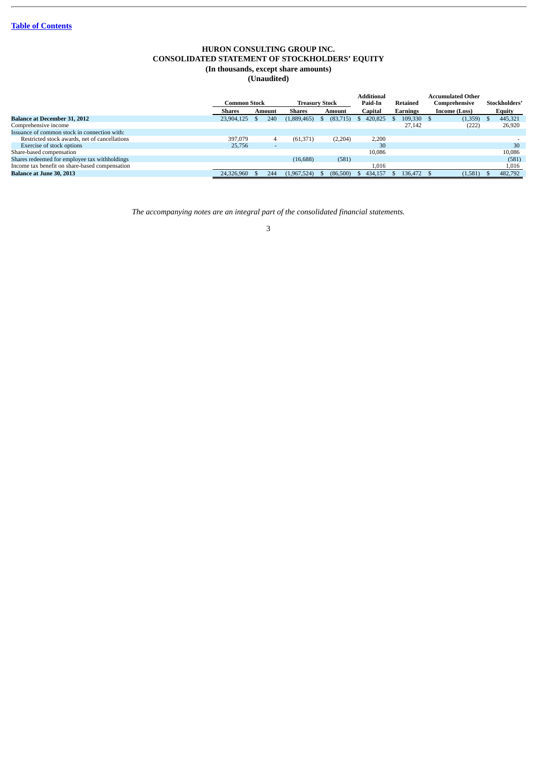[Table of Contents]

# HURON CONSULTING GROUP INC.
## CONSOLIDATED STATEMENT OF STOCKHOLDERS' EQUITY
### (In thousands, except share amounts)
### (Unaudited)

| | Common Stock | | Treasury Stock | | Additional Paid-In | Retained | Accumulated Other Comprehensive | Stockholders' |
|---|---|---|---|---|---|---|---|---|
| | Shares | Amount | Shares | Amount | Capital | Earnings | Income (Loss) | Equity |
| **Balance at December 31, 2012** | 23,904,125 | $ 240 | (1,889,465) | $ (83,715) | $ 420,825 | $ 109,330 | $ (1,359) | $ 445,321 |
| Comprehensive income | | | | | | 27,142 | (222) | 26,920 |
| Issuance of common stock in connection with: | | | | | | | | |
| Restricted stock awards, net of cancellations | 397,079 | 4 | (61,371) | (2,204) | 2,200 | | | - |
| Exercise of stock options | 25,756 | - | | | 30 | | | 30 |
| Share-based compensation | | | | | 10,086 | | | 10,086 |
| Shares redeemed for employee tax withholdings | | | (16,688) | (581) | | | | (581) |
| Income tax benefit on share-based compensation | | | | | 1,016 | | | 1,016 |
| **Balance at June 30, 2013** | 24,326,960 | $ 244 | (1,967,524) | $ (86,500) | $ 434,157 | $ 136,472 | $ (1,581) | $ 482,792 |

*The accompanying notes are an integral part of the consolidated financial statements.*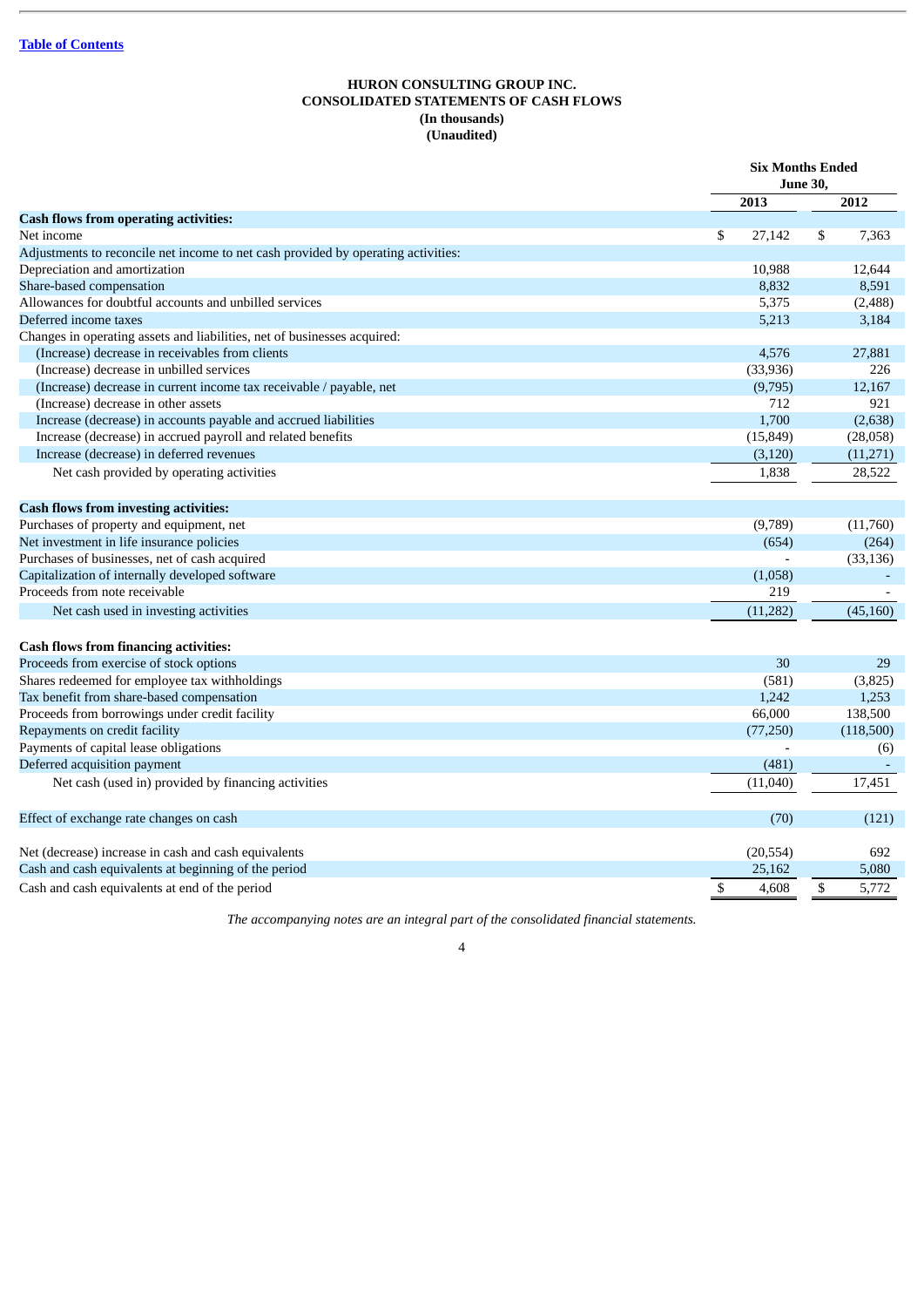[Table of Contents](#)

**HURON CONSULTING GROUP INC.**
**CONSOLIDATED STATEMENTS OF CASH FLOWS**
**(In thousands)**
**(Unaudited)**

| | Six Months Ended June 30, | |
|---|---|---|
| | 2013 | 2012 |
| **Cash flows from operating activities:** | | |
| Net income | $ 27,142 | $ 7,363 |
| Adjustments to reconcile net income to net cash provided by operating activities: | | |
| Depreciation and amortization | 10,988 | 12,644 |
| Share-based compensation | 8,832 | 8,591 |
| Allowances for doubtful accounts and unbilled services | 5,375 | (2,488) |
| Deferred income taxes | 5,213 | 3,184 |
| Changes in operating assets and liabilities, net of businesses acquired: | | |
| (Increase) decrease in receivables from clients | 4,576 | 27,881 |
| (Increase) decrease in unbilled services | (33,936) | 226 |
| (Increase) decrease in current income tax receivable / payable, net | (9,795) | 12,167 |
| (Increase) decrease in other assets | 712 | 921 |
| Increase (decrease) in accounts payable and accrued liabilities | 1,700 | (2,638) |
| Increase (decrease) in accrued payroll and related benefits | (15,849) | (28,058) |
| Increase (decrease) in deferred revenues | (3,120) | (11,271) |
| Net cash provided by operating activities | 1,838 | 28,522 |
| **Cash flows from investing activities:** | | |
| Purchases of property and equipment, net | (9,789) | (11,760) |
| Net investment in life insurance policies | (654) | (264) |
| Purchases of businesses, net of cash acquired | - | (33,136) |
| Capitalization of internally developed software | (1,058) | - |
| Proceeds from note receivable | 219 | - |
| Net cash used in investing activities | (11,282) | (45,160) |
| **Cash flows from financing activities:** | | |
| Proceeds from exercise of stock options | 30 | 29 |
| Shares redeemed for employee tax withholdings | (581) | (3,825) |
| Tax benefit from share-based compensation | 1,242 | 1,253 |
| Proceeds from borrowings under credit facility | 66,000 | 138,500 |
| Repayments on credit facility | (77,250) | (118,500) |
| Payments of capital lease obligations | - | (6) |
| Deferred acquisition payment | (481) | - |
| Net cash (used in) provided by financing activities | (11,040) | 17,451 |
| Effect of exchange rate changes on cash | (70) | (121) |
| Net (decrease) increase in cash and cash equivalents | (20,554) | 692 |
| Cash and cash equivalents at beginning of the period | 25,162 | 5,080 |
| Cash and cash equivalents at end of the period | $ 4,608 | $ 5,772 |

*The accompanying notes are an integral part of the consolidated financial statements.*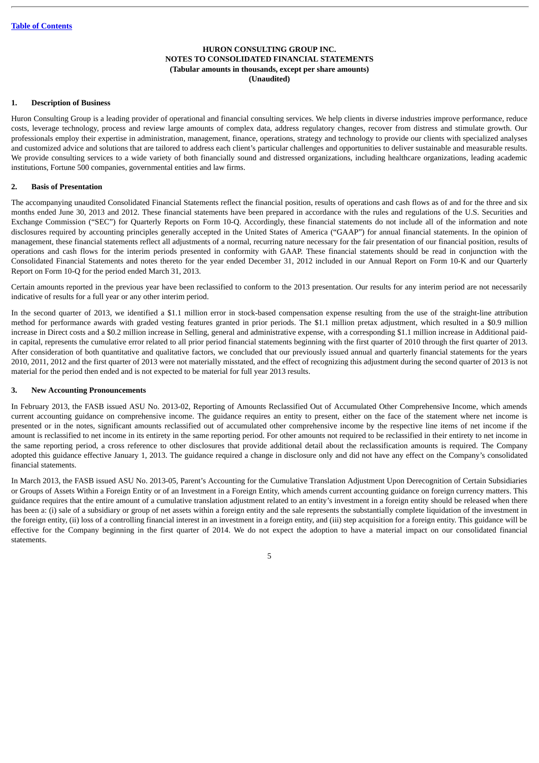HURON CONSULTING GROUP INC.
NOTES TO CONSOLIDATED FINANCIAL STATEMENTS
(Tabular amounts in thousands, except per share amounts)
(Unaudited)

## 1. Description of Business

Huron Consulting Group is a leading provider of operational and financial consulting services. We help clients in diverse industries improve performance, reduce costs, leverage technology, process and review large amounts of complex data, address regulatory changes, recover from distress and stimulate growth. Our professionals employ their expertise in administration, management, finance, operations, strategy and technology to provide our clients with specialized analyses and customized advice and solutions that are tailored to address each client's particular challenges and opportunities to deliver sustainable and measurable results. We provide consulting services to a wide variety of both financially sound and distressed organizations, including healthcare organizations, leading academic institutions, Fortune 500 companies, governmental entities and law firms.

## 2. Basis of Presentation

The accompanying unaudited Consolidated Financial Statements reflect the financial position, results of operations and cash flows as of and for the three and six months ended June 30, 2013 and 2012. These financial statements have been prepared in accordance with the rules and regulations of the U.S. Securities and Exchange Commission ("SEC") for Quarterly Reports on Form 10-Q. Accordingly, these financial statements do not include all of the information and note disclosures required by accounting principles generally accepted in the United States of America ("GAAP") for annual financial statements. In the opinion of management, these financial statements reflect all adjustments of a normal, recurring nature necessary for the fair presentation of our financial position, results of operations and cash flows for the interim periods presented in conformity with GAAP. These financial statements should be read in conjunction with the Consolidated Financial Statements and notes thereto for the year ended December 31, 2012 included in our Annual Report on Form 10-K and our Quarterly Report on Form 10-Q for the period ended March 31, 2013.

Certain amounts reported in the previous year have been reclassified to conform to the 2013 presentation. Our results for any interim period are not necessarily indicative of results for a full year or any other interim period.

In the second quarter of 2013, we identified a $1.1 million error in stock-based compensation expense resulting from the use of the straight-line attribution method for performance awards with graded vesting features granted in prior periods. The $1.1 million pretax adjustment, which resulted in a $0.9 million increase in Direct costs and a $0.2 million increase in Selling, general and administrative expense, with a corresponding $1.1 million increase in Additional paid-in capital, represents the cumulative error related to all prior period financial statements beginning with the first quarter of 2010 through the first quarter of 2013. After consideration of both quantitative and qualitative factors, we concluded that our previously issued annual and quarterly financial statements for the years 2010, 2011, 2012 and the first quarter of 2013 were not materially misstated, and the effect of recognizing this adjustment during the second quarter of 2013 is not material for the period then ended and is not expected to be material for full year 2013 results.

## 3. New Accounting Pronouncements

In February 2013, the FASB issued ASU No. 2013-02, Reporting of Amounts Reclassified Out of Accumulated Other Comprehensive Income, which amends current accounting guidance on comprehensive income. The guidance requires an entity to present, either on the face of the statement where net income is presented or in the notes, significant amounts reclassified out of accumulated other comprehensive income by the respective line items of net income if the amount is reclassified to net income in its entirety in the same reporting period. For other amounts not required to be reclassified in their entirety to net income in the same reporting period, a cross reference to other disclosures that provide additional detail about the reclassification amounts is required. The Company adopted this guidance effective January 1, 2013. The guidance required a change in disclosure only and did not have any effect on the Company's consolidated financial statements.

In March 2013, the FASB issued ASU No. 2013-05, Parent's Accounting for the Cumulative Translation Adjustment Upon Derecognition of Certain Subsidiaries or Groups of Assets Within a Foreign Entity or of an Investment in a Foreign Entity, which amends current accounting guidance on foreign currency matters. This guidance requires that the entire amount of a cumulative translation adjustment related to an entity's investment in a foreign entity should be released when there has been a: (i) sale of a subsidiary or group of net assets within a foreign entity and the sale represents the substantially complete liquidation of the investment in the foreign entity, (ii) loss of a controlling financial interest in an investment in a foreign entity, and (iii) step acquisition for a foreign entity. This guidance will be effective for the Company beginning in the first quarter of 2014. We do not expect the adoption to have a material impact on our consolidated financial statements.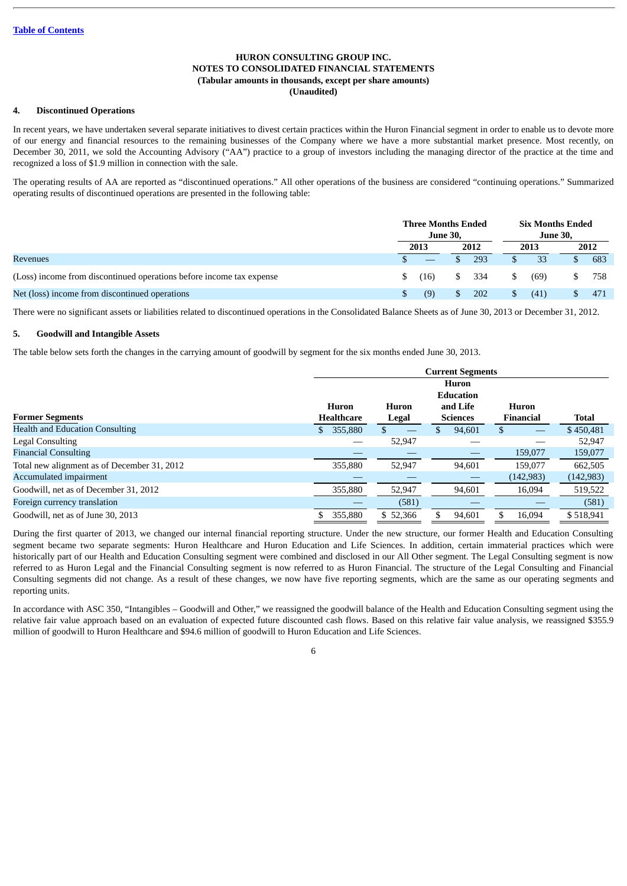**HURON CONSULTING GROUP INC.**
**NOTES TO CONSOLIDATED FINANCIAL STATEMENTS**
**(Tabular amounts in thousands, except per share amounts)**
**(Unaudited)**

## 4. Discontinued Operations

In recent years, we have undertaken several separate initiatives to divest certain practices within the Huron Financial segment in order to enable us to devote more of our energy and financial resources to the remaining businesses of the Company where we have a more substantial market presence. Most recently, on December 30, 2011, we sold the Accounting Advisory ("AA") practice to a group of investors including the managing director of the practice at the time and recognized a loss of $1.9 million in connection with the sale.

The operating results of AA are reported as "discontinued operations." All other operations of the business are considered "continuing operations." Summarized operating results of discontinued operations are presented in the following table:

| | Three Months Ended June 30, | | Six Months Ended June 30, | |
|---|---|---|---|---|
| | 2013 | 2012 | 2013 | 2012 |
| Revenues | $ — | $ 293 | $ 33 | $ 683 |
| (Loss) income from discontinued operations before income tax expense | $ (16) | $ 334 | $ (69) | $ 758 |
| Net (loss) income from discontinued operations | $ (9) | $ 202 | $ (41) | $ 471 |

There were no significant assets or liabilities related to discontinued operations in the Consolidated Balance Sheets as of June 30, 2013 or December 31, 2012.

## 5. Goodwill and Intangible Assets

The table below sets forth the changes in the carrying amount of goodwill by segment for the six months ended June 30, 2013.

| | Current Segments | | | | |
|---|---|---|---|---|---|
| **Former Segments** | **Huron Healthcare** | **Huron Legal** | **Huron Education and Life Sciences** | **Huron Financial** | **Total** |
| Health and Education Consulting | $ 355,880 | $ — | $ 94,601 | $ — | $ 450,481 |
| Legal Consulting | — | 52,947 | — | — | 52,947 |
| Financial Consulting | — | — | — | 159,077 | 159,077 |
| Total new alignment as of December 31, 2012 | 355,880 | 52,947 | 94,601 | 159,077 | 662,505 |
| Accumulated impairment | — | — | — | (142,983) | (142,983) |
| Goodwill, net as of December 31, 2012 | 355,880 | 52,947 | 94,601 | 16,094 | 519,522 |
| Foreign currency translation | — | (581) | — | — | (581) |
| Goodwill, net as of June 30, 2013 | $ 355,880 | $ 52,366 | $ 94,601 | $ 16,094 | $ 518,941 |

During the first quarter of 2013, we changed our internal financial reporting structure. Under the new structure, our former Health and Education Consulting segment became two separate segments: Huron Healthcare and Huron Education and Life Sciences. In addition, certain immaterial practices which were historically part of our Health and Education Consulting segment were combined and disclosed in our All Other segment. The Legal Consulting segment is now referred to as Huron Legal and the Financial Consulting segment is now referred to as Huron Financial. The structure of the Legal Consulting and Financial Consulting segments did not change. As a result of these changes, we now have five reporting segments, which are the same as our operating segments and reporting units.

In accordance with ASC 350, "Intangibles – Goodwill and Other," we reassigned the goodwill balance of the Health and Education Consulting segment using the relative fair value approach based on an evaluation of expected future discounted cash flows. Based on this relative fair value analysis, we reassigned $355.9 million of goodwill to Huron Healthcare and $94.6 million of goodwill to Huron Education and Life Sciences.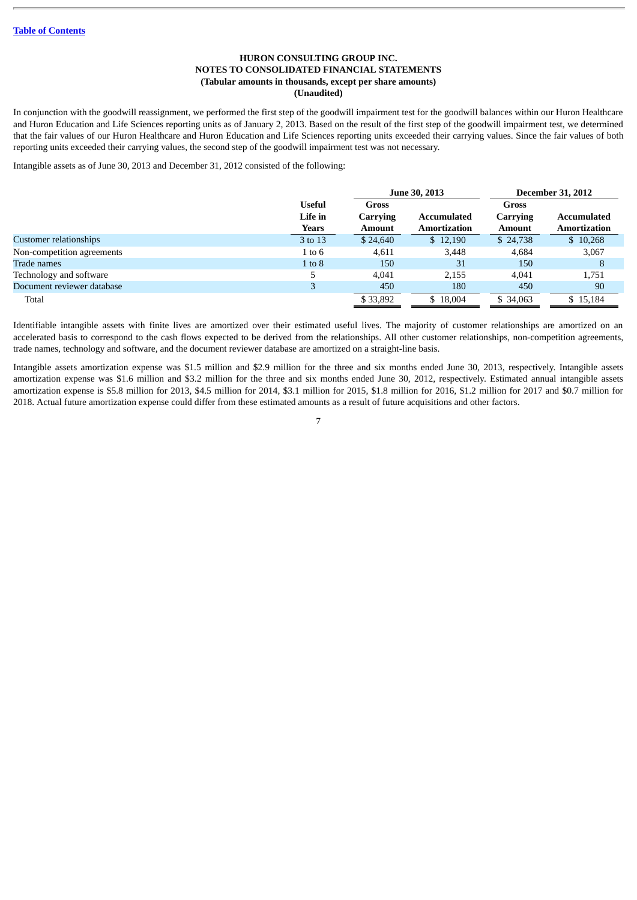**HURON CONSULTING GROUP INC.**
**NOTES TO CONSOLIDATED FINANCIAL STATEMENTS**
**(Tabular amounts in thousands, except per share amounts)**
**(Unaudited)**

In conjunction with the goodwill reassignment, we performed the first step of the goodwill impairment test for the goodwill balances within our Huron Healthcare and Huron Education and Life Sciences reporting units as of January 2, 2013. Based on the result of the first step of the goodwill impairment test, we determined that the fair values of our Huron Healthcare and Huron Education and Life Sciences reporting units exceeded their carrying values. Since the fair values of both reporting units exceeded their carrying values, the second step of the goodwill impairment test was not necessary.

Intangible assets as of June 30, 2013 and December 31, 2012 consisted of the following:

| | | June 30, 2013 | | December 31, 2012 | |
|---|---|---|---|---|---|
| | Useful Life in Years | Gross Carrying Amount | Accumulated Amortization | Gross Carrying Amount | Accumulated Amortization |
| Customer relationships | 3 to 13 | $ 24,640 | $ 12,190 | $ 24,738 | $ 10,268 |
| Non-competition agreements | 1 to 6 | 4,611 | 3,448 | 4,684 | 3,067 |
| Trade names | 1 to 8 | 150 | 31 | 150 | 8 |
| Technology and software | 5 | 4,041 | 2,155 | 4,041 | 1,751 |
| Document reviewer database | 3 | 450 | 180 | 450 | 90 |
| Total | | $ 33,892 | $ 18,004 | $ 34,063 | $ 15,184 |

Identifiable intangible assets with finite lives are amortized over their estimated useful lives. The majority of customer relationships are amortized on an accelerated basis to correspond to the cash flows expected to be derived from the relationships. All other customer relationships, non-competition agreements, trade names, technology and software, and the document reviewer database are amortized on a straight-line basis.

Intangible assets amortization expense was $1.5 million and $2.9 million for the three and six months ended June 30, 2013, respectively. Intangible assets amortization expense was $1.6 million and $3.2 million for the three and six months ended June 30, 2012, respectively. Estimated annual intangible assets amortization expense is $5.8 million for 2013, $4.5 million for 2014, $3.1 million for 2015, $1.8 million for 2016, $1.2 million for 2017 and $0.7 million for 2018. Actual future amortization expense could differ from these estimated amounts as a result of future acquisitions and other factors.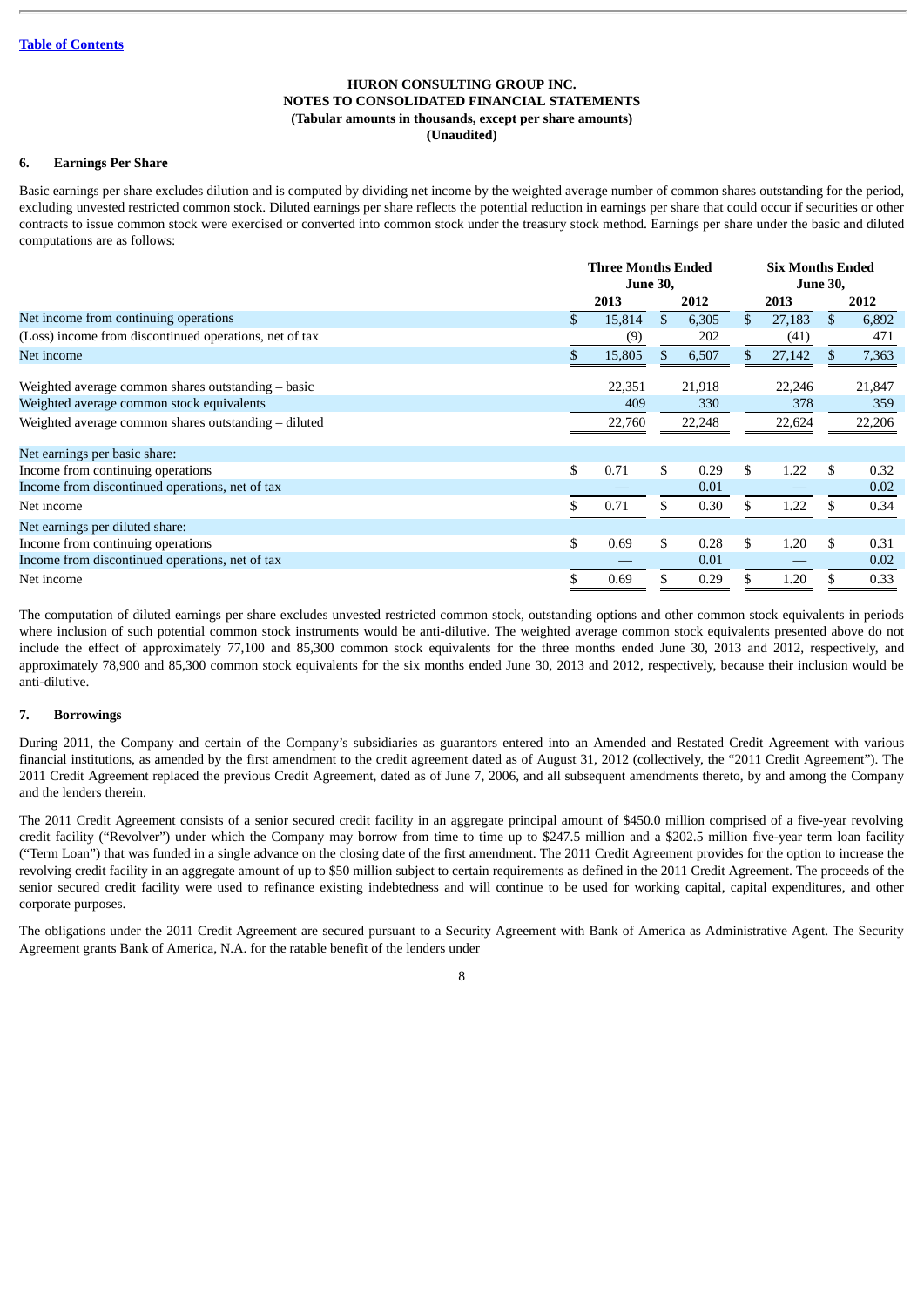[Table of Contents](#)

**HURON CONSULTING GROUP INC.**
**NOTES TO CONSOLIDATED FINANCIAL STATEMENTS**
**(Tabular amounts in thousands, except per share amounts)**
**(Unaudited)**

## 6. Earnings Per Share

Basic earnings per share excludes dilution and is computed by dividing net income by the weighted average number of common shares outstanding for the period, excluding unvested restricted common stock. Diluted earnings per share reflects the potential reduction in earnings per share that could occur if securities or other contracts to issue common stock were exercised or converted into common stock under the treasury stock method. Earnings per share under the basic and diluted computations are as follows:

| | Three Months Ended June 30, | | Six Months Ended June 30, | |
|---|---|---|---|---|
| | 2013 | 2012 | 2013 | 2012 |
| Net income from continuing operations | $ 15,814 | $ 6,305 | $ 27,183 | $ 6,892 |
| (Loss) income from discontinued operations, net of tax | (9) | 202 | (41) | 471 |
| Net income | $ 15,805 | $ 6,507 | $ 27,142 | $ 7,363 |
| Weighted average common shares outstanding – basic | 22,351 | 21,918 | 22,246 | 21,847 |
| Weighted average common stock equivalents | 409 | 330 | 378 | 359 |
| Weighted average common shares outstanding – diluted | 22,760 | 22,248 | 22,624 | 22,206 |
| Net earnings per basic share: | | | | |
| Income from continuing operations | $ 0.71 | $ 0.29 | $ 1.22 | $ 0.32 |
| Income from discontinued operations, net of tax | — | 0.01 | — | 0.02 |
| Net income | $ 0.71 | $ 0.30 | $ 1.22 | $ 0.34 |
| Net earnings per diluted share: | | | | |
| Income from continuing operations | $ 0.69 | $ 0.28 | $ 1.20 | $ 0.31 |
| Income from discontinued operations, net of tax | — | 0.01 | — | 0.02 |
| Net income | $ 0.69 | $ 0.29 | $ 1.20 | $ 0.33 |

The computation of diluted earnings per share excludes unvested restricted common stock, outstanding options and other common stock equivalents in periods where inclusion of such potential common stock instruments would be anti-dilutive. The weighted average common stock equivalents presented above do not include the effect of approximately 77,100 and 85,300 common stock equivalents for the three months ended June 30, 2013 and 2012, respectively, and approximately 78,900 and 85,300 common stock equivalents for the six months ended June 30, 2013 and 2012, respectively, because their inclusion would be anti-dilutive.

## 7. Borrowings

During 2011, the Company and certain of the Company's subsidiaries as guarantors entered into an Amended and Restated Credit Agreement with various financial institutions, as amended by the first amendment to the credit agreement dated as of August 31, 2012 (collectively, the "2011 Credit Agreement"). The 2011 Credit Agreement replaced the previous Credit Agreement, dated as of June 7, 2006, and all subsequent amendments thereto, by and among the Company and the lenders therein.

The 2011 Credit Agreement consists of a senior secured credit facility in an aggregate principal amount of $450.0 million comprised of a five-year revolving credit facility ("Revolver") under which the Company may borrow from time to time up to $247.5 million and a $202.5 million five-year term loan facility ("Term Loan") that was funded in a single advance on the closing date of the first amendment. The 2011 Credit Agreement provides for the option to increase the revolving credit facility in an aggregate amount of up to $50 million subject to certain requirements as defined in the 2011 Credit Agreement. The proceeds of the senior secured credit facility were used to refinance existing indebtedness and will continue to be used for working capital, capital expenditures, and other corporate purposes.

The obligations under the 2011 Credit Agreement are secured pursuant to a Security Agreement with Bank of America as Administrative Agent. The Security Agreement grants Bank of America, N.A. for the ratable benefit of the lenders under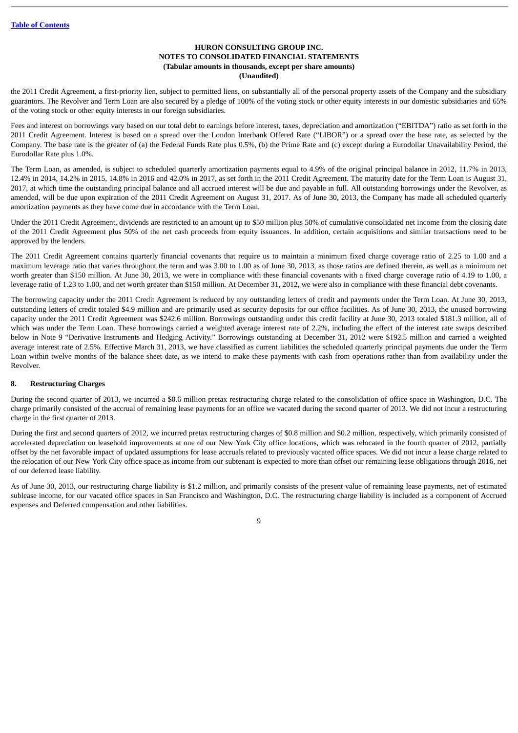the 2011 Credit Agreement, a first-priority lien, subject to permitted liens, on substantially all of the personal property assets of the Company and the subsidiary guarantors. The Revolver and Term Loan are also secured by a pledge of 100% of the voting stock or other equity interests in our domestic subsidiaries and 65% of the voting stock or other equity interests in our foreign subsidiaries.

Fees and interest on borrowings vary based on our total debt to earnings before interest, taxes, depreciation and amortization ("EBITDA") ratio as set forth in the 2011 Credit Agreement. Interest is based on a spread over the London Interbank Offered Rate ("LIBOR") or a spread over the base rate, as selected by the Company. The base rate is the greater of (a) the Federal Funds Rate plus 0.5%, (b) the Prime Rate and (c) except during a Eurodollar Unavailability Period, the Eurodollar Rate plus 1.0%.

The Term Loan, as amended, is subject to scheduled quarterly amortization payments equal to 4.9% of the original principal balance in 2012, 11.7% in 2013, 12.4% in 2014, 14.2% in 2015, 14.8% in 2016 and 42.0% in 2017, as set forth in the 2011 Credit Agreement. The maturity date for the Term Loan is August 31, 2017, at which time the outstanding principal balance and all accrued interest will be due and payable in full. All outstanding borrowings under the Revolver, as amended, will be due upon expiration of the 2011 Credit Agreement on August 31, 2017. As of June 30, 2013, the Company has made all scheduled quarterly amortization payments as they have come due in accordance with the Term Loan.

Under the 2011 Credit Agreement, dividends are restricted to an amount up to $50 million plus 50% of cumulative consolidated net income from the closing date of the 2011 Credit Agreement plus 50% of the net cash proceeds from equity issuances. In addition, certain acquisitions and similar transactions need to be approved by the lenders.

The 2011 Credit Agreement contains quarterly financial covenants that require us to maintain a minimum fixed charge coverage ratio of 2.25 to 1.00 and a maximum leverage ratio that varies throughout the term and was 3.00 to 1.00 as of June 30, 2013, as those ratios are defined therein, as well as a minimum net worth greater than $150 million. At June 30, 2013, we were in compliance with these financial covenants with a fixed charge coverage ratio of 4.19 to 1.00, a leverage ratio of 1.23 to 1.00, and net worth greater than $150 million. At December 31, 2012, we were also in compliance with these financial debt covenants.

The borrowing capacity under the 2011 Credit Agreement is reduced by any outstanding letters of credit and payments under the Term Loan. At June 30, 2013, outstanding letters of credit totaled $4.9 million and are primarily used as security deposits for our office facilities. As of June 30, 2013, the unused borrowing capacity under the 2011 Credit Agreement was $242.6 million. Borrowings outstanding under this credit facility at June 30, 2013 totaled $181.3 million, all of which was under the Term Loan. These borrowings carried a weighted average interest rate of 2.2%, including the effect of the interest rate swaps described below in Note 9 "Derivative Instruments and Hedging Activity." Borrowings outstanding at December 31, 2012 were $192.5 million and carried a weighted average interest rate of 2.5%. Effective March 31, 2013, we have classified as current liabilities the scheduled quarterly principal payments due under the Term Loan within twelve months of the balance sheet date, as we intend to make these payments with cash from operations rather than from availability under the Revolver.

## 8. Restructuring Charges

During the second quarter of 2013, we incurred a $0.6 million pretax restructuring charge related to the consolidation of office space in Washington, D.C. The charge primarily consisted of the accrual of remaining lease payments for an office we vacated during the second quarter of 2013. We did not incur a restructuring charge in the first quarter of 2013.

During the first and second quarters of 2012, we incurred pretax restructuring charges of $0.8 million and $0.2 million, respectively, which primarily consisted of accelerated depreciation on leasehold improvements at one of our New York City office locations, which was relocated in the fourth quarter of 2012, partially offset by the net favorable impact of updated assumptions for lease accruals related to previously vacated office spaces. We did not incur a lease charge related to the relocation of our New York City office space as income from our subtenant is expected to more than offset our remaining lease obligations through 2016, net of our deferred lease liability.

As of June 30, 2013, our restructuring charge liability is $1.2 million, and primarily consists of the present value of remaining lease payments, net of estimated sublease income, for our vacated office spaces in San Francisco and Washington, D.C. The restructuring charge liability is included as a component of Accrued expenses and Deferred compensation and other liabilities.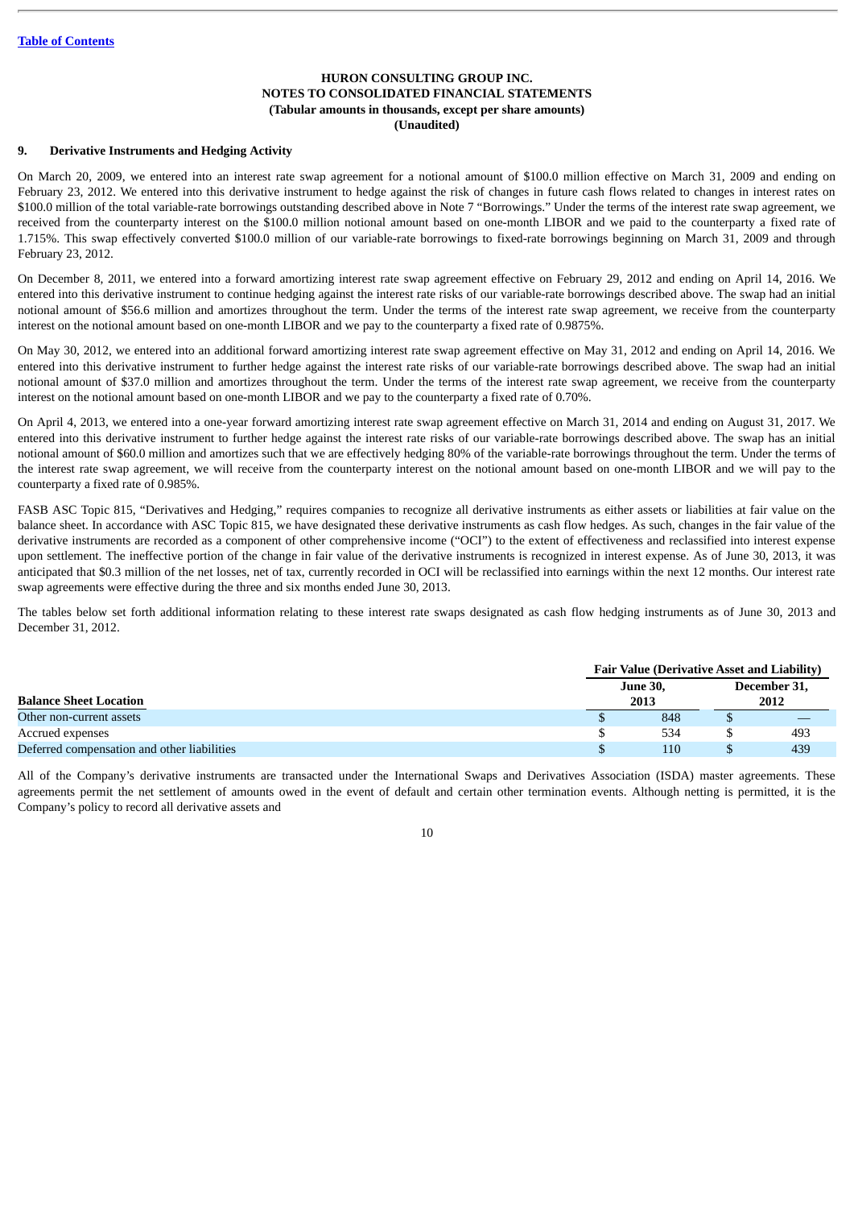[Table of Contents](#)

**HURON CONSULTING GROUP INC.**
**NOTES TO CONSOLIDATED FINANCIAL STATEMENTS**
**(Tabular amounts in thousands, except per share amounts)**
**(Unaudited)**

## 9. Derivative Instruments and Hedging Activity

On March 20, 2009, we entered into an interest rate swap agreement for a notional amount of $100.0 million effective on March 31, 2009 and ending on February 23, 2012. We entered into this derivative instrument to hedge against the risk of changes in future cash flows related to changes in interest rates on $100.0 million of the total variable-rate borrowings outstanding described above in Note 7 "Borrowings." Under the terms of the interest rate swap agreement, we received from the counterparty interest on the $100.0 million notional amount based on one-month LIBOR and we paid to the counterparty a fixed rate of 1.715%. This swap effectively converted $100.0 million of our variable-rate borrowings to fixed-rate borrowings beginning on March 31, 2009 and through February 23, 2012.

On December 8, 2011, we entered into a forward amortizing interest rate swap agreement effective on February 29, 2012 and ending on April 14, 2016. We entered into this derivative instrument to continue hedging against the interest rate risks of our variable-rate borrowings described above. The swap had an initial notional amount of $56.6 million and amortizes throughout the term. Under the terms of the interest rate swap agreement, we receive from the counterparty interest on the notional amount based on one-month LIBOR and we pay to the counterparty a fixed rate of 0.9875%.

On May 30, 2012, we entered into an additional forward amortizing interest rate swap agreement effective on May 31, 2012 and ending on April 14, 2016. We entered into this derivative instrument to further hedge against the interest rate risks of our variable-rate borrowings described above. The swap had an initial notional amount of $37.0 million and amortizes throughout the term. Under the terms of the interest rate swap agreement, we receive from the counterparty interest on the notional amount based on one-month LIBOR and we pay to the counterparty a fixed rate of 0.70%.

On April 4, 2013, we entered into a one-year forward amortizing interest rate swap agreement effective on March 31, 2014 and ending on August 31, 2017. We entered into this derivative instrument to further hedge against the interest rate risks of our variable-rate borrowings described above. The swap has an initial notional amount of $60.0 million and amortizes such that we are effectively hedging 80% of the variable-rate borrowings throughout the term. Under the terms of the interest rate swap agreement, we will receive from the counterparty interest on the notional amount based on one-month LIBOR and we will pay to the counterparty a fixed rate of 0.985%.

FASB ASC Topic 815, "Derivatives and Hedging," requires companies to recognize all derivative instruments as either assets or liabilities at fair value on the balance sheet. In accordance with ASC Topic 815, we have designated these derivative instruments as cash flow hedges. As such, changes in the fair value of the derivative instruments are recorded as a component of other comprehensive income ("OCI") to the extent of effectiveness and reclassified into interest expense upon settlement. The ineffective portion of the change in fair value of the derivative instruments is recognized in interest expense. As of June 30, 2013, it was anticipated that $0.3 million of the net losses, net of tax, currently recorded in OCI will be reclassified into earnings within the next 12 months. Our interest rate swap agreements were effective during the three and six months ended June 30, 2013.

The tables below set forth additional information relating to these interest rate swaps designated as cash flow hedging instruments as of June 30, 2013 and December 31, 2012.

| | Fair Value (Derivative Asset and Liability) | |
|---|---|---|
| **Balance Sheet Location** | **June 30, 2013** | **December 31, 2012** |
| Other non-current assets | $ 848 | $ — |
| Accrued expenses | $ 534 | $ 493 |
| Deferred compensation and other liabilities | $ 110 | $ 439 |

All of the Company's derivative instruments are transacted under the International Swaps and Derivatives Association (ISDA) master agreements. These agreements permit the net settlement of amounts owed in the event of default and certain other termination events. Although netting is permitted, it is the Company's policy to record all derivative assets and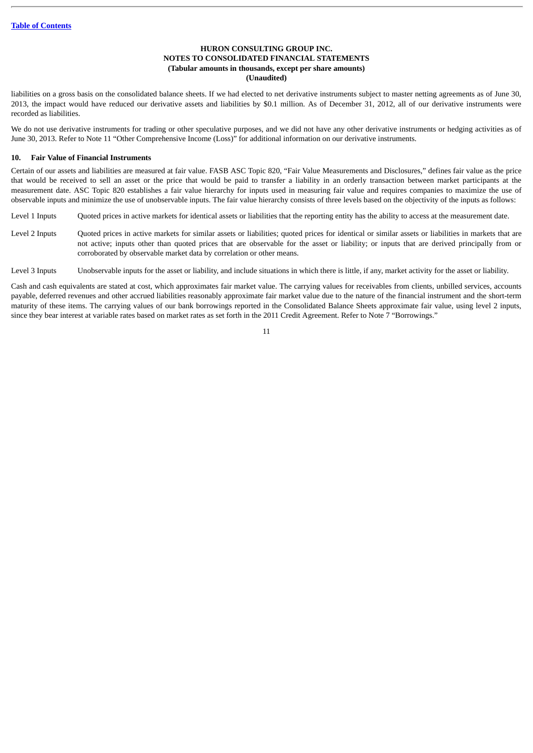liabilities on a gross basis on the consolidated balance sheets. If we had elected to net derivative instruments subject to master netting agreements as of June 30, 2013, the impact would have reduced our derivative assets and liabilities by $0.1 million. As of December 31, 2012, all of our derivative instruments were recorded as liabilities.

We do not use derivative instruments for trading or other speculative purposes, and we did not have any other derivative instruments or hedging activities as of June 30, 2013. Refer to Note 11 "Other Comprehensive Income (Loss)" for additional information on our derivative instruments.

## 10. Fair Value of Financial Instruments

Certain of our assets and liabilities are measured at fair value. FASB ASC Topic 820, "Fair Value Measurements and Disclosures," defines fair value as the price that would be received to sell an asset or the price that would be paid to transfer a liability in an orderly transaction between market participants at the measurement date. ASC Topic 820 establishes a fair value hierarchy for inputs used in measuring fair value and requires companies to maximize the use of observable inputs and minimize the use of unobservable inputs. The fair value hierarchy consists of three levels based on the objectivity of the inputs as follows:

Level 1 Inputs — Quoted prices in active markets for identical assets or liabilities that the reporting entity has the ability to access at the measurement date.

Level 2 Inputs — Quoted prices in active markets for similar assets or liabilities; quoted prices for identical or similar assets or liabilities in markets that are not active; inputs other than quoted prices that are observable for the asset or liability; or inputs that are derived principally from or corroborated by observable market data by correlation or other means.

Level 3 Inputs — Unobservable inputs for the asset or liability, and include situations in which there is little, if any, market activity for the asset or liability.

Cash and cash equivalents are stated at cost, which approximates fair market value. The carrying values for receivables from clients, unbilled services, accounts payable, deferred revenues and other accrued liabilities reasonably approximate fair market value due to the nature of the financial instrument and the short-term maturity of these items. The carrying values of our bank borrowings reported in the Consolidated Balance Sheets approximate fair value, using level 2 inputs, since they bear interest at variable rates based on market rates as set forth in the 2011 Credit Agreement. Refer to Note 7 "Borrowings."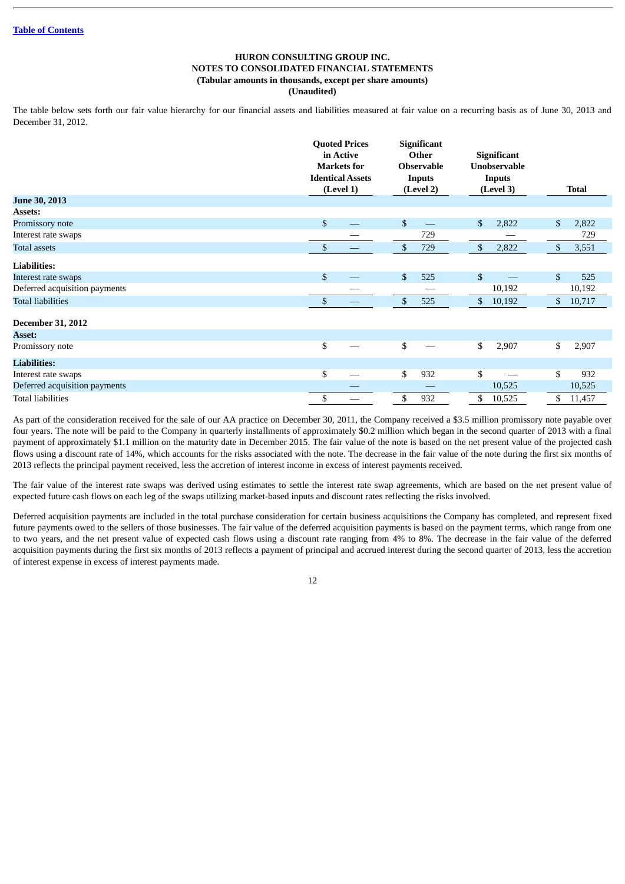**HURON CONSULTING GROUP INC.**
**NOTES TO CONSOLIDATED FINANCIAL STATEMENTS**
**(Tabular amounts in thousands, except per share amounts)**
**(Unaudited)**

The table below sets forth our fair value hierarchy for our financial assets and liabilities measured at fair value on a recurring basis as of June 30, 2013 and December 31, 2012.

| | Quoted Prices in Active Markets for Identical Assets (Level 1) | Significant Other Observable Inputs (Level 2) | Significant Unobservable Inputs (Level 3) | Total |
|---|---|---|---|---|
| **June 30, 2013** | | | | |
| **Assets:** | | | | |
| Promissory note | $ — | $ — | $ 2,822 | $ 2,822 |
| Interest rate swaps | — | 729 | — | 729 |
| Total assets | $ — | $ 729 | $ 2,822 | $ 3,551 |
| **Liabilities:** | | | | |
| Interest rate swaps | $ — | $ 525 | $ — | $ 525 |
| Deferred acquisition payments | — | — | 10,192 | 10,192 |
| Total liabilities | $ — | $ 525 | $ 10,192 | $ 10,717 |
| **December 31, 2012** | | | | |
| **Asset:** | | | | |
| Promissory note | $ — | $ — | $ 2,907 | $ 2,907 |
| **Liabilities:** | | | | |
| Interest rate swaps | $ — | $ 932 | $ — | $ 932 |
| Deferred acquisition payments | — | — | 10,525 | 10,525 |
| Total liabilities | $ — | $ 932 | $ 10,525 | $ 11,457 |

As part of the consideration received for the sale of our AA practice on December 30, 2011, the Company received a $3.5 million promissory note payable over four years. The note will be paid to the Company in quarterly installments of approximately $0.2 million which began in the second quarter of 2013 with a final payment of approximately $1.1 million on the maturity date in December 2015. The fair value of the note is based on the net present value of the projected cash flows using a discount rate of 14%, which accounts for the risks associated with the note. The decrease in the fair value of the note during the first six months of 2013 reflects the principal payment received, less the accretion of interest income in excess of interest payments received.

The fair value of the interest rate swaps was derived using estimates to settle the interest rate swap agreements, which are based on the net present value of expected future cash flows on each leg of the swaps utilizing market-based inputs and discount rates reflecting the risks involved.

Deferred acquisition payments are included in the total purchase consideration for certain business acquisitions the Company has completed, and represent fixed future payments owed to the sellers of those businesses. The fair value of the deferred acquisition payments is based on the payment terms, which range from one to two years, and the net present value of expected cash flows using a discount rate ranging from 4% to 8%. The decrease in the fair value of the deferred acquisition payments during the first six months of 2013 reflects a payment of principal and accrued interest during the second quarter of 2013, less the accretion of interest expense in excess of interest payments made.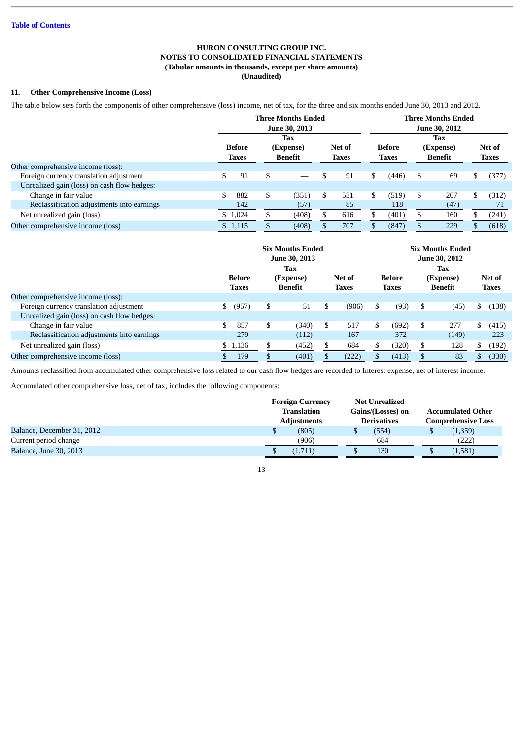**HURON CONSULTING GROUP INC.**
**NOTES TO CONSOLIDATED FINANCIAL STATEMENTS**
**(Tabular amounts in thousands, except per share amounts)**
**(Unaudited)**

## 11. Other Comprehensive Income (Loss)

The table below sets forth the components of other comprehensive (loss) income, net of tax, for the three and six months ended June 30, 2013 and 2012.

| | Three Months Ended June 30, 2013 | | | Three Months Ended June 30, 2012 | | |
|---|---|---|---|---|---|---|
| | Before Taxes | Tax (Expense) Benefit | Net of Taxes | Before Taxes | Tax (Expense) Benefit | Net of Taxes |
| Other comprehensive income (loss): | | | | | | |
| Foreign currency translation adjustment | $ 91 | $ — | $ 91 | $ (446) | $ 69 | $ (377) |
| Unrealized gain (loss) on cash flow hedges: | | | | | | |
| Change in fair value | $ 882 | $ (351) | $ 531 | $ (519) | $ 207 | $ (312) |
| Reclassification adjustments into earnings | 142 | (57) | 85 | 118 | (47) | 71 |
| Net unrealized gain (loss) | $ 1,024 | $ (408) | $ 616 | $ (401) | $ 160 | $ (241) |
| Other comprehensive income (loss) | $ 1,115 | $ (408) | $ 707 | $ (847) | $ 229 | $ (618) |

| | Six Months Ended June 30, 2013 | | | Six Months Ended June 30, 2012 | | |
|---|---|---|---|---|---|---|
| | Before Taxes | Tax (Expense) Benefit | Net of Taxes | Before Taxes | Tax (Expense) Benefit | Net of Taxes |
| Other comprehensive income (loss): | | | | | | |
| Foreign currency translation adjustment | $ (957) | $ 51 | $ (906) | $ (93) | $ (45) | $ (138) |
| Unrealized gain (loss) on cash flow hedges: | | | | | | |
| Change in fair value | $ 857 | $ (340) | $ 517 | $ (692) | $ 277 | $ (415) |
| Reclassification adjustments into earnings | 279 | (112) | 167 | 372 | (149) | 223 |
| Net unrealized gain (loss) | $ 1,136 | $ (452) | $ 684 | $ (320) | $ 128 | $ (192) |
| Other comprehensive income (loss) | $ 179 | $ (401) | $ (222) | $ (413) | $ 83 | $ (330) |

Amounts reclassified from accumulated other comprehensive loss related to our cash flow hedges are recorded to Interest expense, net of interest income.

Accumulated other comprehensive loss, net of tax, includes the following components:

| | Foreign Currency Translation Adjustments | Net Unrealized Gains/(Losses) on Derivatives | Accumulated Other Comprehensive Loss |
|---|---|---|---|
| Balance, December 31, 2012 | $ (805) | $ (554) | $ (1,359) |
| Current period change | (906) | 684 | (222) |
| Balance, June 30, 2013 | $ (1,711) | $ 130 | $ (1,581) |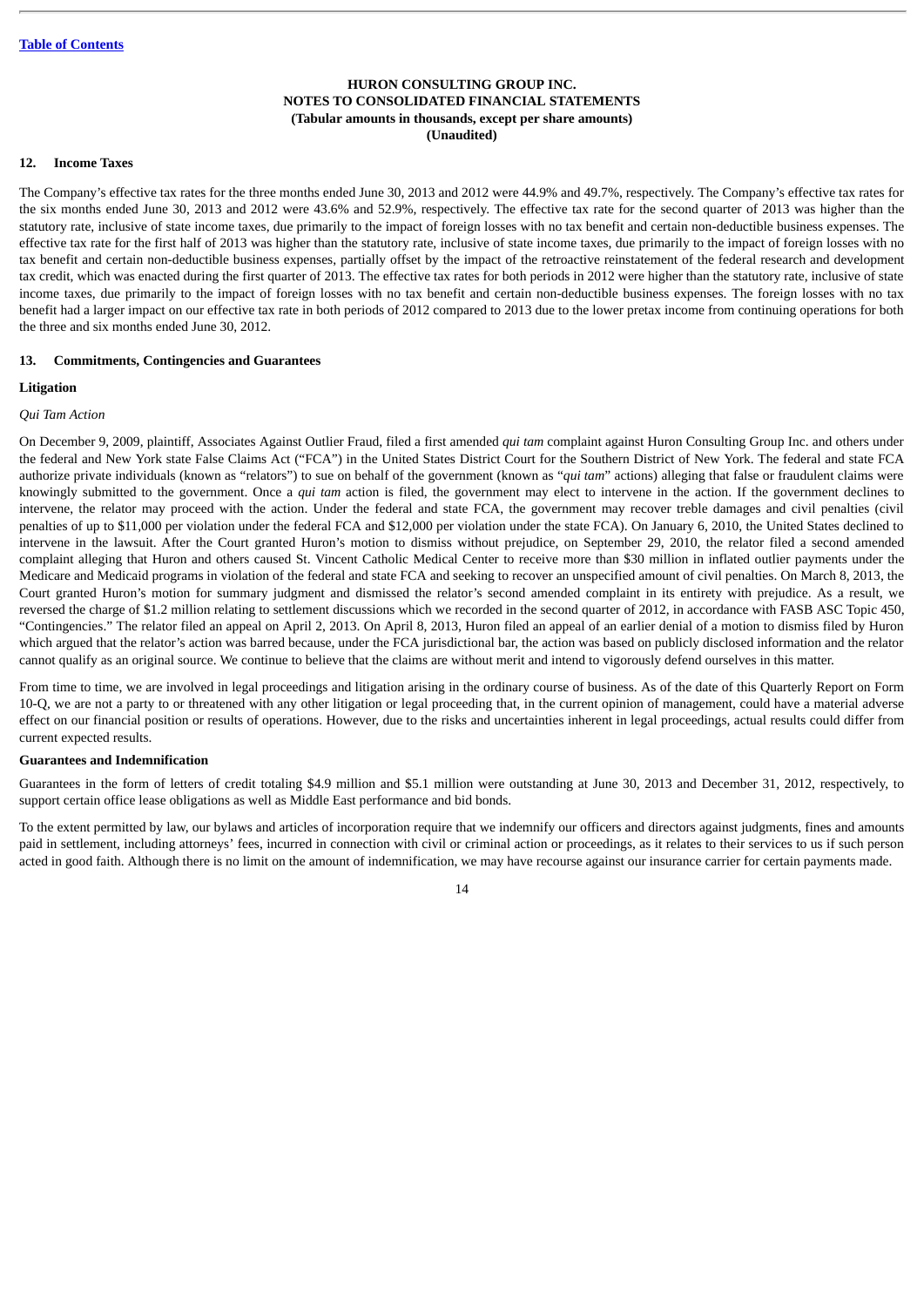**HURON CONSULTING GROUP INC.**
**NOTES TO CONSOLIDATED FINANCIAL STATEMENTS**
**(Tabular amounts in thousands, except per share amounts)**
**(Unaudited)**

## 12. Income Taxes

The Company's effective tax rates for the three months ended June 30, 2013 and 2012 were 44.9% and 49.7%, respectively. The Company's effective tax rates for the six months ended June 30, 2013 and 2012 were 43.6% and 52.9%, respectively. The effective tax rate for the second quarter of 2013 was higher than the statutory rate, inclusive of state income taxes, due primarily to the impact of foreign losses with no tax benefit and certain non-deductible business expenses. The effective tax rate for the first half of 2013 was higher than the statutory rate, inclusive of state income taxes, due primarily to the impact of foreign losses with no tax benefit and certain non-deductible business expenses, partially offset by the impact of the retroactive reinstatement of the federal research and development tax credit, which was enacted during the first quarter of 2013. The effective tax rates for both periods in 2012 were higher than the statutory rate, inclusive of state income taxes, due primarily to the impact of foreign losses with no tax benefit and certain non-deductible business expenses. The foreign losses with no tax benefit had a larger impact on our effective tax rate in both periods of 2012 compared to 2013 due to the lower pretax income from continuing operations for both the three and six months ended June 30, 2012.

## 13. Commitments, Contingencies and Guarantees

### Litigation

*Qui Tam Action*

On December 9, 2009, plaintiff, Associates Against Outlier Fraud, filed a first amended *qui tam* complaint against Huron Consulting Group Inc. and others under the federal and New York state False Claims Act ("FCA") in the United States District Court for the Southern District of New York. The federal and state FCA authorize private individuals (known as "relators") to sue on behalf of the government (known as "*qui tam*" actions) alleging that false or fraudulent claims were knowingly submitted to the government. Once a *qui tam* action is filed, the government may elect to intervene in the action. If the government declines to intervene, the relator may proceed with the action. Under the federal and state FCA, the government may recover treble damages and civil penalties (civil penalties of up to $11,000 per violation under the federal FCA and $12,000 per violation under the state FCA). On January 6, 2010, the United States declined to intervene in the lawsuit. After the Court granted Huron's motion to dismiss without prejudice, on September 29, 2010, the relator filed a second amended complaint alleging that Huron and others caused St. Vincent Catholic Medical Center to receive more than $30 million in inflated outlier payments under the Medicare and Medicaid programs in violation of the federal and state FCA and seeking to recover an unspecified amount of civil penalties. On March 8, 2013, the Court granted Huron's motion for summary judgment and dismissed the relator's second amended complaint in its entirety with prejudice. As a result, we reversed the charge of $1.2 million relating to settlement discussions which we recorded in the second quarter of 2012, in accordance with FASB ASC Topic 450, "Contingencies." The relator filed an appeal on April 2, 2013. On April 8, 2013, Huron filed an appeal of an earlier denial of a motion to dismiss filed by Huron which argued that the relator's action was barred because, under the FCA jurisdictional bar, the action was based on publicly disclosed information and the relator cannot qualify as an original source. We continue to believe that the claims are without merit and intend to vigorously defend ourselves in this matter.

From time to time, we are involved in legal proceedings and litigation arising in the ordinary course of business. As of the date of this Quarterly Report on Form 10-Q, we are not a party to or threatened with any other litigation or legal proceeding that, in the current opinion of management, could have a material adverse effect on our financial position or results of operations. However, due to the risks and uncertainties inherent in legal proceedings, actual results could differ from current expected results.

### Guarantees and Indemnification

Guarantees in the form of letters of credit totaling $4.9 million and $5.1 million were outstanding at June 30, 2013 and December 31, 2012, respectively, to support certain office lease obligations as well as Middle East performance and bid bonds.

To the extent permitted by law, our bylaws and articles of incorporation require that we indemnify our officers and directors against judgments, fines and amounts paid in settlement, including attorneys' fees, incurred in connection with civil or criminal action or proceedings, as it relates to their services to us if such person acted in good faith. Although there is no limit on the amount of indemnification, we may have recourse against our insurance carrier for certain payments made.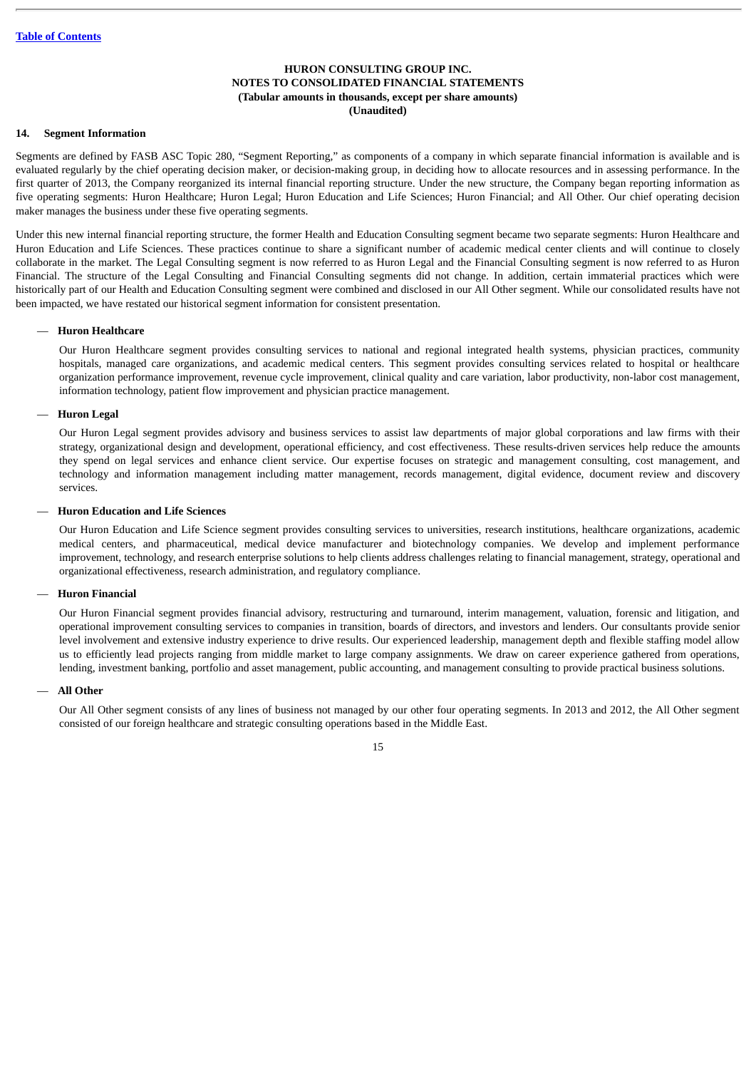**HURON CONSULTING GROUP INC.**
**NOTES TO CONSOLIDATED FINANCIAL STATEMENTS**
**(Tabular amounts in thousands, except per share amounts)**
**(Unaudited)**

## 14. Segment Information

Segments are defined by FASB ASC Topic 280, "Segment Reporting," as components of a company in which separate financial information is available and is evaluated regularly by the chief operating decision maker, or decision-making group, in deciding how to allocate resources and in assessing performance. In the first quarter of 2013, the Company reorganized its internal financial reporting structure. Under the new structure, the Company began reporting information as five operating segments: Huron Healthcare; Huron Legal; Huron Education and Life Sciences; Huron Financial; and All Other. Our chief operating decision maker manages the business under these five operating segments.

Under this new internal financial reporting structure, the former Health and Education Consulting segment became two separate segments: Huron Healthcare and Huron Education and Life Sciences. These practices continue to share a significant number of academic medical center clients and will continue to closely collaborate in the market. The Legal Consulting segment is now referred to as Huron Legal and the Financial Consulting segment is now referred to as Huron Financial. The structure of the Legal Consulting and Financial Consulting segments did not change. In addition, certain immaterial practices which were historically part of our Health and Education Consulting segment were combined and disclosed in our All Other segment. While our consolidated results have not been impacted, we have restated our historical segment information for consistent presentation.

— **Huron Healthcare**

Our Huron Healthcare segment provides consulting services to national and regional integrated health systems, physician practices, community hospitals, managed care organizations, and academic medical centers. This segment provides consulting services related to hospital or healthcare organization performance improvement, revenue cycle improvement, clinical quality and care variation, labor productivity, non-labor cost management, information technology, patient flow improvement and physician practice management.

— **Huron Legal**

Our Huron Legal segment provides advisory and business services to assist law departments of major global corporations and law firms with their strategy, organizational design and development, operational efficiency, and cost effectiveness. These results-driven services help reduce the amounts they spend on legal services and enhance client service. Our expertise focuses on strategic and management consulting, cost management, and technology and information management including matter management, records management, digital evidence, document review and discovery services.

— **Huron Education and Life Sciences**

Our Huron Education and Life Science segment provides consulting services to universities, research institutions, healthcare organizations, academic medical centers, and pharmaceutical, medical device manufacturer and biotechnology companies. We develop and implement performance improvement, technology, and research enterprise solutions to help clients address challenges relating to financial management, strategy, operational and organizational effectiveness, research administration, and regulatory compliance.

— **Huron Financial**

Our Huron Financial segment provides financial advisory, restructuring and turnaround, interim management, valuation, forensic and litigation, and operational improvement consulting services to companies in transition, boards of directors, and investors and lenders. Our consultants provide senior level involvement and extensive industry experience to drive results. Our experienced leadership, management depth and flexible staffing model allow us to efficiently lead projects ranging from middle market to large company assignments. We draw on career experience gathered from operations, lending, investment banking, portfolio and asset management, public accounting, and management consulting to provide practical business solutions.

— **All Other**

Our All Other segment consists of any lines of business not managed by our other four operating segments. In 2013 and 2012, the All Other segment consisted of our foreign healthcare and strategic consulting operations based in the Middle East.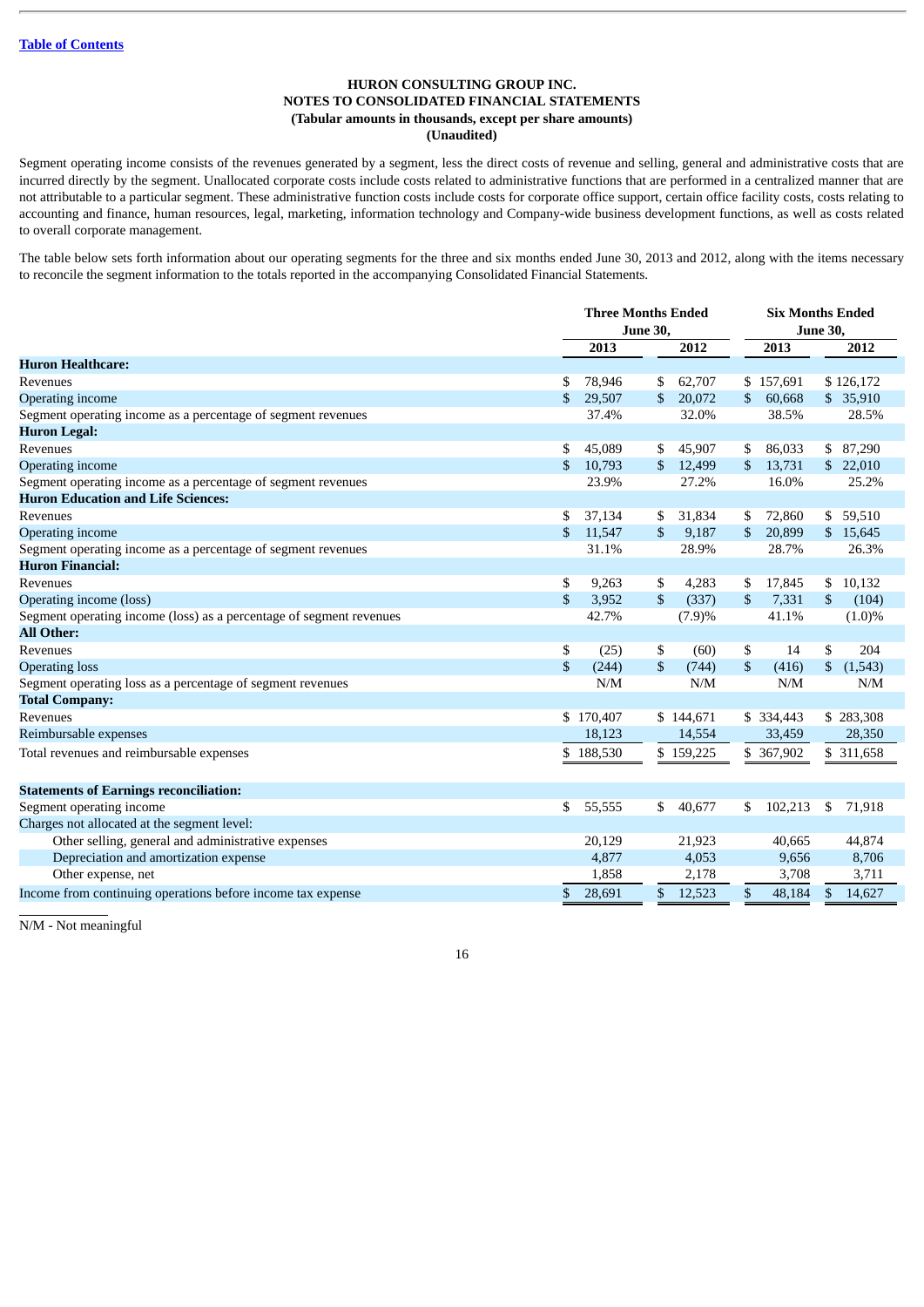HURON CONSULTING GROUP INC.
NOTES TO CONSOLIDATED FINANCIAL STATEMENTS
(Tabular amounts in thousands, except per share amounts)
(Unaudited)

Segment operating income consists of the revenues generated by a segment, less the direct costs of revenue and selling, general and administrative costs that are incurred directly by the segment. Unallocated corporate costs include costs related to administrative functions that are performed in a centralized manner that are not attributable to a particular segment. These administrative function costs include costs for corporate office support, certain office facility costs, costs relating to accounting and finance, human resources, legal, marketing, information technology and Company-wide business development functions, as well as costs related to overall corporate management.

The table below sets forth information about our operating segments for the three and six months ended June 30, 2013 and 2012, along with the items necessary to reconcile the segment information to the totals reported in the accompanying Consolidated Financial Statements.

| | Three Months Ended June 30, | | Six Months Ended June 30, | |
|---|---|---|---|---|
| | 2013 | 2012 | 2013 | 2012 |
| **Huron Healthcare:** | | | | |
| Revenues | $ 78,946 | $ 62,707 | $ 157,691 | $ 126,172 |
| Operating income | $ 29,507 | $ 20,072 | $ 60,668 | $ 35,910 |
| Segment operating income as a percentage of segment revenues | 37.4% | 32.0% | 38.5% | 28.5% |
| **Huron Legal:** | | | | |
| Revenues | $ 45,089 | $ 45,907 | $ 86,033 | $ 87,290 |
| Operating income | $ 10,793 | $ 12,499 | $ 13,731 | $ 22,010 |
| Segment operating income as a percentage of segment revenues | 23.9% | 27.2% | 16.0% | 25.2% |
| **Huron Education and Life Sciences:** | | | | |
| Revenues | $ 37,134 | $ 31,834 | $ 72,860 | $ 59,510 |
| Operating income | $ 11,547 | $ 9,187 | $ 20,899 | $ 15,645 |
| Segment operating income as a percentage of segment revenues | 31.1% | 28.9% | 28.7% | 26.3% |
| **Huron Financial:** | | | | |
| Revenues | $ 9,263 | $ 4,283 | $ 17,845 | $ 10,132 |
| Operating income (loss) | $ 3,952 | $ (337) | $ 7,331 | $ (104) |
| Segment operating income (loss) as a percentage of segment revenues | 42.7% | (7.9)% | 41.1% | (1.0)% |
| **All Other:** | | | | |
| Revenues | $ (25) | $ (60) | $ 14 | $ 204 |
| Operating loss | $ (244) | $ (744) | $ (416) | $ (1,543) |
| Segment operating loss as a percentage of segment revenues | N/M | N/M | N/M | N/M |
| **Total Company:** | | | | |
| Revenues | $ 170,407 | $ 144,671 | $ 334,443 | $ 283,308 |
| Reimbursable expenses | 18,123 | 14,554 | 33,459 | 28,350 |
| Total revenues and reimbursable expenses | $ 188,530 | $ 159,225 | $ 367,902 | $ 311,658 |
| | | | | |
| **Statements of Earnings reconciliation:** | | | | |
| Segment operating income | $ 55,555 | $ 40,677 | $ 102,213 | $ 71,918 |
| Charges not allocated at the segment level: | | | | |
| Other selling, general and administrative expenses | 20,129 | 21,923 | 40,665 | 44,874 |
| Depreciation and amortization expense | 4,877 | 4,053 | 9,656 | 8,706 |
| Other expense, net | 1,858 | 2,178 | 3,708 | 3,711 |
| Income from continuing operations before income tax expense | $ 28,691 | $ 12,523 | $ 48,184 | $ 14,627 |

N/M - Not meaningful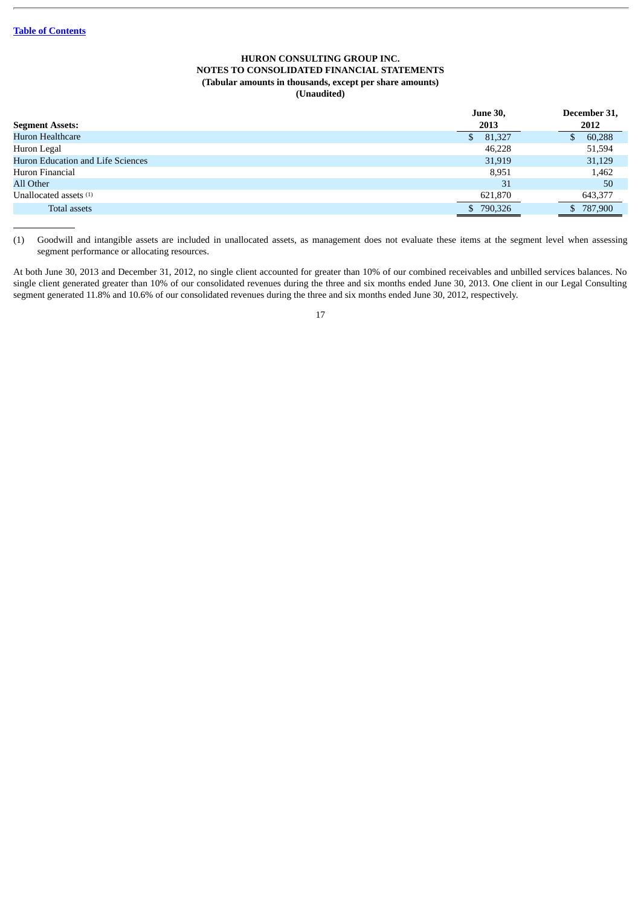**HURON CONSULTING GROUP INC.**
**NOTES TO CONSOLIDATED FINANCIAL STATEMENTS**
**(Tabular amounts in thousands, except per share amounts)**
**(Unaudited)**

| Segment Assets: | June 30, 2013 | December 31, 2012 |
|---|---|---|
| Huron Healthcare | $ 81,327 | $ 60,288 |
| Huron Legal | 46,228 | 51,594 |
| Huron Education and Life Sciences | 31,919 | 31,129 |
| Huron Financial | 8,951 | 1,462 |
| All Other | 31 | 50 |
| Unallocated assets [(1)] | 621,870 | 643,377 |
| Total assets | $ 790,326 | $ 787,900 |

(1) Goodwill and intangible assets are included in unallocated assets, as management does not evaluate these items at the segment level when assessing segment performance or allocating resources.

At both June 30, 2013 and December 31, 2012, no single client accounted for greater than 10% of our combined receivables and unbilled services balances. No single client generated greater than 10% of our consolidated revenues during the three and six months ended June 30, 2013. One client in our Legal Consulting segment generated 11.8% and 10.6% of our consolidated revenues during the three and six months ended June 30, 2012, respectively.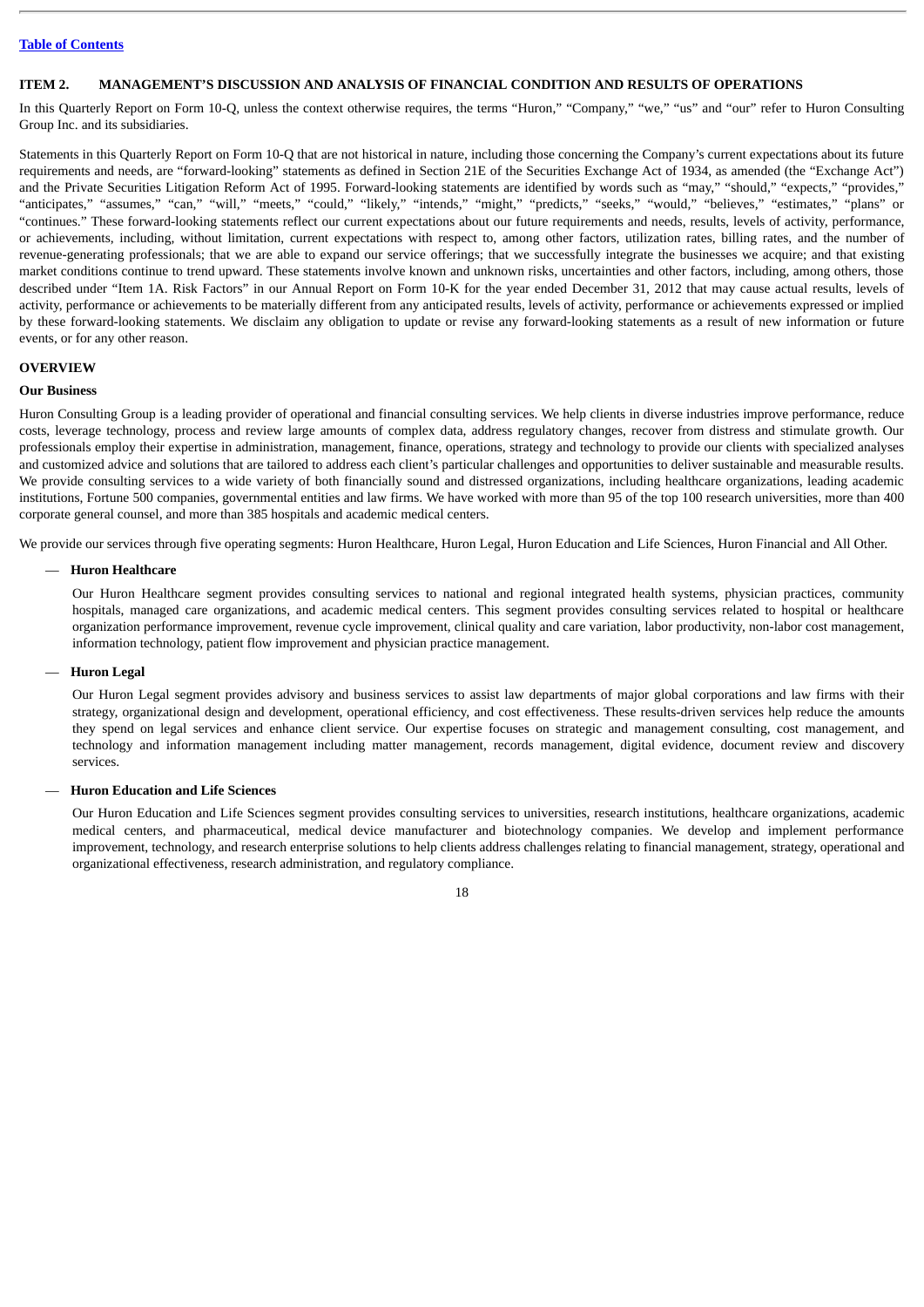## ITEM 2. MANAGEMENT'S DISCUSSION AND ANALYSIS OF FINANCIAL CONDITION AND RESULTS OF OPERATIONS

In this Quarterly Report on Form 10-Q, unless the context otherwise requires, the terms "Huron," "Company," "we," "us" and "our" refer to Huron Consulting Group Inc. and its subsidiaries.

Statements in this Quarterly Report on Form 10-Q that are not historical in nature, including those concerning the Company's current expectations about its future requirements and needs, are "forward-looking" statements as defined in Section 21E of the Securities Exchange Act of 1934, as amended (the "Exchange Act") and the Private Securities Litigation Reform Act of 1995. Forward-looking statements are identified by words such as "may," "should," "expects," "provides," "anticipates," "assumes," "can," "will," "meets," "could," "likely," "intends," "might," "predicts," "seeks," "would," "believes," "estimates," "plans" or "continues." These forward-looking statements reflect our current expectations about our future requirements and needs, results, levels of activity, performance, or achievements, including, without limitation, current expectations with respect to, among other factors, utilization rates, billing rates, and the number of revenue-generating professionals; that we are able to expand our service offerings; that we successfully integrate the businesses we acquire; and that existing market conditions continue to trend upward. These statements involve known and unknown risks, uncertainties and other factors, including, among others, those described under "Item 1A. Risk Factors" in our Annual Report on Form 10-K for the year ended December 31, 2012 that may cause actual results, levels of activity, performance or achievements to be materially different from any anticipated results, levels of activity, performance or achievements expressed or implied by these forward-looking statements. We disclaim any obligation to update or revise any forward-looking statements as a result of new information or future events, or for any other reason.

### OVERVIEW

#### Our Business

Huron Consulting Group is a leading provider of operational and financial consulting services. We help clients in diverse industries improve performance, reduce costs, leverage technology, process and review large amounts of complex data, address regulatory changes, recover from distress and stimulate growth. Our professionals employ their expertise in administration, management, finance, operations, strategy and technology to provide our clients with specialized analyses and customized advice and solutions that are tailored to address each client's particular challenges and opportunities to deliver sustainable and measurable results. We provide consulting services to a wide variety of both financially sound and distressed organizations, including healthcare organizations, leading academic institutions, Fortune 500 companies, governmental entities and law firms. We have worked with more than 95 of the top 100 research universities, more than 400 corporate general counsel, and more than 385 hospitals and academic medical centers.

We provide our services through five operating segments: Huron Healthcare, Huron Legal, Huron Education and Life Sciences, Huron Financial and All Other.

— **Huron Healthcare**

Our Huron Healthcare segment provides consulting services to national and regional integrated health systems, physician practices, community hospitals, managed care organizations, and academic medical centers. This segment provides consulting services related to hospital or healthcare organization performance improvement, revenue cycle improvement, clinical quality and care variation, labor productivity, non-labor cost management, information technology, patient flow improvement and physician practice management.

— **Huron Legal**

Our Huron Legal segment provides advisory and business services to assist law departments of major global corporations and law firms with their strategy, organizational design and development, operational efficiency, and cost effectiveness. These results-driven services help reduce the amounts they spend on legal services and enhance client service. Our expertise focuses on strategic and management consulting, cost management, and technology and information management including matter management, records management, digital evidence, document review and discovery services.

— **Huron Education and Life Sciences**

Our Huron Education and Life Sciences segment provides consulting services to universities, research institutions, healthcare organizations, academic medical centers, and pharmaceutical, medical device manufacturer and biotechnology companies. We develop and implement performance improvement, technology, and research enterprise solutions to help clients address challenges relating to financial management, strategy, operational and organizational effectiveness, research administration, and regulatory compliance.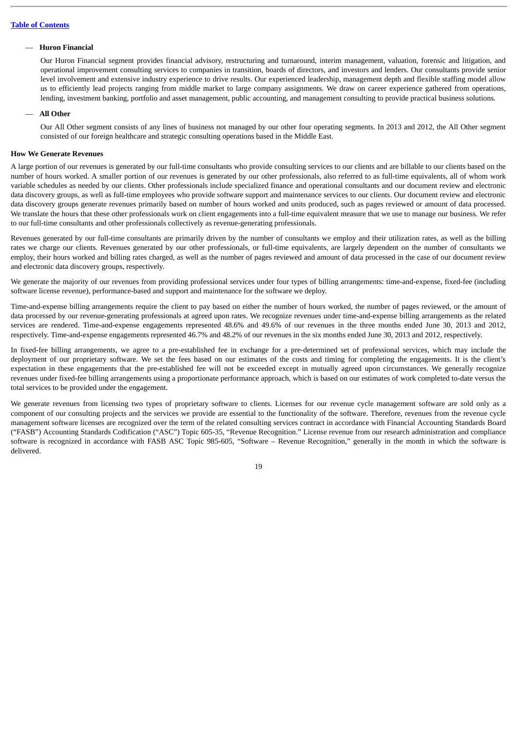— **Huron Financial**

Our Huron Financial segment provides financial advisory, restructuring and turnaround, interim management, valuation, forensic and litigation, and operational improvement consulting services to companies in transition, boards of directors, and investors and lenders. Our consultants provide senior level involvement and extensive industry experience to drive results. Our experienced leadership, management depth and flexible staffing model allow us to efficiently lead projects ranging from middle market to large company assignments. We draw on career experience gathered from operations, lending, investment banking, portfolio and asset management, public accounting, and management consulting to provide practical business solutions.

— **All Other**

Our All Other segment consists of any lines of business not managed by our other four operating segments. In 2013 and 2012, the All Other segment consisted of our foreign healthcare and strategic consulting operations based in the Middle East.

**How We Generate Revenues**

A large portion of our revenues is generated by our full-time consultants who provide consulting services to our clients and are billable to our clients based on the number of hours worked. A smaller portion of our revenues is generated by our other professionals, also referred to as full-time equivalents, all of whom work variable schedules as needed by our clients. Other professionals include specialized finance and operational consultants and our document review and electronic data discovery groups, as well as full-time employees who provide software support and maintenance services to our clients. Our document review and electronic data discovery groups generate revenues primarily based on number of hours worked and units produced, such as pages reviewed or amount of data processed. We translate the hours that these other professionals work on client engagements into a full-time equivalent measure that we use to manage our business. We refer to our full-time consultants and other professionals collectively as revenue-generating professionals.

Revenues generated by our full-time consultants are primarily driven by the number of consultants we employ and their utilization rates, as well as the billing rates we charge our clients. Revenues generated by our other professionals, or full-time equivalents, are largely dependent on the number of consultants we employ, their hours worked and billing rates charged, as well as the number of pages reviewed and amount of data processed in the case of our document review and electronic data discovery groups, respectively.

We generate the majority of our revenues from providing professional services under four types of billing arrangements: time-and-expense, fixed-fee (including software license revenue), performance-based and support and maintenance for the software we deploy.

Time-and-expense billing arrangements require the client to pay based on either the number of hours worked, the number of pages reviewed, or the amount of data processed by our revenue-generating professionals at agreed upon rates. We recognize revenues under time-and-expense billing arrangements as the related services are rendered. Time-and-expense engagements represented 48.6% and 49.6% of our revenues in the three months ended June 30, 2013 and 2012, respectively. Time-and-expense engagements represented 46.7% and 48.2% of our revenues in the six months ended June 30, 2013 and 2012, respectively.

In fixed-fee billing arrangements, we agree to a pre-established fee in exchange for a pre-determined set of professional services, which may include the deployment of our proprietary software. We set the fees based on our estimates of the costs and timing for completing the engagements. It is the client's expectation in these engagements that the pre-established fee will not be exceeded except in mutually agreed upon circumstances. We generally recognize revenues under fixed-fee billing arrangements using a proportionate performance approach, which is based on our estimates of work completed to-date versus the total services to be provided under the engagement.

We generate revenues from licensing two types of proprietary software to clients. Licenses for our revenue cycle management software are sold only as a component of our consulting projects and the services we provide are essential to the functionality of the software. Therefore, revenues from the revenue cycle management software licenses are recognized over the term of the related consulting services contract in accordance with Financial Accounting Standards Board ("FASB") Accounting Standards Codification ("ASC") Topic 605-35, "Revenue Recognition." License revenue from our research administration and compliance software is recognized in accordance with FASB ASC Topic 985-605, "Software – Revenue Recognition," generally in the month in which the software is delivered.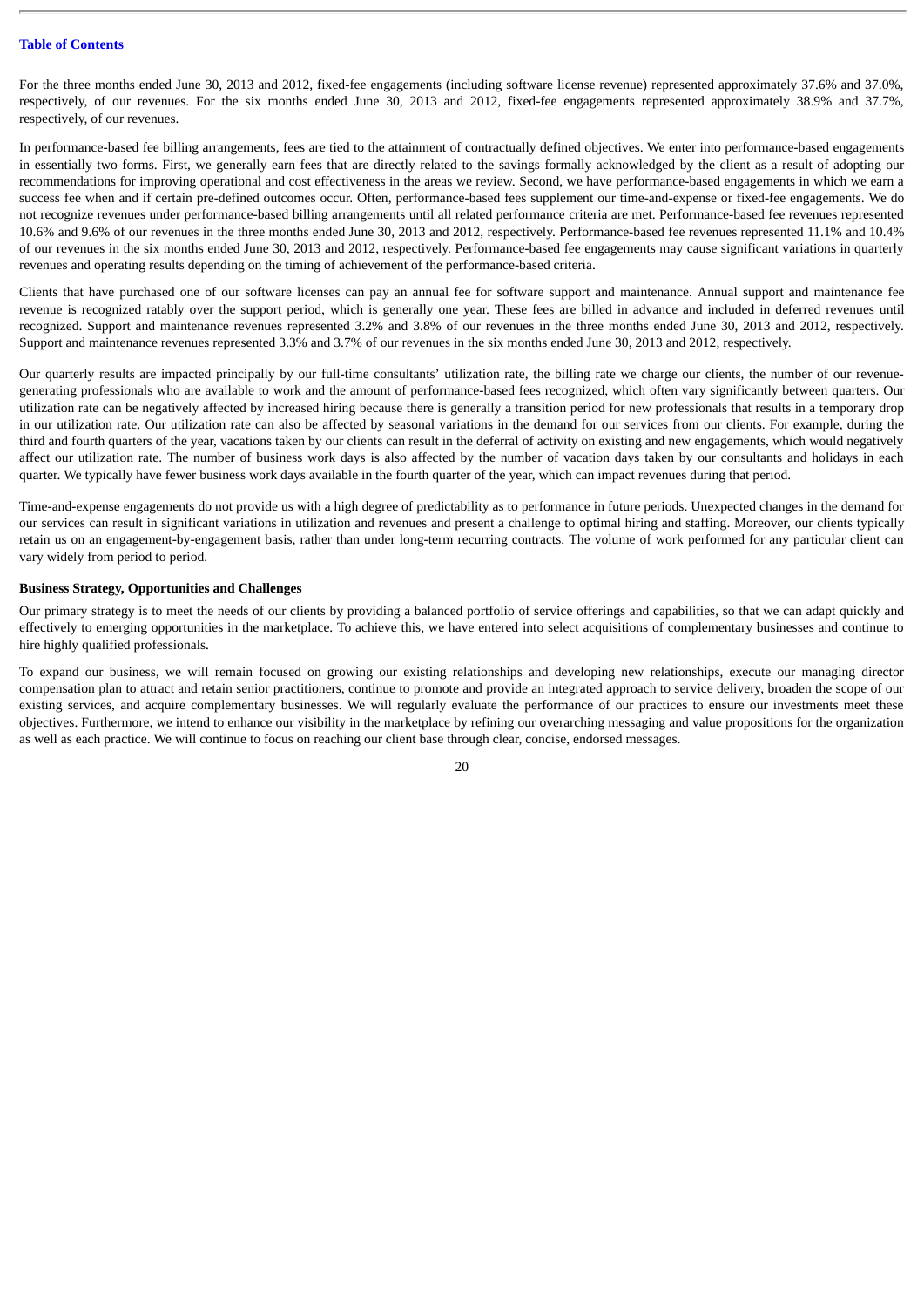For the three months ended June 30, 2013 and 2012, fixed-fee engagements (including software license revenue) represented approximately 37.6% and 37.0%, respectively, of our revenues. For the six months ended June 30, 2013 and 2012, fixed-fee engagements represented approximately 38.9% and 37.7%, respectively, of our revenues.

In performance-based fee billing arrangements, fees are tied to the attainment of contractually defined objectives. We enter into performance-based engagements in essentially two forms. First, we generally earn fees that are directly related to the savings formally acknowledged by the client as a result of adopting our recommendations for improving operational and cost effectiveness in the areas we review. Second, we have performance-based engagements in which we earn a success fee when and if certain pre-defined outcomes occur. Often, performance-based fees supplement our time-and-expense or fixed-fee engagements. We do not recognize revenues under performance-based billing arrangements until all related performance criteria are met. Performance-based fee revenues represented 10.6% and 9.6% of our revenues in the three months ended June 30, 2013 and 2012, respectively. Performance-based fee revenues represented 11.1% and 10.4% of our revenues in the six months ended June 30, 2013 and 2012, respectively. Performance-based fee engagements may cause significant variations in quarterly revenues and operating results depending on the timing of achievement of the performance-based criteria.

Clients that have purchased one of our software licenses can pay an annual fee for software support and maintenance. Annual support and maintenance fee revenue is recognized ratably over the support period, which is generally one year. These fees are billed in advance and included in deferred revenues until recognized. Support and maintenance revenues represented 3.2% and 3.8% of our revenues in the three months ended June 30, 2013 and 2012, respectively. Support and maintenance revenues represented 3.3% and 3.7% of our revenues in the six months ended June 30, 2013 and 2012, respectively.

Our quarterly results are impacted principally by our full-time consultants' utilization rate, the billing rate we charge our clients, the number of our revenue-generating professionals who are available to work and the amount of performance-based fees recognized, which often vary significantly between quarters. Our utilization rate can be negatively affected by increased hiring because there is generally a transition period for new professionals that results in a temporary drop in our utilization rate. Our utilization rate can also be affected by seasonal variations in the demand for our services from our clients. For example, during the third and fourth quarters of the year, vacations taken by our clients can result in the deferral of activity on existing and new engagements, which would negatively affect our utilization rate. The number of business work days is also affected by the number of vacation days taken by our consultants and holidays in each quarter. We typically have fewer business work days available in the fourth quarter of the year, which can impact revenues during that period.

Time-and-expense engagements do not provide us with a high degree of predictability as to performance in future periods. Unexpected changes in the demand for our services can result in significant variations in utilization and revenues and present a challenge to optimal hiring and staffing. Moreover, our clients typically retain us on an engagement-by-engagement basis, rather than under long-term recurring contracts. The volume of work performed for any particular client can vary widely from period to period.

**Business Strategy, Opportunities and Challenges**

Our primary strategy is to meet the needs of our clients by providing a balanced portfolio of service offerings and capabilities, so that we can adapt quickly and effectively to emerging opportunities in the marketplace. To achieve this, we have entered into select acquisitions of complementary businesses and continue to hire highly qualified professionals.

To expand our business, we will remain focused on growing our existing relationships and developing new relationships, execute our managing director compensation plan to attract and retain senior practitioners, continue to promote and provide an integrated approach to service delivery, broaden the scope of our existing services, and acquire complementary businesses. We will regularly evaluate the performance of our practices to ensure our investments meet these objectives. Furthermore, we intend to enhance our visibility in the marketplace by refining our overarching messaging and value propositions for the organization as well as each practice. We will continue to focus on reaching our client base through clear, concise, endorsed messages.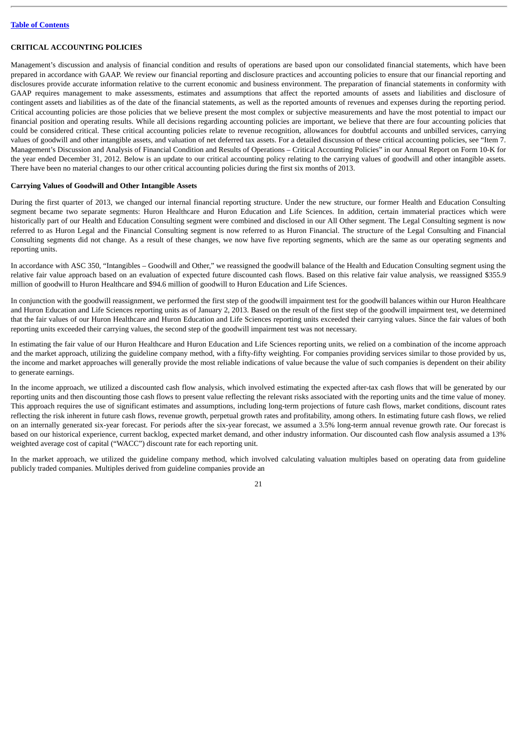## CRITICAL ACCOUNTING POLICIES

Management's discussion and analysis of financial condition and results of operations are based upon our consolidated financial statements, which have been prepared in accordance with GAAP. We review our financial reporting and disclosure practices and accounting policies to ensure that our financial reporting and disclosures provide accurate information relative to the current economic and business environment. The preparation of financial statements in conformity with GAAP requires management to make assessments, estimates and assumptions that affect the reported amounts of assets and liabilities and disclosure of contingent assets and liabilities as of the date of the financial statements, as well as the reported amounts of revenues and expenses during the reporting period. Critical accounting policies are those policies that we believe present the most complex or subjective measurements and have the most potential to impact our financial position and operating results. While all decisions regarding accounting policies are important, we believe that there are four accounting policies that could be considered critical. These critical accounting policies relate to revenue recognition, allowances for doubtful accounts and unbilled services, carrying values of goodwill and other intangible assets, and valuation of net deferred tax assets. For a detailed discussion of these critical accounting policies, see "Item 7. Management's Discussion and Analysis of Financial Condition and Results of Operations – Critical Accounting Policies" in our Annual Report on Form 10-K for the year ended December 31, 2012. Below is an update to our critical accounting policy relating to the carrying values of goodwill and other intangible assets. There have been no material changes to our other critical accounting policies during the first six months of 2013.

### Carrying Values of Goodwill and Other Intangible Assets

During the first quarter of 2013, we changed our internal financial reporting structure. Under the new structure, our former Health and Education Consulting segment became two separate segments: Huron Healthcare and Huron Education and Life Sciences. In addition, certain immaterial practices which were historically part of our Health and Education Consulting segment were combined and disclosed in our All Other segment. The Legal Consulting segment is now referred to as Huron Legal and the Financial Consulting segment is now referred to as Huron Financial. The structure of the Legal Consulting and Financial Consulting segments did not change. As a result of these changes, we now have five reporting segments, which are the same as our operating segments and reporting units.

In accordance with ASC 350, "Intangibles – Goodwill and Other," we reassigned the goodwill balance of the Health and Education Consulting segment using the relative fair value approach based on an evaluation of expected future discounted cash flows. Based on this relative fair value analysis, we reassigned $355.9 million of goodwill to Huron Healthcare and $94.6 million of goodwill to Huron Education and Life Sciences.

In conjunction with the goodwill reassignment, we performed the first step of the goodwill impairment test for the goodwill balances within our Huron Healthcare and Huron Education and Life Sciences reporting units as of January 2, 2013. Based on the result of the first step of the goodwill impairment test, we determined that the fair values of our Huron Healthcare and Huron Education and Life Sciences reporting units exceeded their carrying values. Since the fair values of both reporting units exceeded their carrying values, the second step of the goodwill impairment test was not necessary.

In estimating the fair value of our Huron Healthcare and Huron Education and Life Sciences reporting units, we relied on a combination of the income approach and the market approach, utilizing the guideline company method, with a fifty-fifty weighting. For companies providing services similar to those provided by us, the income and market approaches will generally provide the most reliable indications of value because the value of such companies is dependent on their ability to generate earnings.

In the income approach, we utilized a discounted cash flow analysis, which involved estimating the expected after-tax cash flows that will be generated by our reporting units and then discounting those cash flows to present value reflecting the relevant risks associated with the reporting units and the time value of money. This approach requires the use of significant estimates and assumptions, including long-term projections of future cash flows, market conditions, discount rates reflecting the risk inherent in future cash flows, revenue growth, perpetual growth rates and profitability, among others. In estimating future cash flows, we relied on an internally generated six-year forecast. For periods after the six-year forecast, we assumed a 3.5% long-term annual revenue growth rate. Our forecast is based on our historical experience, current backlog, expected market demand, and other industry information. Our discounted cash flow analysis assumed a 13% weighted average cost of capital ("WACC") discount rate for each reporting unit.

In the market approach, we utilized the guideline company method, which involved calculating valuation multiples based on operating data from guideline publicly traded companies. Multiples derived from guideline companies provide an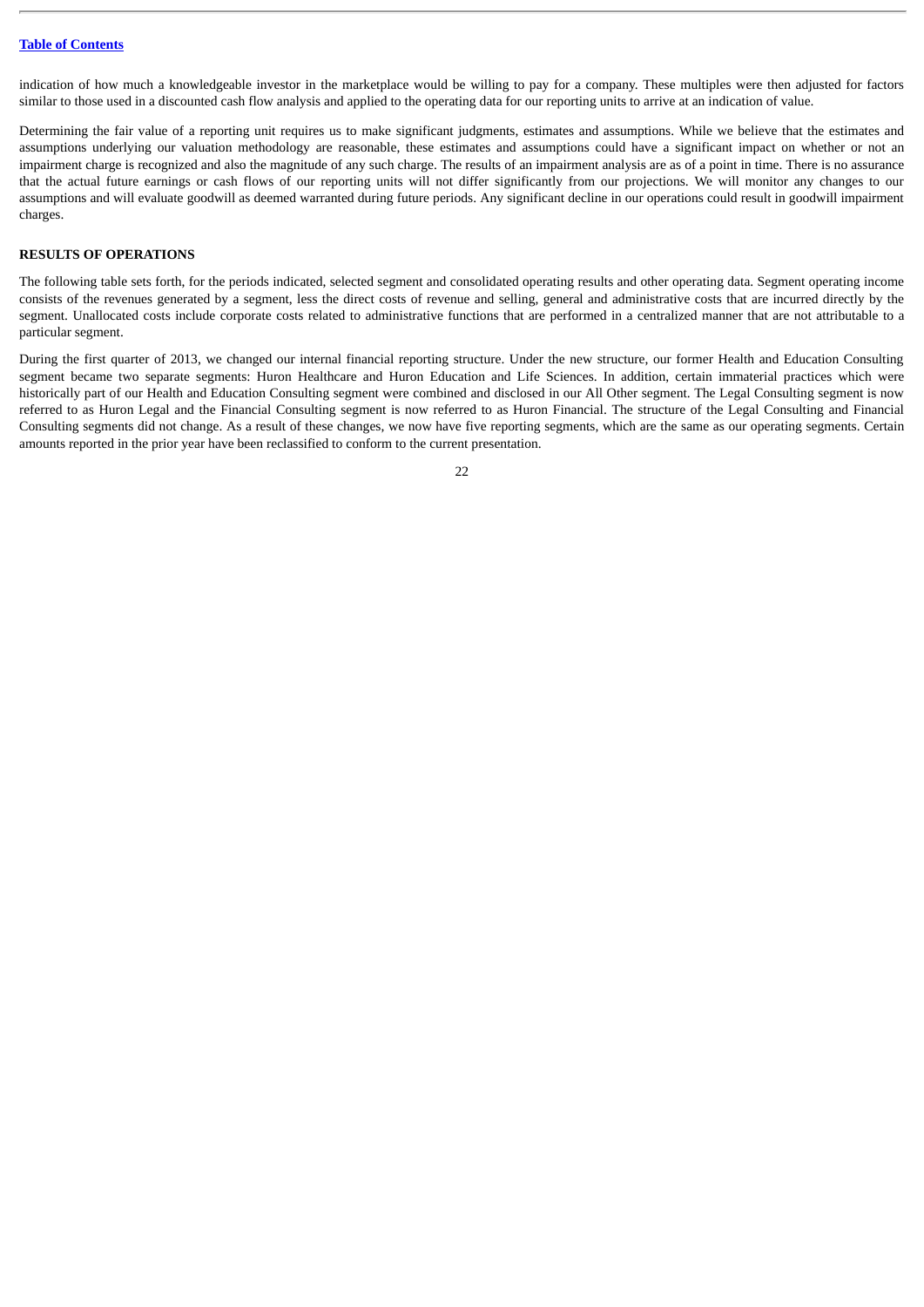indication of how much a knowledgeable investor in the marketplace would be willing to pay for a company. These multiples were then adjusted for factors similar to those used in a discounted cash flow analysis and applied to the operating data for our reporting units to arrive at an indication of value.

Determining the fair value of a reporting unit requires us to make significant judgments, estimates and assumptions. While we believe that the estimates and assumptions underlying our valuation methodology are reasonable, these estimates and assumptions could have a significant impact on whether or not an impairment charge is recognized and also the magnitude of any such charge. The results of an impairment analysis are as of a point in time. There is no assurance that the actual future earnings or cash flows of our reporting units will not differ significantly from our projections. We will monitor any changes to our assumptions and will evaluate goodwill as deemed warranted during future periods. Any significant decline in our operations could result in goodwill impairment charges.

## RESULTS OF OPERATIONS

The following table sets forth, for the periods indicated, selected segment and consolidated operating results and other operating data. Segment operating income consists of the revenues generated by a segment, less the direct costs of revenue and selling, general and administrative costs that are incurred directly by the segment. Unallocated costs include corporate costs related to administrative functions that are performed in a centralized manner that are not attributable to a particular segment.

During the first quarter of 2013, we changed our internal financial reporting structure. Under the new structure, our former Health and Education Consulting segment became two separate segments: Huron Healthcare and Huron Education and Life Sciences. In addition, certain immaterial practices which were historically part of our Health and Education Consulting segment were combined and disclosed in our All Other segment. The Legal Consulting segment is now referred to as Huron Legal and the Financial Consulting segment is now referred to as Huron Financial. The structure of the Legal Consulting and Financial Consulting segments did not change. As a result of these changes, we now have five reporting segments, which are the same as our operating segments. Certain amounts reported in the prior year have been reclassified to conform to the current presentation.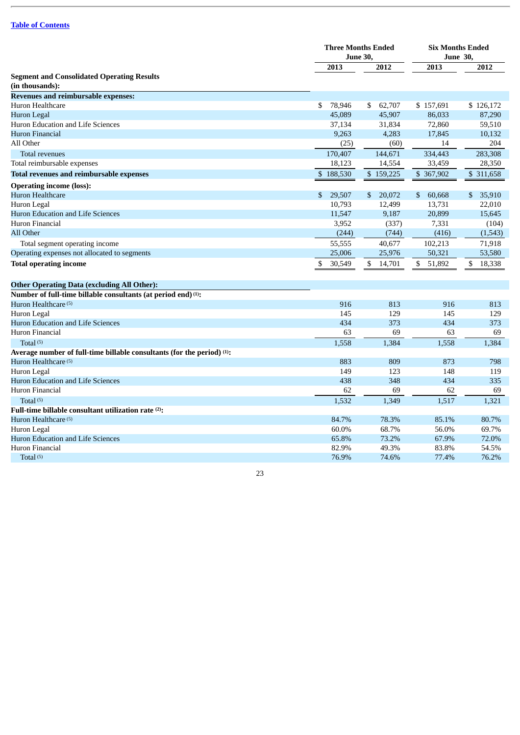[Table of Contents](#)

| | Three Months Ended June 30, | | Six Months Ended June 30, | |
|---|---|---|---|---|
| | 2013 | 2012 | 2013 | 2012 |
| **Segment and Consolidated Operating Results (in thousands):** | | | | |
| **Revenues and reimbursable expenses:** | | | | |
| Huron Healthcare | $ 78,946 | $ 62,707 | $ 157,691 | $ 126,172 |
| Huron Legal | 45,089 | 45,907 | 86,033 | 87,290 |
| Huron Education and Life Sciences | 37,134 | 31,834 | 72,860 | 59,510 |
| Huron Financial | 9,263 | 4,283 | 17,845 | 10,132 |
| All Other | (25) | (60) | 14 | 204 |
| Total revenues | 170,407 | 144,671 | 334,443 | 283,308 |
| Total reimbursable expenses | 18,123 | 14,554 | 33,459 | 28,350 |
| **Total revenues and reimbursable expenses** | $ 188,530 | $ 159,225 | $ 367,902 | $ 311,658 |
| **Operating income (loss):** | | | | |
| Huron Healthcare | $ 29,507 | $ 20,072 | $ 60,668 | $ 35,910 |
| Huron Legal | 10,793 | 12,499 | 13,731 | 22,010 |
| Huron Education and Life Sciences | 11,547 | 9,187 | 20,899 | 15,645 |
| Huron Financial | 3,952 | (337) | 7,331 | (104) |
| All Other | (244) | (744) | (416) | (1,543) |
| Total segment operating income | 55,555 | 40,677 | 102,213 | 71,918 |
| Operating expenses not allocated to segments | 25,006 | 25,976 | 50,321 | 53,580 |
| **Total operating income** | $ 30,549 | $ 14,701 | $ 51,892 | $ 18,338 |
| **Other Operating Data (excluding All Other):** | | | | |
| **Number of full-time billable consultants (at period end) (1):** | | | | |
| Huron Healthcare (5) | 916 | 813 | 916 | 813 |
| Huron Legal | 145 | 129 | 145 | 129 |
| Huron Education and Life Sciences | 434 | 373 | 434 | 373 |
| Huron Financial | 63 | 69 | 63 | 69 |
| Total (5) | 1,558 | 1,384 | 1,558 | 1,384 |
| **Average number of full-time billable consultants (for the period) (1):** | | | | |
| Huron Healthcare (5) | 883 | 809 | 873 | 798 |
| Huron Legal | 149 | 123 | 148 | 119 |
| Huron Education and Life Sciences | 438 | 348 | 434 | 335 |
| Huron Financial | 62 | 69 | 62 | 69 |
| Total (5) | 1,532 | 1,349 | 1,517 | 1,321 |
| **Full-time billable consultant utilization rate (2):** | | | | |
| Huron Healthcare (5) | 84.7% | 78.3% | 85.1% | 80.7% |
| Huron Legal | 60.0% | 68.7% | 56.0% | 69.7% |
| Huron Education and Life Sciences | 65.8% | 73.2% | 67.9% | 72.0% |
| Huron Financial | 82.9% | 49.3% | 83.8% | 54.5% |
| Total (5) | 76.9% | 74.6% | 77.4% | 76.2% |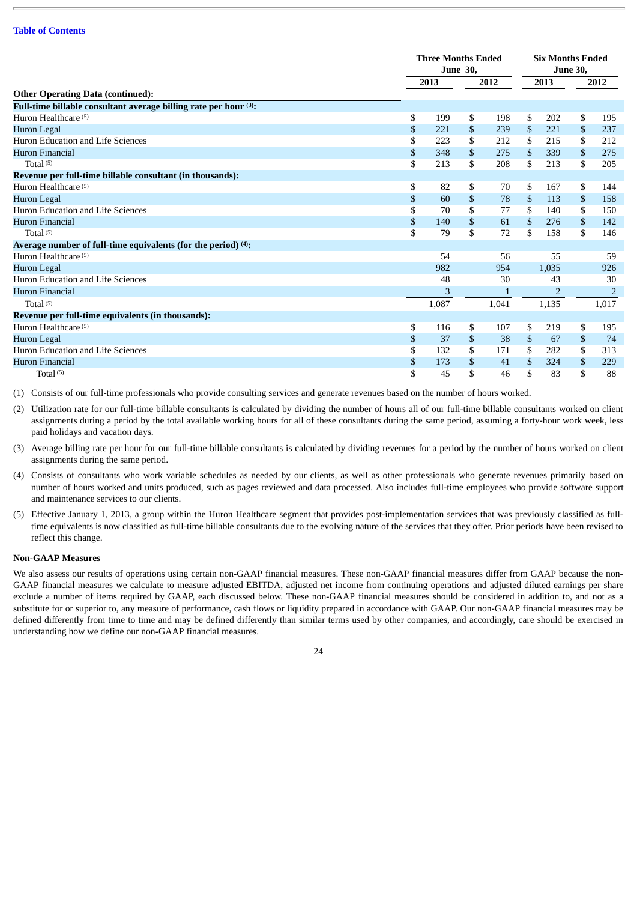[Table of Contents](#)

| | Three Months Ended June 30, | | Six Months Ended June 30, | |
|---|---|---|---|---|
| | 2013 | 2012 | 2013 | 2012 |
| **Other Operating Data (continued):** | | | | |
| **Full-time billable consultant average billing rate per hour (3):** | | | | |
| Huron Healthcare (5) | $ 199 | $ 198 | $ 202 | $ 195 |
| Huron Legal | $ 221 | $ 239 | $ 221 | $ 237 |
| Huron Education and Life Sciences | $ 223 | $ 212 | $ 215 | $ 212 |
| Huron Financial | $ 348 | $ 275 | $ 339 | $ 275 |
| Total (5) | $ 213 | $ 208 | $ 213 | $ 205 |
| **Revenue per full-time billable consultant (in thousands):** | | | | |
| Huron Healthcare (5) | $ 82 | $ 70 | $ 167 | $ 144 |
| Huron Legal | $ 60 | $ 78 | $ 113 | $ 158 |
| Huron Education and Life Sciences | $ 70 | $ 77 | $ 140 | $ 150 |
| Huron Financial | $ 140 | $ 61 | $ 276 | $ 142 |
| Total (5) | $ 79 | $ 72 | $ 158 | $ 146 |
| **Average number of full-time equivalents (for the period) (4):** | | | | |
| Huron Healthcare (5) | 54 | 56 | 55 | 59 |
| Huron Legal | 982 | 954 | 1,035 | 926 |
| Huron Education and Life Sciences | 48 | 30 | 43 | 30 |
| Huron Financial | 3 | 1 | 2 | 2 |
| Total (5) | 1,087 | 1,041 | 1,135 | 1,017 |
| **Revenue per full-time equivalents (in thousands):** | | | | |
| Huron Healthcare (5) | $ 116 | $ 107 | $ 219 | $ 195 |
| Huron Legal | $ 37 | $ 38 | $ 67 | $ 74 |
| Huron Education and Life Sciences | $ 132 | $ 171 | $ 282 | $ 313 |
| Huron Financial | $ 173 | $ 41 | $ 324 | $ 229 |
| Total (5) | $ 45 | $ 46 | $ 83 | $ 88 |

(1) Consists of our full-time professionals who provide consulting services and generate revenues based on the number of hours worked.

(2) Utilization rate for our full-time billable consultants is calculated by dividing the number of hours all of our full-time billable consultants worked on client assignments during a period by the total available working hours for all of these consultants during the same period, assuming a forty-hour work week, less paid holidays and vacation days.

(3) Average billing rate per hour for our full-time billable consultants is calculated by dividing revenues for a period by the number of hours worked on client assignments during the same period.

(4) Consists of consultants who work variable schedules as needed by our clients, as well as other professionals who generate revenues primarily based on number of hours worked and units produced, such as pages reviewed and data processed. Also includes full-time employees who provide software support and maintenance services to our clients.

(5) Effective January 1, 2013, a group within the Huron Healthcare segment that provides post-implementation services that was previously classified as full-time equivalents is now classified as full-time billable consultants due to the evolving nature of the services that they offer. Prior periods have been revised to reflect this change.

**Non-GAAP Measures**

We also assess our results of operations using certain non-GAAP financial measures. These non-GAAP financial measures differ from GAAP because the non-GAAP financial measures we calculate to measure adjusted EBITDA, adjusted net income from continuing operations and adjusted diluted earnings per share exclude a number of items required by GAAP, each discussed below. These non-GAAP financial measures should be considered in addition to, and not as a substitute for or superior to, any measure of performance, cash flows or liquidity prepared in accordance with GAAP. Our non-GAAP financial measures may be defined differently from time to time and may be defined differently than similar terms used by other companies, and accordingly, care should be exercised in understanding how we define our non-GAAP financial measures.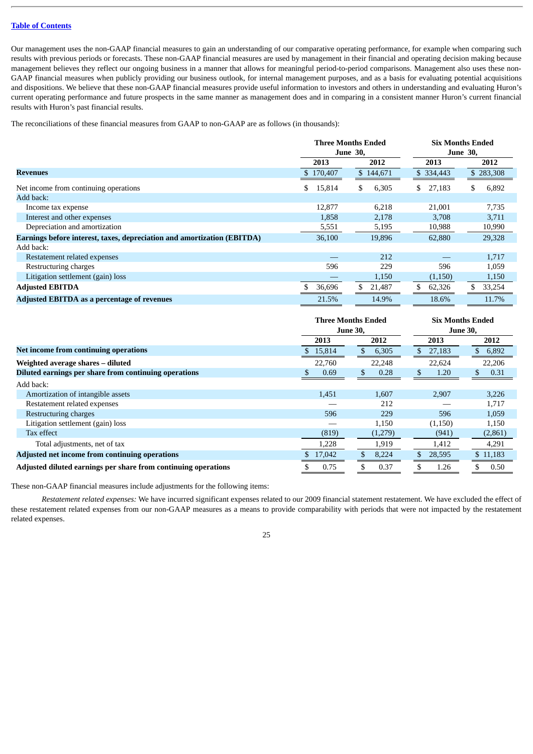[Table of Contents](#)

Our management uses the non-GAAP financial measures to gain an understanding of our comparative operating performance, for example when comparing such results with previous periods or forecasts. These non-GAAP financial measures are used by management in their financial and operating decision making because management believes they reflect our ongoing business in a manner that allows for meaningful period-to-period comparisons. Management also uses these non-GAAP financial measures when publicly providing our business outlook, for internal management purposes, and as a basis for evaluating potential acquisitions and dispositions. We believe that these non-GAAP financial measures provide useful information to investors and others in understanding and evaluating Huron's current operating performance and future prospects in the same manner as management does and in comparing in a consistent manner Huron's current financial results with Huron's past financial results.

The reconciliations of these financial measures from GAAP to non-GAAP are as follows (in thousands):

| | Three Months Ended June 30, | | Six Months Ended June 30, | |
|---|---|---|---|---|
| | 2013 | 2012 | 2013 | 2012 |
| **Revenues** | $ 170,407 | $ 144,671 | $ 334,443 | $ 283,308 |
| Net income from continuing operations | $ 15,814 | $ 6,305 | $ 27,183 | $ 6,892 |
| Add back: | | | | |
| Income tax expense | 12,877 | 6,218 | 21,001 | 7,735 |
| Interest and other expenses | 1,858 | 2,178 | 3,708 | 3,711 |
| Depreciation and amortization | 5,551 | 5,195 | 10,988 | 10,990 |
| **Earnings before interest, taxes, depreciation and amortization (EBITDA)** | 36,100 | 19,896 | 62,880 | 29,328 |
| Add back: | | | | |
| Restatement related expenses | — | 212 | — | 1,717 |
| Restructuring charges | 596 | 229 | 596 | 1,059 |
| Litigation settlement (gain) loss | — | 1,150 | (1,150) | 1,150 |
| **Adjusted EBITDA** | $ 36,696 | $ 21,487 | $ 62,326 | $ 33,254 |
| **Adjusted EBITDA as a percentage of revenues** | 21.5% | 14.9% | 18.6% | 11.7% |

| | Three Months Ended June 30, | | Six Months Ended June 30, | |
|---|---|---|---|---|
| | 2013 | 2012 | 2013 | 2012 |
| **Net income from continuing operations** | $ 15,814 | $ 6,305 | $ 27,183 | $ 6,892 |
| **Weighted average shares – diluted** | 22,760 | 22,248 | 22,624 | 22,206 |
| **Diluted earnings per share from continuing operations** | $ 0.69 | $ 0.28 | $ 1.20 | $ 0.31 |
| Add back: | | | | |
| Amortization of intangible assets | 1,451 | 1,607 | 2,907 | 3,226 |
| Restatement related expenses | — | 212 | — | 1,717 |
| Restructuring charges | 596 | 229 | 596 | 1,059 |
| Litigation settlement (gain) loss | — | 1,150 | (1,150) | 1,150 |
| Tax effect | (819) | (1,279) | (941) | (2,861) |
| Total adjustments, net of tax | 1,228 | 1,919 | 1,412 | 4,291 |
| **Adjusted net income from continuing operations** | $ 17,042 | $ 8,224 | $ 28,595 | $ 11,183 |
| **Adjusted diluted earnings per share from continuing operations** | $ 0.75 | $ 0.37 | $ 1.26 | $ 0.50 |

These non-GAAP financial measures include adjustments for the following items:

*Restatement related expenses:* We have incurred significant expenses related to our 2009 financial statement restatement. We have excluded the effect of these restatement related expenses from our non-GAAP measures as a means to provide comparability with periods that were not impacted by the restatement related expenses.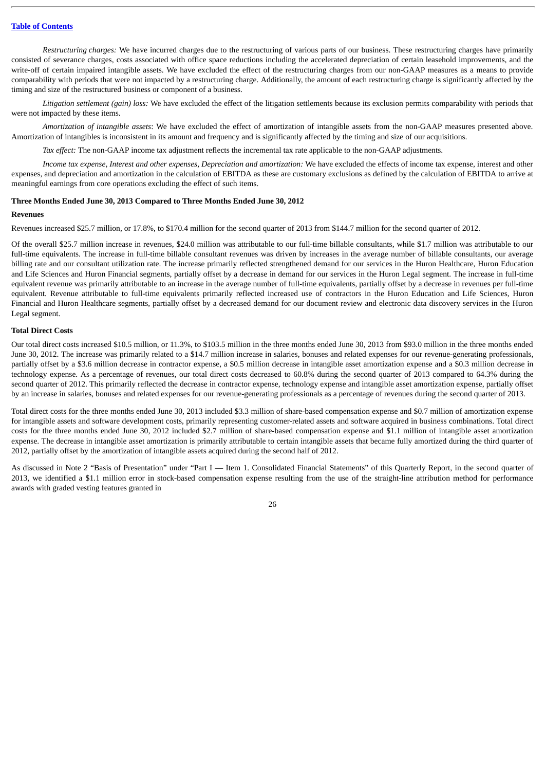*Restructuring charges:* We have incurred charges due to the restructuring of various parts of our business. These restructuring charges have primarily consisted of severance charges, costs associated with office space reductions including the accelerated depreciation of certain leasehold improvements, and the write-off of certain impaired intangible assets. We have excluded the effect of the restructuring charges from our non-GAAP measures as a means to provide comparability with periods that were not impacted by a restructuring charge. Additionally, the amount of each restructuring charge is significantly affected by the timing and size of the restructured business or component of a business.

*Litigation settlement (gain) loss:* We have excluded the effect of the litigation settlements because its exclusion permits comparability with periods that were not impacted by these items.

*Amortization of intangible assets*: We have excluded the effect of amortization of intangible assets from the non-GAAP measures presented above. Amortization of intangibles is inconsistent in its amount and frequency and is significantly affected by the timing and size of our acquisitions.

*Tax effect:* The non-GAAP income tax adjustment reflects the incremental tax rate applicable to the non-GAAP adjustments.

*Income tax expense, Interest and other expenses, Depreciation and amortization:* We have excluded the effects of income tax expense, interest and other expenses, and depreciation and amortization in the calculation of EBITDA as these are customary exclusions as defined by the calculation of EBITDA to arrive at meaningful earnings from core operations excluding the effect of such items.

**Three Months Ended June 30, 2013 Compared to Three Months Ended June 30, 2012**

**Revenues**

Revenues increased $25.7 million, or 17.8%, to $170.4 million for the second quarter of 2013 from $144.7 million for the second quarter of 2012.

Of the overall $25.7 million increase in revenues, $24.0 million was attributable to our full-time billable consultants, while $1.7 million was attributable to our full-time equivalents. The increase in full-time billable consultant revenues was driven by increases in the average number of billable consultants, our average billing rate and our consultant utilization rate. The increase primarily reflected strengthened demand for our services in the Huron Healthcare, Huron Education and Life Sciences and Huron Financial segments, partially offset by a decrease in demand for our services in the Huron Legal segment. The increase in full-time equivalent revenue was primarily attributable to an increase in the average number of full-time equivalents, partially offset by a decrease in revenues per full-time equivalent. Revenue attributable to full-time equivalents primarily reflected increased use of contractors in the Huron Education and Life Sciences, Huron Financial and Huron Healthcare segments, partially offset by a decreased demand for our document review and electronic data discovery services in the Huron Legal segment.

**Total Direct Costs**

Our total direct costs increased $10.5 million, or 11.3%, to $103.5 million in the three months ended June 30, 2013 from $93.0 million in the three months ended June 30, 2012. The increase was primarily related to a $14.7 million increase in salaries, bonuses and related expenses for our revenue-generating professionals, partially offset by a $3.6 million decrease in contractor expense, a $0.5 million decrease in intangible asset amortization expense and a $0.3 million decrease in technology expense. As a percentage of revenues, our total direct costs decreased to 60.8% during the second quarter of 2013 compared to 64.3% during the second quarter of 2012. This primarily reflected the decrease in contractor expense, technology expense and intangible asset amortization expense, partially offset by an increase in salaries, bonuses and related expenses for our revenue-generating professionals as a percentage of revenues during the second quarter of 2013.

Total direct costs for the three months ended June 30, 2013 included $3.3 million of share-based compensation expense and $0.7 million of amortization expense for intangible assets and software development costs, primarily representing customer-related assets and software acquired in business combinations. Total direct costs for the three months ended June 30, 2012 included $2.7 million of share-based compensation expense and $1.1 million of intangible asset amortization expense. The decrease in intangible asset amortization is primarily attributable to certain intangible assets that became fully amortized during the third quarter of 2012, partially offset by the amortization of intangible assets acquired during the second half of 2012.

As discussed in Note 2 "Basis of Presentation" under "Part I — Item 1. Consolidated Financial Statements" of this Quarterly Report, in the second quarter of 2013, we identified a $1.1 million error in stock-based compensation expense resulting from the use of the straight-line attribution method for performance awards with graded vesting features granted in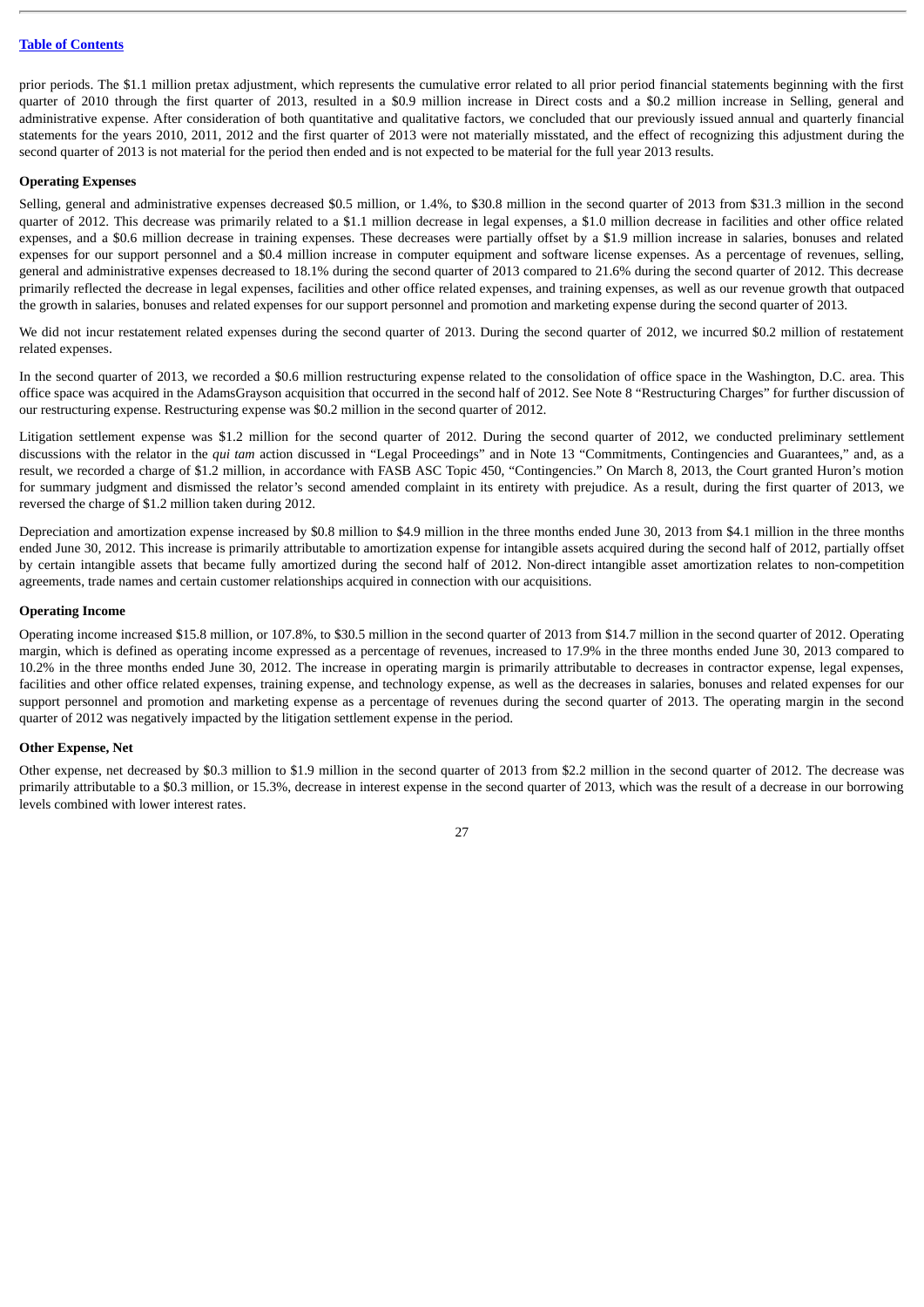prior periods. The $1.1 million pretax adjustment, which represents the cumulative error related to all prior period financial statements beginning with the first quarter of 2010 through the first quarter of 2013, resulted in a $0.9 million increase in Direct costs and a $0.2 million increase in Selling, general and administrative expense. After consideration of both quantitative and qualitative factors, we concluded that our previously issued annual and quarterly financial statements for the years 2010, 2011, 2012 and the first quarter of 2013 were not materially misstated, and the effect of recognizing this adjustment during the second quarter of 2013 is not material for the period then ended and is not expected to be material for the full year 2013 results.

**Operating Expenses**

Selling, general and administrative expenses decreased $0.5 million, or 1.4%, to $30.8 million in the second quarter of 2013 from $31.3 million in the second quarter of 2012. This decrease was primarily related to a $1.1 million decrease in legal expenses, a $1.0 million decrease in facilities and other office related expenses, and a $0.6 million decrease in training expenses. These decreases were partially offset by a $1.9 million increase in salaries, bonuses and related expenses for our support personnel and a $0.4 million increase in computer equipment and software license expenses. As a percentage of revenues, selling, general and administrative expenses decreased to 18.1% during the second quarter of 2013 compared to 21.6% during the second quarter of 2012. This decrease primarily reflected the decrease in legal expenses, facilities and other office related expenses, and training expenses, as well as our revenue growth that outpaced the growth in salaries, bonuses and related expenses for our support personnel and promotion and marketing expense during the second quarter of 2013.

We did not incur restatement related expenses during the second quarter of 2013. During the second quarter of 2012, we incurred $0.2 million of restatement related expenses.

In the second quarter of 2013, we recorded a $0.6 million restructuring expense related to the consolidation of office space in the Washington, D.C. area. This office space was acquired in the AdamsGrayson acquisition that occurred in the second half of 2012. See Note 8 "Restructuring Charges" for further discussion of our restructuring expense. Restructuring expense was $0.2 million in the second quarter of 2012.

Litigation settlement expense was $1.2 million for the second quarter of 2012. During the second quarter of 2012, we conducted preliminary settlement discussions with the relator in the *qui tam* action discussed in "Legal Proceedings" and in Note 13 "Commitments, Contingencies and Guarantees," and, as a result, we recorded a charge of $1.2 million, in accordance with FASB ASC Topic 450, "Contingencies." On March 8, 2013, the Court granted Huron's motion for summary judgment and dismissed the relator's second amended complaint in its entirety with prejudice. As a result, during the first quarter of 2013, we reversed the charge of $1.2 million taken during 2012.

Depreciation and amortization expense increased by $0.8 million to $4.9 million in the three months ended June 30, 2013 from $4.1 million in the three months ended June 30, 2012. This increase is primarily attributable to amortization expense for intangible assets acquired during the second half of 2012, partially offset by certain intangible assets that became fully amortized during the second half of 2012. Non-direct intangible asset amortization relates to non-competition agreements, trade names and certain customer relationships acquired in connection with our acquisitions.

**Operating Income**

Operating income increased $15.8 million, or 107.8%, to $30.5 million in the second quarter of 2013 from $14.7 million in the second quarter of 2012. Operating margin, which is defined as operating income expressed as a percentage of revenues, increased to 17.9% in the three months ended June 30, 2013 compared to 10.2% in the three months ended June 30, 2012. The increase in operating margin is primarily attributable to decreases in contractor expense, legal expenses, facilities and other office related expenses, training expense, and technology expense, as well as the decreases in salaries, bonuses and related expenses for our support personnel and promotion and marketing expense as a percentage of revenues during the second quarter of 2013. The operating margin in the second quarter of 2012 was negatively impacted by the litigation settlement expense in the period.

**Other Expense, Net**

Other expense, net decreased by $0.3 million to $1.9 million in the second quarter of 2013 from $2.2 million in the second quarter of 2012. The decrease was primarily attributable to a $0.3 million, or 15.3%, decrease in interest expense in the second quarter of 2013, which was the result of a decrease in our borrowing levels combined with lower interest rates.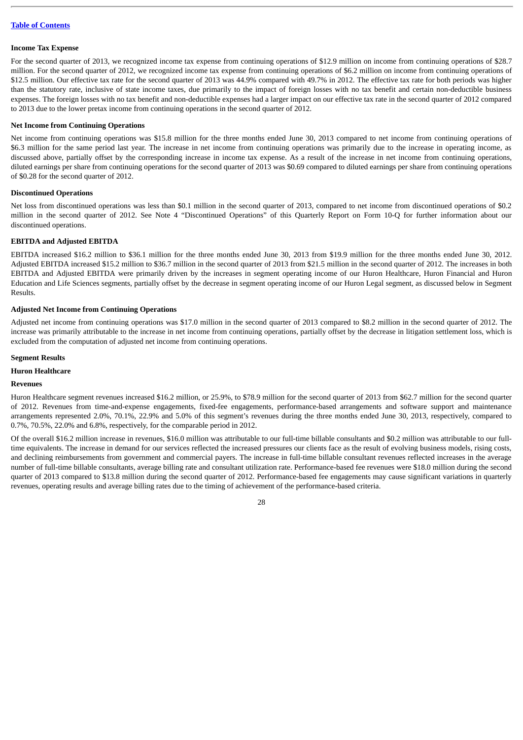**Income Tax Expense**

For the second quarter of 2013, we recognized income tax expense from continuing operations of $12.9 million on income from continuing operations of $28.7 million. For the second quarter of 2012, we recognized income tax expense from continuing operations of $6.2 million on income from continuing operations of $12.5 million. Our effective tax rate for the second quarter of 2013 was 44.9% compared with 49.7% in 2012. The effective tax rate for both periods was higher than the statutory rate, inclusive of state income taxes, due primarily to the impact of foreign losses with no tax benefit and certain non-deductible business expenses. The foreign losses with no tax benefit and non-deductible expenses had a larger impact on our effective tax rate in the second quarter of 2012 compared to 2013 due to the lower pretax income from continuing operations in the second quarter of 2012.

**Net Income from Continuing Operations**

Net income from continuing operations was $15.8 million for the three months ended June 30, 2013 compared to net income from continuing operations of $6.3 million for the same period last year. The increase in net income from continuing operations was primarily due to the increase in operating income, as discussed above, partially offset by the corresponding increase in income tax expense. As a result of the increase in net income from continuing operations, diluted earnings per share from continuing operations for the second quarter of 2013 was $0.69 compared to diluted earnings per share from continuing operations of $0.28 for the second quarter of 2012.

**Discontinued Operations**

Net loss from discontinued operations was less than $0.1 million in the second quarter of 2013, compared to net income from discontinued operations of $0.2 million in the second quarter of 2012. See Note 4 "Discontinued Operations" of this Quarterly Report on Form 10-Q for further information about our discontinued operations.

**EBITDA and Adjusted EBITDA**

EBITDA increased $16.2 million to $36.1 million for the three months ended June 30, 2013 from $19.9 million for the three months ended June 30, 2012. Adjusted EBITDA increased $15.2 million to $36.7 million in the second quarter of 2013 from $21.5 million in the second quarter of 2012. The increases in both EBITDA and Adjusted EBITDA were primarily driven by the increases in segment operating income of our Huron Healthcare, Huron Financial and Huron Education and Life Sciences segments, partially offset by the decrease in segment operating income of our Huron Legal segment, as discussed below in Segment Results.

**Adjusted Net Income from Continuing Operations**

Adjusted net income from continuing operations was $17.0 million in the second quarter of 2013 compared to $8.2 million in the second quarter of 2012. The increase was primarily attributable to the increase in net income from continuing operations, partially offset by the decrease in litigation settlement loss, which is excluded from the computation of adjusted net income from continuing operations.

**Segment Results**

**Huron Healthcare**

**Revenues**

Huron Healthcare segment revenues increased $16.2 million, or 25.9%, to $78.9 million for the second quarter of 2013 from $62.7 million for the second quarter of 2012. Revenues from time-and-expense engagements, fixed-fee engagements, performance-based arrangements and software support and maintenance arrangements represented 2.0%, 70.1%, 22.9% and 5.0% of this segment's revenues during the three months ended June 30, 2013, respectively, compared to 0.7%, 70.5%, 22.0% and 6.8%, respectively, for the comparable period in 2012.

Of the overall $16.2 million increase in revenues, $16.0 million was attributable to our full-time billable consultants and $0.2 million was attributable to our full-time equivalents. The increase in demand for our services reflected the increased pressures our clients face as the result of evolving business models, rising costs, and declining reimbursements from government and commercial payers. The increase in full-time billable consultant revenues reflected increases in the average number of full-time billable consultants, average billing rate and consultant utilization rate. Performance-based fee revenues were $18.0 million during the second quarter of 2013 compared to $13.8 million during the second quarter of 2012. Performance-based fee engagements may cause significant variations in quarterly revenues, operating results and average billing rates due to the timing of achievement of the performance-based criteria.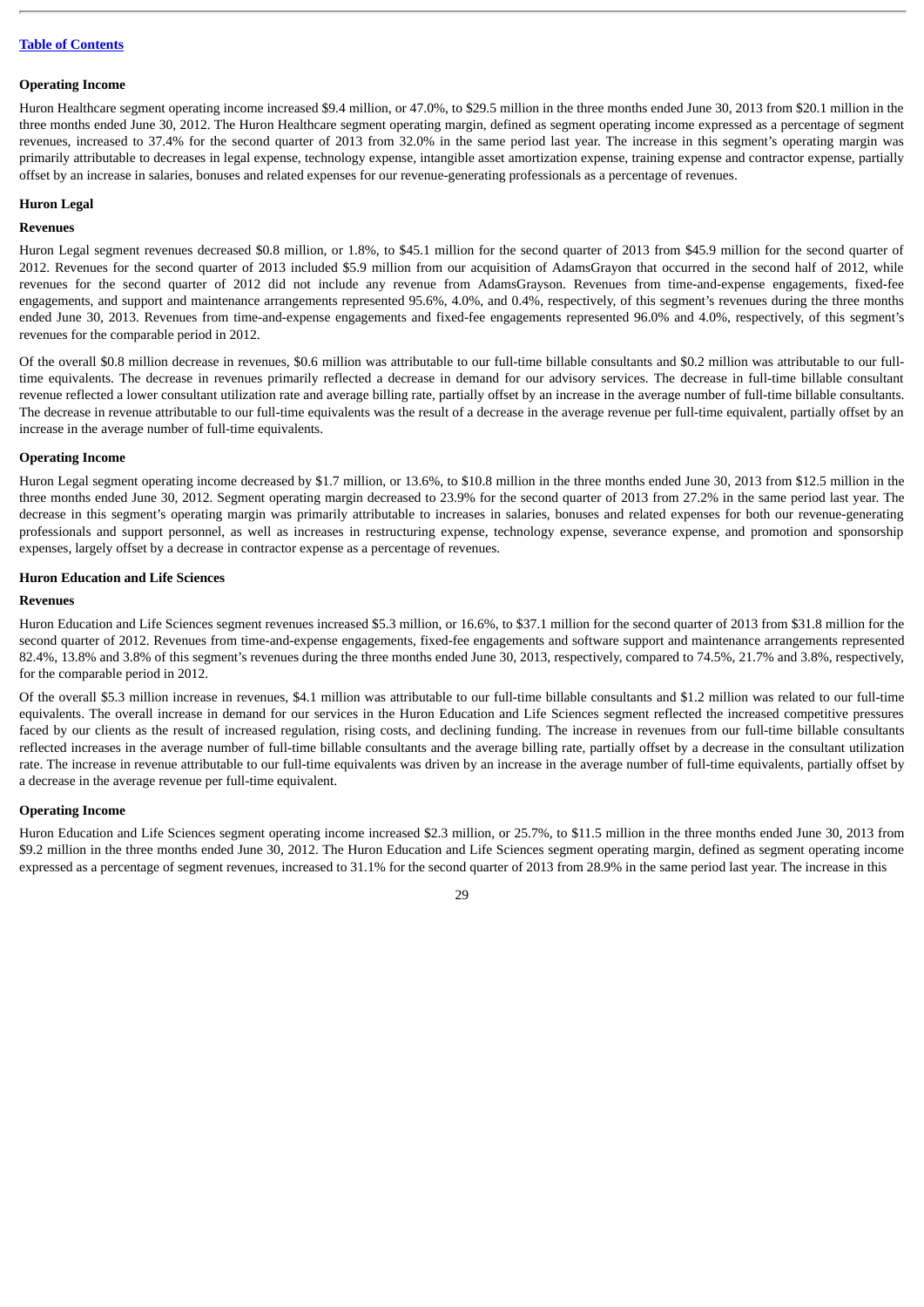[Table of Contents](#)

### Operating Income

Huron Healthcare segment operating income increased $9.4 million, or 47.0%, to $29.5 million in the three months ended June 30, 2013 from $20.1 million in the three months ended June 30, 2012. The Huron Healthcare segment operating margin, defined as segment operating income expressed as a percentage of segment revenues, increased to 37.4% for the second quarter of 2013 from 32.0% in the same period last year. The increase in this segment's operating margin was primarily attributable to decreases in legal expense, technology expense, intangible asset amortization expense, training expense and contractor expense, partially offset by an increase in salaries, bonuses and related expenses for our revenue-generating professionals as a percentage of revenues.

## Huron Legal

### Revenues

Huron Legal segment revenues decreased $0.8 million, or 1.8%, to $45.1 million for the second quarter of 2013 from $45.9 million for the second quarter of 2012. Revenues for the second quarter of 2013 included $5.9 million from our acquisition of AdamsGrayon that occurred in the second half of 2012, while revenues for the second quarter of 2012 did not include any revenue from AdamsGrayson. Revenues from time-and-expense engagements, fixed-fee engagements, and support and maintenance arrangements represented 95.6%, 4.0%, and 0.4%, respectively, of this segment's revenues during the three months ended June 30, 2013. Revenues from time-and-expense engagements and fixed-fee engagements represented 96.0% and 4.0%, respectively, of this segment's revenues for the comparable period in 2012.

Of the overall $0.8 million decrease in revenues, $0.6 million was attributable to our full-time billable consultants and $0.2 million was attributable to our full-time equivalents. The decrease in revenues primarily reflected a decrease in demand for our advisory services. The decrease in full-time billable consultant revenue reflected a lower consultant utilization rate and average billing rate, partially offset by an increase in the average number of full-time billable consultants. The decrease in revenue attributable to our full-time equivalents was the result of a decrease in the average revenue per full-time equivalent, partially offset by an increase in the average number of full-time equivalents.

### Operating Income

Huron Legal segment operating income decreased by $1.7 million, or 13.6%, to $10.8 million in the three months ended June 30, 2013 from $12.5 million in the three months ended June 30, 2012. Segment operating margin decreased to 23.9% for the second quarter of 2013 from 27.2% in the same period last year. The decrease in this segment's operating margin was primarily attributable to increases in salaries, bonuses and related expenses for both our revenue-generating professionals and support personnel, as well as increases in restructuring expense, technology expense, severance expense, and promotion and sponsorship expenses, largely offset by a decrease in contractor expense as a percentage of revenues.

## Huron Education and Life Sciences

### Revenues

Huron Education and Life Sciences segment revenues increased $5.3 million, or 16.6%, to $37.1 million for the second quarter of 2013 from $31.8 million for the second quarter of 2012. Revenues from time-and-expense engagements, fixed-fee engagements and software support and maintenance arrangements represented 82.4%, 13.8% and 3.8% of this segment's revenues during the three months ended June 30, 2013, respectively, compared to 74.5%, 21.7% and 3.8%, respectively, for the comparable period in 2012.

Of the overall $5.3 million increase in revenues, $4.1 million was attributable to our full-time billable consultants and $1.2 million was related to our full-time equivalents. The overall increase in demand for our services in the Huron Education and Life Sciences segment reflected the increased competitive pressures faced by our clients as the result of increased regulation, rising costs, and declining funding. The increase in revenues from our full-time billable consultants reflected increases in the average number of full-time billable consultants and the average billing rate, partially offset by a decrease in the consultant utilization rate. The increase in revenue attributable to our full-time equivalents was driven by an increase in the average number of full-time equivalents, partially offset by a decrease in the average revenue per full-time equivalent.

### Operating Income

Huron Education and Life Sciences segment operating income increased $2.3 million, or 25.7%, to $11.5 million in the three months ended June 30, 2013 from $9.2 million in the three months ended June 30, 2012. The Huron Education and Life Sciences segment operating margin, defined as segment operating income expressed as a percentage of segment revenues, increased to 31.1% for the second quarter of 2013 from 28.9% in the same period last year. The increase in this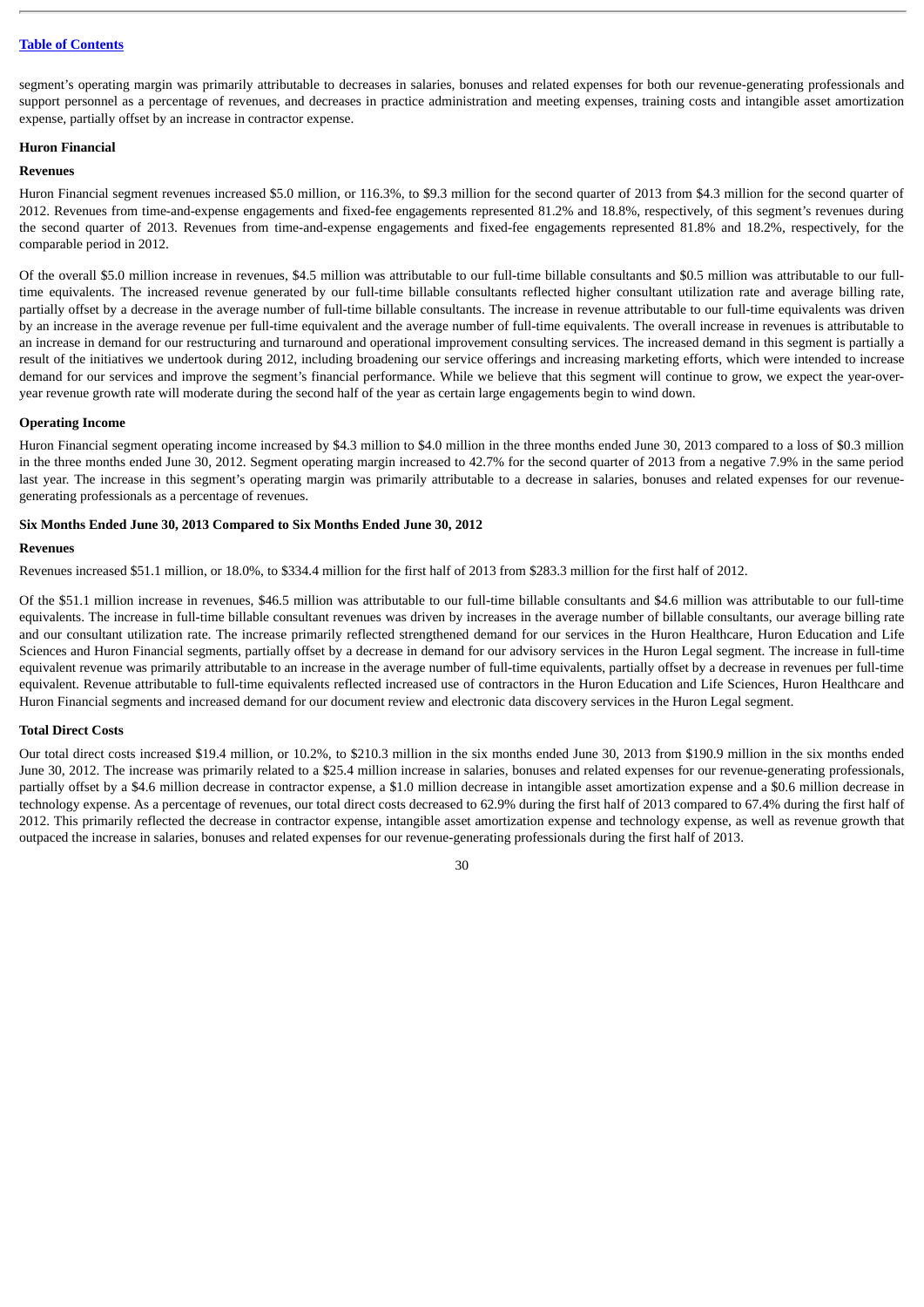segment's operating margin was primarily attributable to decreases in salaries, bonuses and related expenses for both our revenue-generating professionals and support personnel as a percentage of revenues, and decreases in practice administration and meeting expenses, training costs and intangible asset amortization expense, partially offset by an increase in contractor expense.

**Huron Financial**

**Revenues**

Huron Financial segment revenues increased $5.0 million, or 116.3%, to $9.3 million for the second quarter of 2013 from $4.3 million for the second quarter of 2012. Revenues from time-and-expense engagements and fixed-fee engagements represented 81.2% and 18.8%, respectively, of this segment's revenues during the second quarter of 2013. Revenues from time-and-expense engagements and fixed-fee engagements represented 81.8% and 18.2%, respectively, for the comparable period in 2012.

Of the overall $5.0 million increase in revenues, $4.5 million was attributable to our full-time billable consultants and $0.5 million was attributable to our full-time equivalents. The increased revenue generated by our full-time billable consultants reflected higher consultant utilization rate and average billing rate, partially offset by a decrease in the average number of full-time billable consultants. The increase in revenue attributable to our full-time equivalents was driven by an increase in the average revenue per full-time equivalent and the average number of full-time equivalents. The overall increase in revenues is attributable to an increase in demand for our restructuring and turnaround and operational improvement consulting services. The increased demand in this segment is partially a result of the initiatives we undertook during 2012, including broadening our service offerings and increasing marketing efforts, which were intended to increase demand for our services and improve the segment's financial performance. While we believe that this segment will continue to grow, we expect the year-over-year revenue growth rate will moderate during the second half of the year as certain large engagements begin to wind down.

**Operating Income**

Huron Financial segment operating income increased by $4.3 million to $4.0 million in the three months ended June 30, 2013 compared to a loss of $0.3 million in the three months ended June 30, 2012. Segment operating margin increased to 42.7% for the second quarter of 2013 from a negative 7.9% in the same period last year. The increase in this segment's operating margin was primarily attributable to a decrease in salaries, bonuses and related expenses for our revenue-generating professionals as a percentage of revenues.

**Six Months Ended June 30, 2013 Compared to Six Months Ended June 30, 2012**

**Revenues**

Revenues increased $51.1 million, or 18.0%, to $334.4 million for the first half of 2013 from $283.3 million for the first half of 2012.

Of the $51.1 million increase in revenues, $46.5 million was attributable to our full-time billable consultants and $4.6 million was attributable to our full-time equivalents. The increase in full-time billable consultant revenues was driven by increases in the average number of billable consultants, our average billing rate and our consultant utilization rate. The increase primarily reflected strengthened demand for our services in the Huron Healthcare, Huron Education and Life Sciences and Huron Financial segments, partially offset by a decrease in demand for our advisory services in the Huron Legal segment. The increase in full-time equivalent revenue was primarily attributable to an increase in the average number of full-time equivalents, partially offset by a decrease in revenues per full-time equivalent. Revenue attributable to full-time equivalents reflected increased use of contractors in the Huron Education and Life Sciences, Huron Healthcare and Huron Financial segments and increased demand for our document review and electronic data discovery services in the Huron Legal segment.

**Total Direct Costs**

Our total direct costs increased $19.4 million, or 10.2%, to $210.3 million in the six months ended June 30, 2013 from $190.9 million in the six months ended June 30, 2012. The increase was primarily related to a $25.4 million increase in salaries, bonuses and related expenses for our revenue-generating professionals, partially offset by a $4.6 million decrease in contractor expense, a $1.0 million decrease in intangible asset amortization expense and a $0.6 million decrease in technology expense. As a percentage of revenues, our total direct costs decreased to 62.9% during the first half of 2013 compared to 67.4% during the first half of 2012. This primarily reflected the decrease in contractor expense, intangible asset amortization expense and technology expense, as well as revenue growth that outpaced the increase in salaries, bonuses and related expenses for our revenue-generating professionals during the first half of 2013.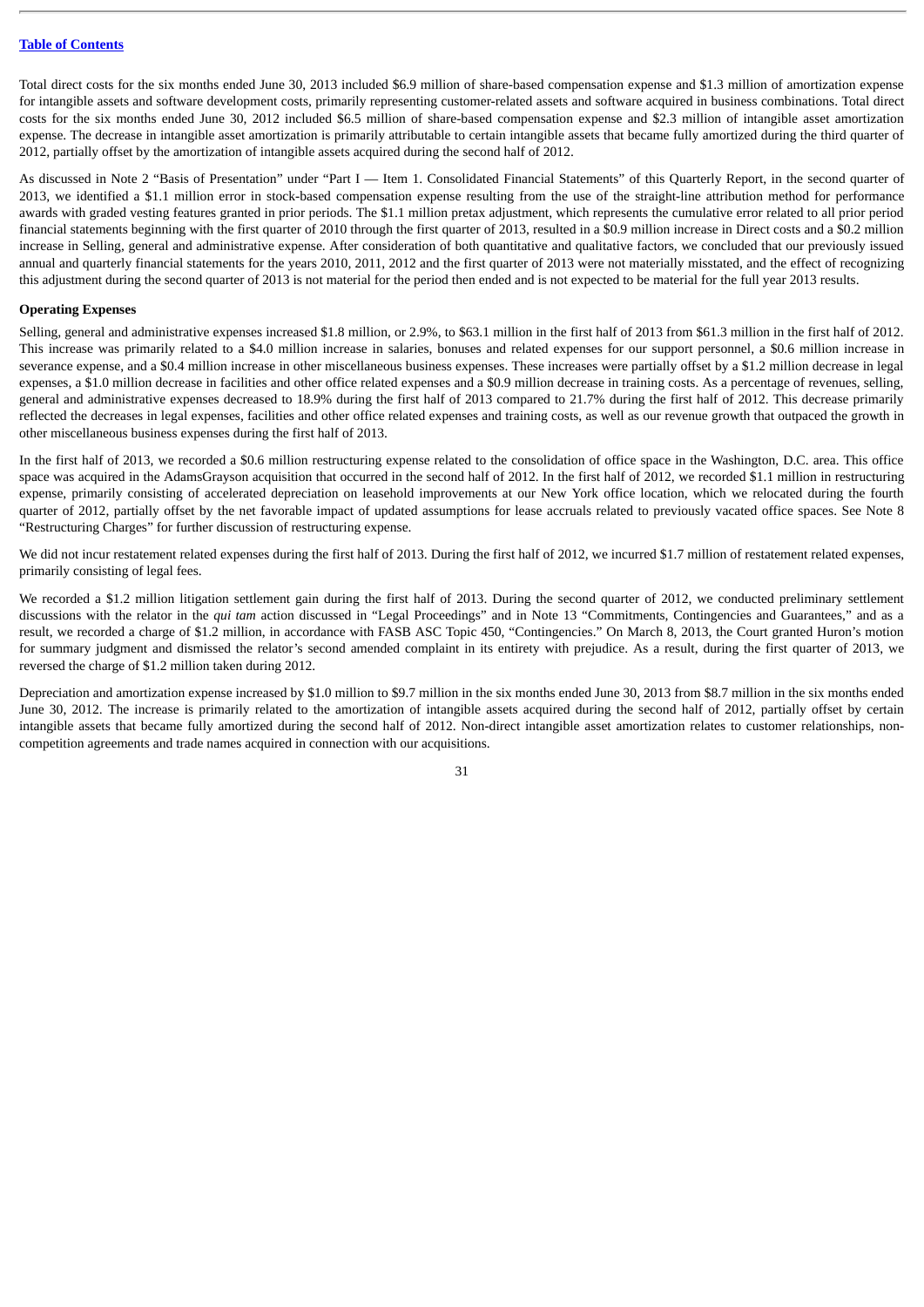Total direct costs for the six months ended June 30, 2013 included $6.9 million of share-based compensation expense and $1.3 million of amortization expense for intangible assets and software development costs, primarily representing customer-related assets and software acquired in business combinations. Total direct costs for the six months ended June 30, 2012 included $6.5 million of share-based compensation expense and $2.3 million of intangible asset amortization expense. The decrease in intangible asset amortization is primarily attributable to certain intangible assets that became fully amortized during the third quarter of 2012, partially offset by the amortization of intangible assets acquired during the second half of 2012.

As discussed in Note 2 "Basis of Presentation" under "Part I — Item 1. Consolidated Financial Statements" of this Quarterly Report, in the second quarter of 2013, we identified a $1.1 million error in stock-based compensation expense resulting from the use of the straight-line attribution method for performance awards with graded vesting features granted in prior periods. The $1.1 million pretax adjustment, which represents the cumulative error related to all prior period financial statements beginning with the first quarter of 2010 through the first quarter of 2013, resulted in a $0.9 million increase in Direct costs and a $0.2 million increase in Selling, general and administrative expense. After consideration of both quantitative and qualitative factors, we concluded that our previously issued annual and quarterly financial statements for the years 2010, 2011, 2012 and the first quarter of 2013 were not materially misstated, and the effect of recognizing this adjustment during the second quarter of 2013 is not material for the period then ended and is not expected to be material for the full year 2013 results.

**Operating Expenses**

Selling, general and administrative expenses increased $1.8 million, or 2.9%, to $63.1 million in the first half of 2013 from $61.3 million in the first half of 2012. This increase was primarily related to a $4.0 million increase in salaries, bonuses and related expenses for our support personnel, a $0.6 million increase in severance expense, and a $0.4 million increase in other miscellaneous business expenses. These increases were partially offset by a $1.2 million decrease in legal expenses, a $1.0 million decrease in facilities and other office related expenses and a $0.9 million decrease in training costs. As a percentage of revenues, selling, general and administrative expenses decreased to 18.9% during the first half of 2013 compared to 21.7% during the first half of 2012. This decrease primarily reflected the decreases in legal expenses, facilities and other office related expenses and training costs, as well as our revenue growth that outpaced the growth in other miscellaneous business expenses during the first half of 2013.

In the first half of 2013, we recorded a $0.6 million restructuring expense related to the consolidation of office space in the Washington, D.C. area. This office space was acquired in the AdamsGrayson acquisition that occurred in the second half of 2012. In the first half of 2012, we recorded $1.1 million in restructuring expense, primarily consisting of accelerated depreciation on leasehold improvements at our New York office location, which we relocated during the fourth quarter of 2012, partially offset by the net favorable impact of updated assumptions for lease accruals related to previously vacated office spaces. See Note 8 "Restructuring Charges" for further discussion of restructuring expense.

We did not incur restatement related expenses during the first half of 2013. During the first half of 2012, we incurred $1.7 million of restatement related expenses, primarily consisting of legal fees.

We recorded a $1.2 million litigation settlement gain during the first half of 2013. During the second quarter of 2012, we conducted preliminary settlement discussions with the relator in the *qui tam* action discussed in "Legal Proceedings" and in Note 13 "Commitments, Contingencies and Guarantees," and as a result, we recorded a charge of $1.2 million, in accordance with FASB ASC Topic 450, "Contingencies." On March 8, 2013, the Court granted Huron's motion for summary judgment and dismissed the relator's second amended complaint in its entirety with prejudice. As a result, during the first quarter of 2013, we reversed the charge of $1.2 million taken during 2012.

Depreciation and amortization expense increased by $1.0 million to $9.7 million in the six months ended June 30, 2013 from $8.7 million in the six months ended June 30, 2012. The increase is primarily related to the amortization of intangible assets acquired during the second half of 2012, partially offset by certain intangible assets that became fully amortized during the second half of 2012. Non-direct intangible asset amortization relates to customer relationships, non-competition agreements and trade names acquired in connection with our acquisitions.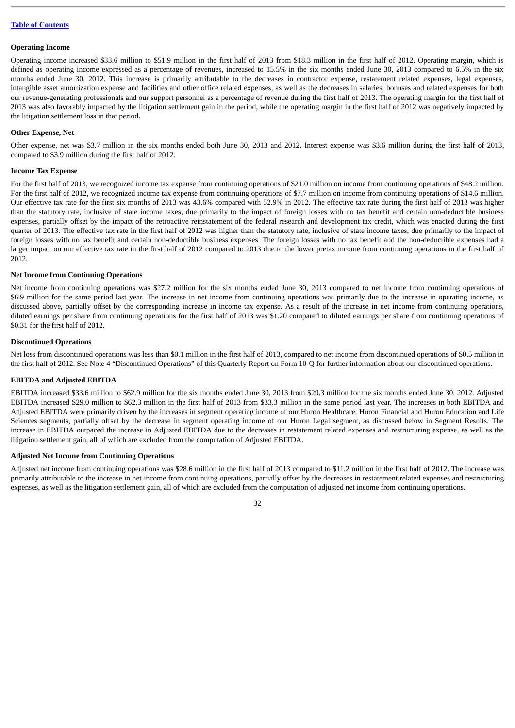**Operating Income**

Operating income increased $33.6 million to $51.9 million in the first half of 2013 from $18.3 million in the first half of 2012. Operating margin, which is defined as operating income expressed as a percentage of revenues, increased to 15.5% in the six months ended June 30, 2013 compared to 6.5% in the six months ended June 30, 2012. This increase is primarily attributable to the decreases in contractor expense, restatement related expenses, legal expenses, intangible asset amortization expense and facilities and other office related expenses, as well as the decreases in salaries, bonuses and related expenses for both our revenue-generating professionals and our support personnel as a percentage of revenue during the first half of 2013. The operating margin for the first half of 2013 was also favorably impacted by the litigation settlement gain in the period, while the operating margin in the first half of 2012 was negatively impacted by the litigation settlement loss in that period.

**Other Expense, Net**

Other expense, net was $3.7 million in the six months ended both June 30, 2013 and 2012. Interest expense was $3.6 million during the first half of 2013, compared to $3.9 million during the first half of 2012.

**Income Tax Expense**

For the first half of 2013, we recognized income tax expense from continuing operations of $21.0 million on income from continuing operations of $48.2 million. For the first half of 2012, we recognized income tax expense from continuing operations of $7.7 million on income from continuing operations of $14.6 million. Our effective tax rate for the first six months of 2013 was 43.6% compared with 52.9% in 2012. The effective tax rate during the first half of 2013 was higher than the statutory rate, inclusive of state income taxes, due primarily to the impact of foreign losses with no tax benefit and certain non-deductible business expenses, partially offset by the impact of the retroactive reinstatement of the federal research and development tax credit, which was enacted during the first quarter of 2013. The effective tax rate in the first half of 2012 was higher than the statutory rate, inclusive of state income taxes, due primarily to the impact of foreign losses with no tax benefit and certain non-deductible business expenses. The foreign losses with no tax benefit and the non-deductible expenses had a larger impact on our effective tax rate in the first half of 2012 compared to 2013 due to the lower pretax income from continuing operations in the first half of 2012.

**Net Income from Continuing Operations**

Net income from continuing operations was $27.2 million for the six months ended June 30, 2013 compared to net income from continuing operations of $6.9 million for the same period last year. The increase in net income from continuing operations was primarily due to the increase in operating income, as discussed above, partially offset by the corresponding increase in income tax expense. As a result of the increase in net income from continuing operations, diluted earnings per share from continuing operations for the first half of 2013 was $1.20 compared to diluted earnings per share from continuing operations of $0.31 for the first half of 2012.

**Discontinued Operations**

Net loss from discontinued operations was less than $0.1 million in the first half of 2013, compared to net income from discontinued operations of $0.5 million in the first half of 2012. See Note 4 "Discontinued Operations" of this Quarterly Report on Form 10-Q for further information about our discontinued operations.

**EBITDA and Adjusted EBITDA**

EBITDA increased $33.6 million to $62.9 million for the six months ended June 30, 2013 from $29.3 million for the six months ended June 30, 2012. Adjusted EBITDA increased $29.0 million to $62.3 million in the first half of 2013 from $33.3 million in the same period last year. The increases in both EBITDA and Adjusted EBITDA were primarily driven by the increases in segment operating income of our Huron Healthcare, Huron Financial and Huron Education and Life Sciences segments, partially offset by the decrease in segment operating income of our Huron Legal segment, as discussed below in Segment Results. The increase in EBITDA outpaced the increase in Adjusted EBITDA due to the decreases in restatement related expenses and restructuring expense, as well as the litigation settlement gain, all of which are excluded from the computation of Adjusted EBITDA.

**Adjusted Net Income from Continuing Operations**

Adjusted net income from continuing operations was $28.6 million in the first half of 2013 compared to $11.2 million in the first half of 2012. The increase was primarily attributable to the increase in net income from continuing operations, partially offset by the decreases in restatement related expenses and restructuring expenses, as well as the litigation settlement gain, all of which are excluded from the computation of adjusted net income from continuing operations.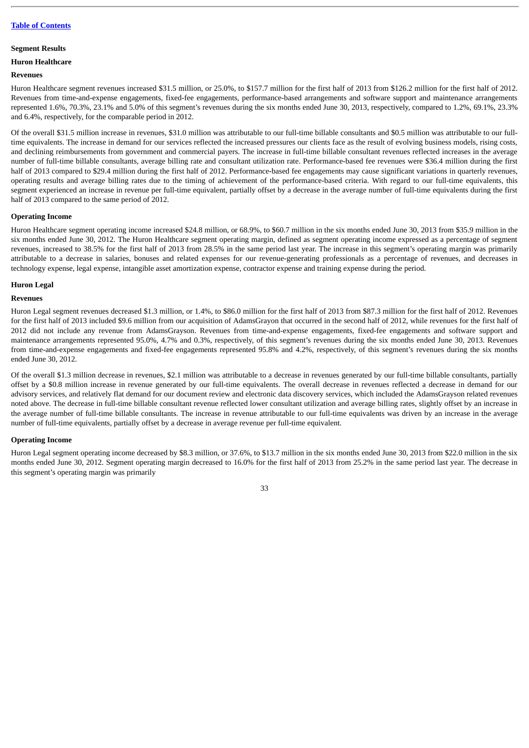**Segment Results**

**Huron Healthcare**

**Revenues**

Huron Healthcare segment revenues increased $31.5 million, or 25.0%, to $157.7 million for the first half of 2013 from $126.2 million for the first half of 2012. Revenues from time-and-expense engagements, fixed-fee engagements, performance-based arrangements and software support and maintenance arrangements represented 1.6%, 70.3%, 23.1% and 5.0% of this segment's revenues during the six months ended June 30, 2013, respectively, compared to 1.2%, 69.1%, 23.3% and 6.4%, respectively, for the comparable period in 2012.

Of the overall $31.5 million increase in revenues, $31.0 million was attributable to our full-time billable consultants and $0.5 million was attributable to our full-time equivalents. The increase in demand for our services reflected the increased pressures our clients face as the result of evolving business models, rising costs, and declining reimbursements from government and commercial payers. The increase in full-time billable consultant revenues reflected increases in the average number of full-time billable consultants, average billing rate and consultant utilization rate. Performance-based fee revenues were $36.4 million during the first half of 2013 compared to $29.4 million during the first half of 2012. Performance-based fee engagements may cause significant variations in quarterly revenues, operating results and average billing rates due to the timing of achievement of the performance-based criteria. With regard to our full-time equivalents, this segment experienced an increase in revenue per full-time equivalent, partially offset by a decrease in the average number of full-time equivalents during the first half of 2013 compared to the same period of 2012.

**Operating Income**

Huron Healthcare segment operating income increased $24.8 million, or 68.9%, to $60.7 million in the six months ended June 30, 2013 from $35.9 million in the six months ended June 30, 2012. The Huron Healthcare segment operating margin, defined as segment operating income expressed as a percentage of segment revenues, increased to 38.5% for the first half of 2013 from 28.5% in the same period last year. The increase in this segment's operating margin was primarily attributable to a decrease in salaries, bonuses and related expenses for our revenue-generating professionals as a percentage of revenues, and decreases in technology expense, legal expense, intangible asset amortization expense, contractor expense and training expense during the period.

**Huron Legal**

**Revenues**

Huron Legal segment revenues decreased $1.3 million, or 1.4%, to $86.0 million for the first half of 2013 from $87.3 million for the first half of 2012. Revenues for the first half of 2013 included $9.6 million from our acquisition of AdamsGrayson that occurred in the second half of 2012, while revenues for the first half of 2012 did not include any revenue from AdamsGrayson. Revenues from time-and-expense engagements, fixed-fee engagements and software support and maintenance arrangements represented 95.0%, 4.7% and 0.3%, respectively, of this segment's revenues during the six months ended June 30, 2013. Revenues from time-and-expense engagements and fixed-fee engagements represented 95.8% and 4.2%, respectively, of this segment's revenues during the six months ended June 30, 2012.

Of the overall $1.3 million decrease in revenues, $2.1 million was attributable to a decrease in revenues generated by our full-time billable consultants, partially offset by a $0.8 million increase in revenue generated by our full-time equivalents. The overall decrease in revenues reflected a decrease in demand for our advisory services, and relatively flat demand for our document review and electronic data discovery services, which included the AdamsGrayson related revenues noted above. The decrease in full-time billable consultant revenue reflected lower consultant utilization and average billing rates, slightly offset by an increase in the average number of full-time billable consultants. The increase in revenue attributable to our full-time equivalents was driven by an increase in the average number of full-time equivalents, partially offset by a decrease in average revenue per full-time equivalent.

**Operating Income**

Huron Legal segment operating income decreased by $8.3 million, or 37.6%, to $13.7 million in the six months ended June 30, 2013 from $22.0 million in the six months ended June 30, 2012. Segment operating margin decreased to 16.0% for the first half of 2013 from 25.2% in the same period last year. The decrease in this segment's operating margin was primarily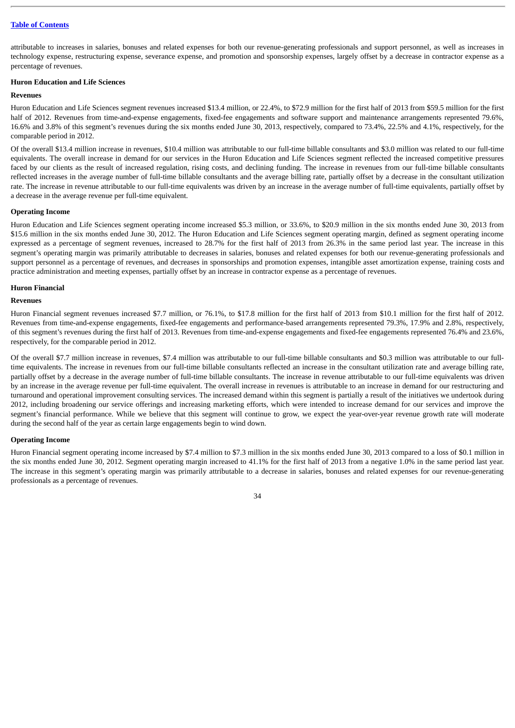attributable to increases in salaries, bonuses and related expenses for both our revenue-generating professionals and support personnel, as well as increases in technology expense, restructuring expense, severance expense, and promotion and sponsorship expenses, largely offset by a decrease in contractor expense as a percentage of revenues.

**Huron Education and Life Sciences**

**Revenues**

Huron Education and Life Sciences segment revenues increased $13.4 million, or 22.4%, to $72.9 million for the first half of 2013 from $59.5 million for the first half of 2012. Revenues from time-and-expense engagements, fixed-fee engagements and software support and maintenance arrangements represented 79.6%, 16.6% and 3.8% of this segment's revenues during the six months ended June 30, 2013, respectively, compared to 73.4%, 22.5% and 4.1%, respectively, for the comparable period in 2012.

Of the overall $13.4 million increase in revenues, $10.4 million was attributable to our full-time billable consultants and $3.0 million was related to our full-time equivalents. The overall increase in demand for our services in the Huron Education and Life Sciences segment reflected the increased competitive pressures faced by our clients as the result of increased regulation, rising costs, and declining funding. The increase in revenues from our full-time billable consultants reflected increases in the average number of full-time billable consultants and the average billing rate, partially offset by a decrease in the consultant utilization rate. The increase in revenue attributable to our full-time equivalents was driven by an increase in the average number of full-time equivalents, partially offset by a decrease in the average revenue per full-time equivalent.

**Operating Income**

Huron Education and Life Sciences segment operating income increased $5.3 million, or 33.6%, to $20.9 million in the six months ended June 30, 2013 from $15.6 million in the six months ended June 30, 2012. The Huron Education and Life Sciences segment operating margin, defined as segment operating income expressed as a percentage of segment revenues, increased to 28.7% for the first half of 2013 from 26.3% in the same period last year. The increase in this segment's operating margin was primarily attributable to decreases in salaries, bonuses and related expenses for both our revenue-generating professionals and support personnel as a percentage of revenues, and decreases in sponsorships and promotion expenses, intangible asset amortization expense, training costs and practice administration and meeting expenses, partially offset by an increase in contractor expense as a percentage of revenues.

**Huron Financial**

**Revenues**

Huron Financial segment revenues increased $7.7 million, or 76.1%, to $17.8 million for the first half of 2013 from $10.1 million for the first half of 2012. Revenues from time-and-expense engagements, fixed-fee engagements and performance-based arrangements represented 79.3%, 17.9% and 2.8%, respectively, of this segment's revenues during the first half of 2013. Revenues from time-and-expense engagements and fixed-fee engagements represented 76.4% and 23.6%, respectively, for the comparable period in 2012.

Of the overall $7.7 million increase in revenues, $7.4 million was attributable to our full-time billable consultants and $0.3 million was attributable to our full-time equivalents. The increase in revenues from our full-time billable consultants reflected an increase in the consultant utilization rate and average billing rate, partially offset by a decrease in the average number of full-time billable consultants. The increase in revenue attributable to our full-time equivalents was driven by an increase in the average revenue per full-time equivalent. The overall increase in revenues is attributable to an increase in demand for our restructuring and turnaround and operational improvement consulting services. The increased demand within this segment is partially a result of the initiatives we undertook during 2012, including broadening our service offerings and increasing marketing efforts, which were intended to increase demand for our services and improve the segment's financial performance. While we believe that this segment will continue to grow, we expect the year-over-year revenue growth rate will moderate during the second half of the year as certain large engagements begin to wind down.

**Operating Income**

Huron Financial segment operating income increased by $7.4 million to $7.3 million in the six months ended June 30, 2013 compared to a loss of $0.1 million in the six months ended June 30, 2012. Segment operating margin increased to 41.1% for the first half of 2013 from a negative 1.0% in the same period last year. The increase in this segment's operating margin was primarily attributable to a decrease in salaries, bonuses and related expenses for our revenue-generating professionals as a percentage of revenues.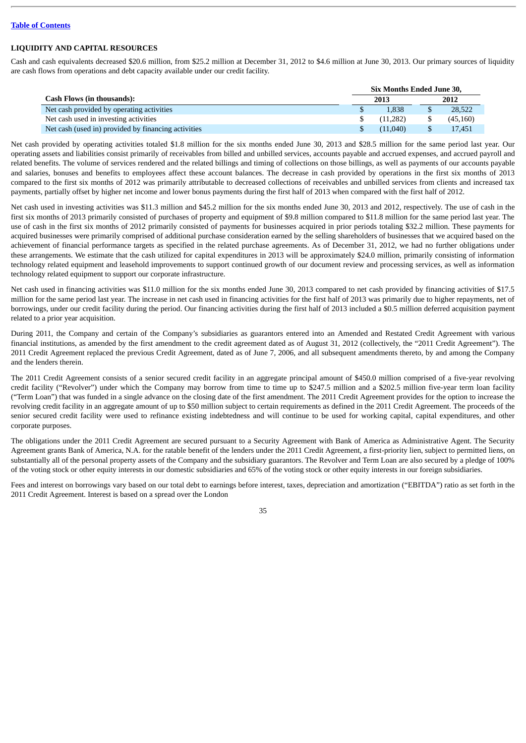## LIQUIDITY AND CAPITAL RESOURCES

Cash and cash equivalents decreased $20.6 million, from $25.2 million at December 31, 2012 to $4.6 million at June 30, 2013. Our primary sources of liquidity are cash flows from operations and debt capacity available under our credit facility.

| Cash Flows (in thousands): | Six Months Ended June 30, 2013 | Six Months Ended June 30, 2012 |
|---|---|---|
| Net cash provided by operating activities | $ 1,838 | $ 28,522 |
| Net cash used in investing activities | $ (11,282) | $ (45,160) |
| Net cash (used in) provided by financing activities | $ (11,040) | $ 17,451 |

Net cash provided by operating activities totaled $1.8 million for the six months ended June 30, 2013 and $28.5 million for the same period last year. Our operating assets and liabilities consist primarily of receivables from billed and unbilled services, accounts payable and accrued expenses, and accrued payroll and related benefits. The volume of services rendered and the related billings and timing of collections on those billings, as well as payments of our accounts payable and salaries, bonuses and benefits to employees affect these account balances. The decrease in cash provided by operations in the first six months of 2013 compared to the first six months of 2012 was primarily attributable to decreased collections of receivables and unbilled services from clients and increased tax payments, partially offset by higher net income and lower bonus payments during the first half of 2013 when compared with the first half of 2012.

Net cash used in investing activities was $11.3 million and $45.2 million for the six months ended June 30, 2013 and 2012, respectively. The use of cash in the first six months of 2013 primarily consisted of purchases of property and equipment of $9.8 million compared to $11.8 million for the same period last year. The use of cash in the first six months of 2012 primarily consisted of payments for businesses acquired in prior periods totaling $32.2 million. These payments for acquired businesses were primarily comprised of additional purchase consideration earned by the selling shareholders of businesses that we acquired based on the achievement of financial performance targets as specified in the related purchase agreements. As of December 31, 2012, we had no further obligations under these arrangements. We estimate that the cash utilized for capital expenditures in 2013 will be approximately $24.0 million, primarily consisting of information technology related equipment and leasehold improvements to support continued growth of our document review and processing services, as well as information technology related equipment to support our corporate infrastructure.

Net cash used in financing activities was $11.0 million for the six months ended June 30, 2013 compared to net cash provided by financing activities of $17.5 million for the same period last year. The increase in net cash used in financing activities for the first half of 2013 was primarily due to higher repayments, net of borrowings, under our credit facility during the period. Our financing activities during the first half of 2013 included a $0.5 million deferred acquisition payment related to a prior year acquisition.

During 2011, the Company and certain of the Company's subsidiaries as guarantors entered into an Amended and Restated Credit Agreement with various financial institutions, as amended by the first amendment to the credit agreement dated as of August 31, 2012 (collectively, the "2011 Credit Agreement"). The 2011 Credit Agreement replaced the previous Credit Agreement, dated as of June 7, 2006, and all subsequent amendments thereto, by and among the Company and the lenders therein.

The 2011 Credit Agreement consists of a senior secured credit facility in an aggregate principal amount of $450.0 million comprised of a five-year revolving credit facility ("Revolver") under which the Company may borrow from time to time up to $247.5 million and a $202.5 million five-year term loan facility ("Term Loan") that was funded in a single advance on the closing date of the first amendment. The 2011 Credit Agreement provides for the option to increase the revolving credit facility in an aggregate amount of up to $50 million subject to certain requirements as defined in the 2011 Credit Agreement. The proceeds of the senior secured credit facility were used to refinance existing indebtedness and will continue to be used for working capital, capital expenditures, and other corporate purposes.

The obligations under the 2011 Credit Agreement are secured pursuant to a Security Agreement with Bank of America as Administrative Agent. The Security Agreement grants Bank of America, N.A. for the ratable benefit of the lenders under the 2011 Credit Agreement, a first-priority lien, subject to permitted liens, on substantially all of the personal property assets of the Company and the subsidiary guarantors. The Revolver and Term Loan are also secured by a pledge of 100% of the voting stock or other equity interests in our domestic subsidiaries and 65% of the voting stock or other equity interests in our foreign subsidiaries.

Fees and interest on borrowings vary based on our total debt to earnings before interest, taxes, depreciation and amortization ("EBITDA") ratio as set forth in the 2011 Credit Agreement. Interest is based on a spread over the London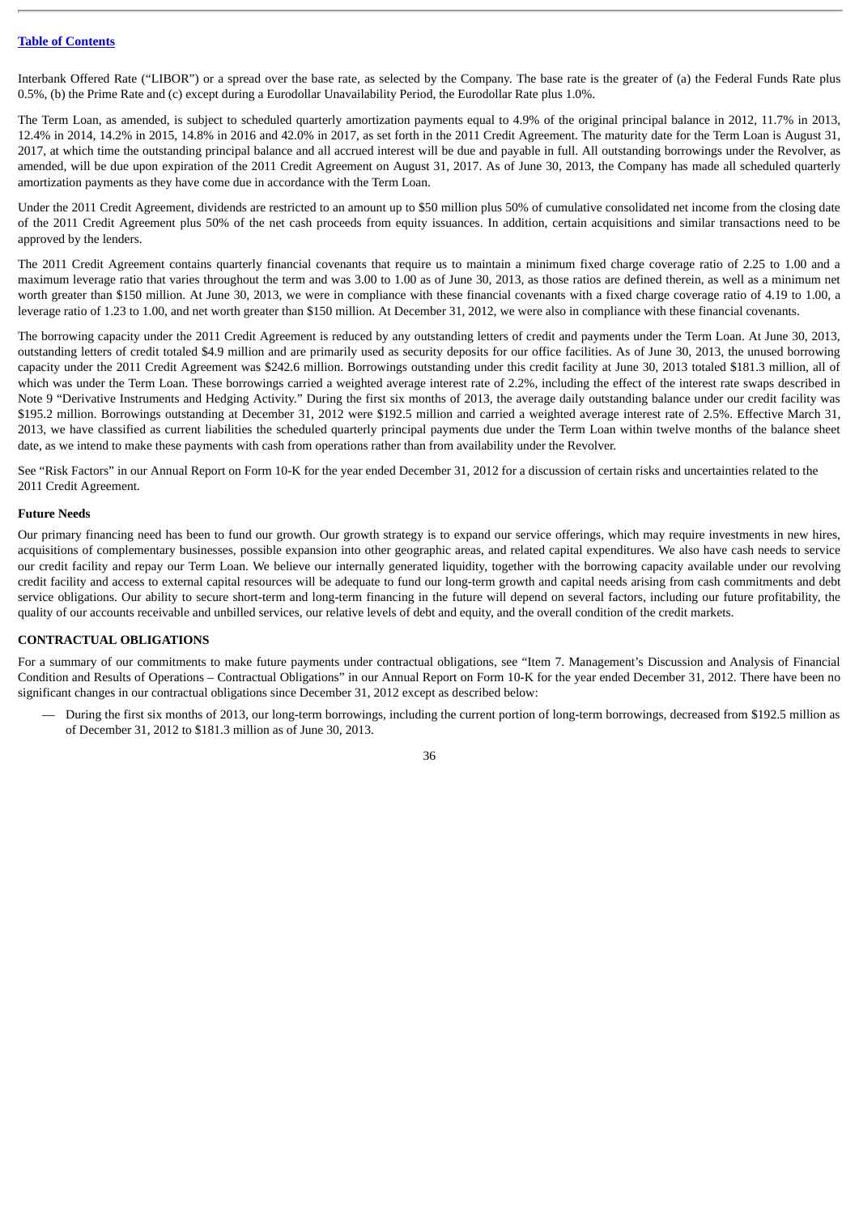Interbank Offered Rate (“LIBOR”) or a spread over the base rate, as selected by the Company. The base rate is the greater of (a) the Federal Funds Rate plus 0.5%, (b) the Prime Rate and (c) except during a Eurodollar Unavailability Period, the Eurodollar Rate plus 1.0%.

The Term Loan, as amended, is subject to scheduled quarterly amortization payments equal to 4.9% of the original principal balance in 2012, 11.7% in 2013, 12.4% in 2014, 14.2% in 2015, 14.8% in 2016 and 42.0% in 2017, as set forth in the 2011 Credit Agreement. The maturity date for the Term Loan is August 31, 2017, at which time the outstanding principal balance and all accrued interest will be due and payable in full. All outstanding borrowings under the Revolver, as amended, will be due upon expiration of the 2011 Credit Agreement on August 31, 2017. As of June 30, 2013, the Company has made all scheduled quarterly amortization payments as they have come due in accordance with the Term Loan.

Under the 2011 Credit Agreement, dividends are restricted to an amount up to $50 million plus 50% of cumulative consolidated net income from the closing date of the 2011 Credit Agreement plus 50% of the net cash proceeds from equity issuances. In addition, certain acquisitions and similar transactions need to be approved by the lenders.

The 2011 Credit Agreement contains quarterly financial covenants that require us to maintain a minimum fixed charge coverage ratio of 2.25 to 1.00 and a maximum leverage ratio that varies throughout the term and was 3.00 to 1.00 as of June 30, 2013, as those ratios are defined therein, as well as a minimum net worth greater than $150 million. At June 30, 2013, we were in compliance with these financial covenants with a fixed charge coverage ratio of 4.19 to 1.00, a leverage ratio of 1.23 to 1.00, and net worth greater than $150 million. At December 31, 2012, we were also in compliance with these financial covenants.

The borrowing capacity under the 2011 Credit Agreement is reduced by any outstanding letters of credit and payments under the Term Loan. At June 30, 2013, outstanding letters of credit totaled $4.9 million and are primarily used as security deposits for our office facilities. As of June 30, 2013, the unused borrowing capacity under the 2011 Credit Agreement was $242.6 million. Borrowings outstanding under this credit facility at June 30, 2013 totaled $181.3 million, all of which was under the Term Loan. These borrowings carried a weighted average interest rate of 2.2%, including the effect of the interest rate swaps described in Note 9 “Derivative Instruments and Hedging Activity.” During the first six months of 2013, the average daily outstanding balance under our credit facility was $195.2 million. Borrowings outstanding at December 31, 2012 were $192.5 million and carried a weighted average interest rate of 2.5%. Effective March 31, 2013, we have classified as current liabilities the scheduled quarterly principal payments due under the Term Loan within twelve months of the balance sheet date, as we intend to make these payments with cash from operations rather than from availability under the Revolver.

See “Risk Factors” in our Annual Report on Form 10-K for the year ended December 31, 2012 for a discussion of certain risks and uncertainties related to the 2011 Credit Agreement.

**Future Needs**

Our primary financing need has been to fund our growth. Our growth strategy is to expand our service offerings, which may require investments in new hires, acquisitions of complementary businesses, possible expansion into other geographic areas, and related capital expenditures. We also have cash needs to service our credit facility and repay our Term Loan. We believe our internally generated liquidity, together with the borrowing capacity available under our revolving credit facility and access to external capital resources will be adequate to fund our long-term growth and capital needs arising from cash commitments and debt service obligations. Our ability to secure short-term and long-term financing in the future will depend on several factors, including our future profitability, the quality of our accounts receivable and unbilled services, our relative levels of debt and equity, and the overall condition of the credit markets.

## CONTRACTUAL OBLIGATIONS

For a summary of our commitments to make future payments under contractual obligations, see “Item 7. Management’s Discussion and Analysis of Financial Condition and Results of Operations – Contractual Obligations” in our Annual Report on Form 10-K for the year ended December 31, 2012. There have been no significant changes in our contractual obligations since December 31, 2012 except as described below:

— During the first six months of 2013, our long-term borrowings, including the current portion of long-term borrowings, decreased from $192.5 million as of December 31, 2012 to $181.3 million as of June 30, 2013.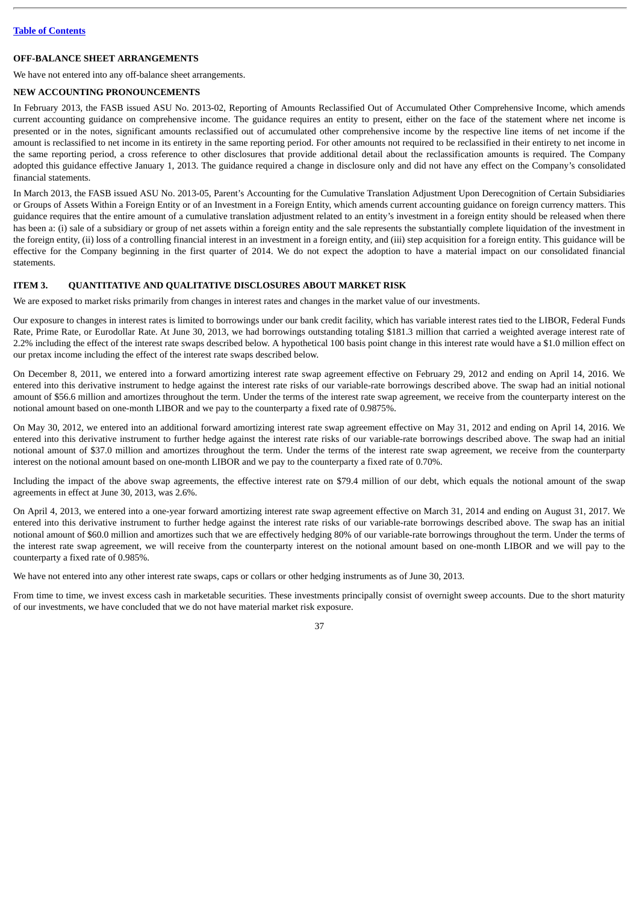[Table of Contents](#)

## OFF-BALANCE SHEET ARRANGEMENTS

We have not entered into any off-balance sheet arrangements.

## NEW ACCOUNTING PRONOUNCEMENTS

In February 2013, the FASB issued ASU No. 2013-02, Reporting of Amounts Reclassified Out of Accumulated Other Comprehensive Income, which amends current accounting guidance on comprehensive income. The guidance requires an entity to present, either on the face of the statement where net income is presented or in the notes, significant amounts reclassified out of accumulated other comprehensive income by the respective line items of net income if the amount is reclassified to net income in its entirety in the same reporting period. For other amounts not required to be reclassified in their entirety to net income in the same reporting period, a cross reference to other disclosures that provide additional detail about the reclassification amounts is required. The Company adopted this guidance effective January 1, 2013. The guidance required a change in disclosure only and did not have any effect on the Company's consolidated financial statements.

In March 2013, the FASB issued ASU No. 2013-05, Parent's Accounting for the Cumulative Translation Adjustment Upon Derecognition of Certain Subsidiaries or Groups of Assets Within a Foreign Entity or of an Investment in a Foreign Entity, which amends current accounting guidance on foreign currency matters. This guidance requires that the entire amount of a cumulative translation adjustment related to an entity's investment in a foreign entity should be released when there has been a: (i) sale of a subsidiary or group of net assets within a foreign entity and the sale represents the substantially complete liquidation of the investment in the foreign entity, (ii) loss of a controlling financial interest in an investment in a foreign entity, and (iii) step acquisition for a foreign entity. This guidance will be effective for the Company beginning in the first quarter of 2014. We do not expect the adoption to have a material impact on our consolidated financial statements.

## ITEM 3. QUANTITATIVE AND QUALITATIVE DISCLOSURES ABOUT MARKET RISK

We are exposed to market risks primarily from changes in interest rates and changes in the market value of our investments.

Our exposure to changes in interest rates is limited to borrowings under our bank credit facility, which has variable interest rates tied to the LIBOR, Federal Funds Rate, Prime Rate, or Eurodollar Rate. At June 30, 2013, we had borrowings outstanding totaling $181.3 million that carried a weighted average interest rate of 2.2% including the effect of the interest rate swaps described below. A hypothetical 100 basis point change in this interest rate would have a $1.0 million effect on our pretax income including the effect of the interest rate swaps described below.

On December 8, 2011, we entered into a forward amortizing interest rate swap agreement effective on February 29, 2012 and ending on April 14, 2016. We entered into this derivative instrument to hedge against the interest rate risks of our variable-rate borrowings described above. The swap had an initial notional amount of $56.6 million and amortizes throughout the term. Under the terms of the interest rate swap agreement, we receive from the counterparty interest on the notional amount based on one-month LIBOR and we pay to the counterparty a fixed rate of 0.9875%.

On May 30, 2012, we entered into an additional forward amortizing interest rate swap agreement effective on May 31, 2012 and ending on April 14, 2016. We entered into this derivative instrument to further hedge against the interest rate risks of our variable-rate borrowings described above. The swap had an initial notional amount of $37.0 million and amortizes throughout the term. Under the terms of the interest rate swap agreement, we receive from the counterparty interest on the notional amount based on one-month LIBOR and we pay to the counterparty a fixed rate of 0.70%.

Including the impact of the above swap agreements, the effective interest rate on $79.4 million of our debt, which equals the notional amount of the swap agreements in effect at June 30, 2013, was 2.6%.

On April 4, 2013, we entered into a one-year forward amortizing interest rate swap agreement effective on March 31, 2014 and ending on August 31, 2017. We entered into this derivative instrument to further hedge against the interest rate risks of our variable-rate borrowings described above. The swap has an initial notional amount of $60.0 million and amortizes such that we are effectively hedging 80% of our variable-rate borrowings throughout the term. Under the terms of the interest rate swap agreement, we will receive from the counterparty interest on the notional amount based on one-month LIBOR and we will pay to the counterparty a fixed rate of 0.985%.

We have not entered into any other interest rate swaps, caps or collars or other hedging instruments as of June 30, 2013.

From time to time, we invest excess cash in marketable securities. These investments principally consist of overnight sweep accounts. Due to the short maturity of our investments, we have concluded that we do not have material market risk exposure.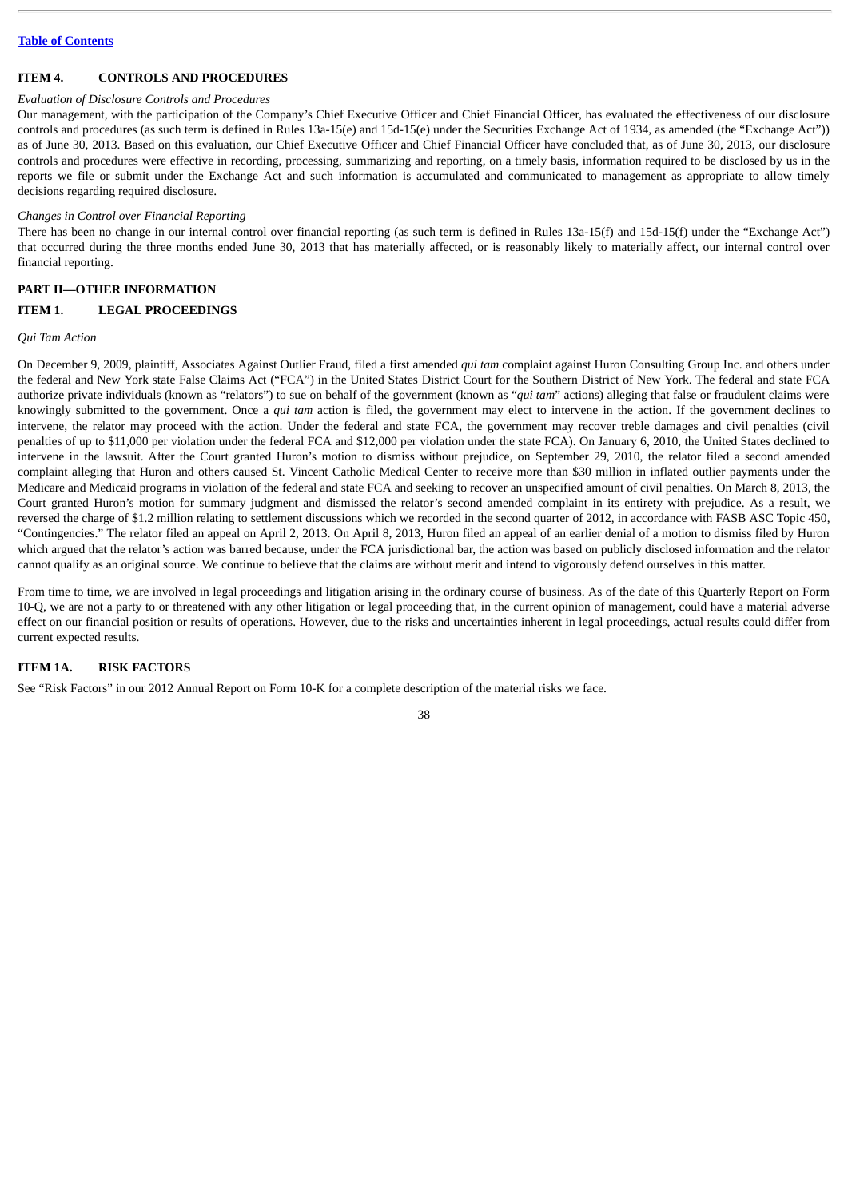[Table of Contents](#)

## ITEM 4. CONTROLS AND PROCEDURES

*Evaluation of Disclosure Controls and Procedures*

Our management, with the participation of the Company's Chief Executive Officer and Chief Financial Officer, has evaluated the effectiveness of our disclosure controls and procedures (as such term is defined in Rules 13a-15(e) and 15d-15(e) under the Securities Exchange Act of 1934, as amended (the "Exchange Act")) as of June 30, 2013. Based on this evaluation, our Chief Executive Officer and Chief Financial Officer have concluded that, as of June 30, 2013, our disclosure controls and procedures were effective in recording, processing, summarizing and reporting, on a timely basis, information required to be disclosed by us in the reports we file or submit under the Exchange Act and such information is accumulated and communicated to management as appropriate to allow timely decisions regarding required disclosure.

*Changes in Control over Financial Reporting*

There has been no change in our internal control over financial reporting (as such term is defined in Rules 13a-15(f) and 15d-15(f) under the "Exchange Act") that occurred during the three months ended June 30, 2013 that has materially affected, or is reasonably likely to materially affect, our internal control over financial reporting.

# PART II—OTHER INFORMATION

## ITEM 1. LEGAL PROCEEDINGS

*Qui Tam Action*

On December 9, 2009, plaintiff, Associates Against Outlier Fraud, filed a first amended *qui tam* complaint against Huron Consulting Group Inc. and others under the federal and New York state False Claims Act ("FCA") in the United States District Court for the Southern District of New York. The federal and state FCA authorize private individuals (known as "relators") to sue on behalf of the government (known as "*qui tam*" actions) alleging that false or fraudulent claims were knowingly submitted to the government. Once a *qui tam* action is filed, the government may elect to intervene in the action. If the government declines to intervene, the relator may proceed with the action. Under the federal and state FCA, the government may recover treble damages and civil penalties (civil penalties of up to $11,000 per violation under the federal FCA and $12,000 per violation under the state FCA). On January 6, 2010, the United States declined to intervene in the lawsuit. After the Court granted Huron's motion to dismiss without prejudice, on September 29, 2010, the relator filed a second amended complaint alleging that Huron and others caused St. Vincent Catholic Medical Center to receive more than $30 million in inflated outlier payments under the Medicare and Medicaid programs in violation of the federal and state FCA and seeking to recover an unspecified amount of civil penalties. On March 8, 2013, the Court granted Huron's motion for summary judgment and dismissed the relator's second amended complaint in its entirety with prejudice. As a result, we reversed the charge of $1.2 million relating to settlement discussions which we recorded in the second quarter of 2012, in accordance with FASB ASC Topic 450, "Contingencies." The relator filed an appeal on April 2, 2013. On April 8, 2013, Huron filed an appeal of an earlier denial of a motion to dismiss filed by Huron which argued that the relator's action was barred because, under the FCA jurisdictional bar, the action was based on publicly disclosed information and the relator cannot qualify as an original source. We continue to believe that the claims are without merit and intend to vigorously defend ourselves in this matter.

From time to time, we are involved in legal proceedings and litigation arising in the ordinary course of business. As of the date of this Quarterly Report on Form 10-Q, we are not a party to or threatened with any other litigation or legal proceeding that, in the current opinion of management, could have a material adverse effect on our financial position or results of operations. However, due to the risks and uncertainties inherent in legal proceedings, actual results could differ from current expected results.

## ITEM 1A. RISK FACTORS

See "Risk Factors" in our 2012 Annual Report on Form 10-K for a complete description of the material risks we face.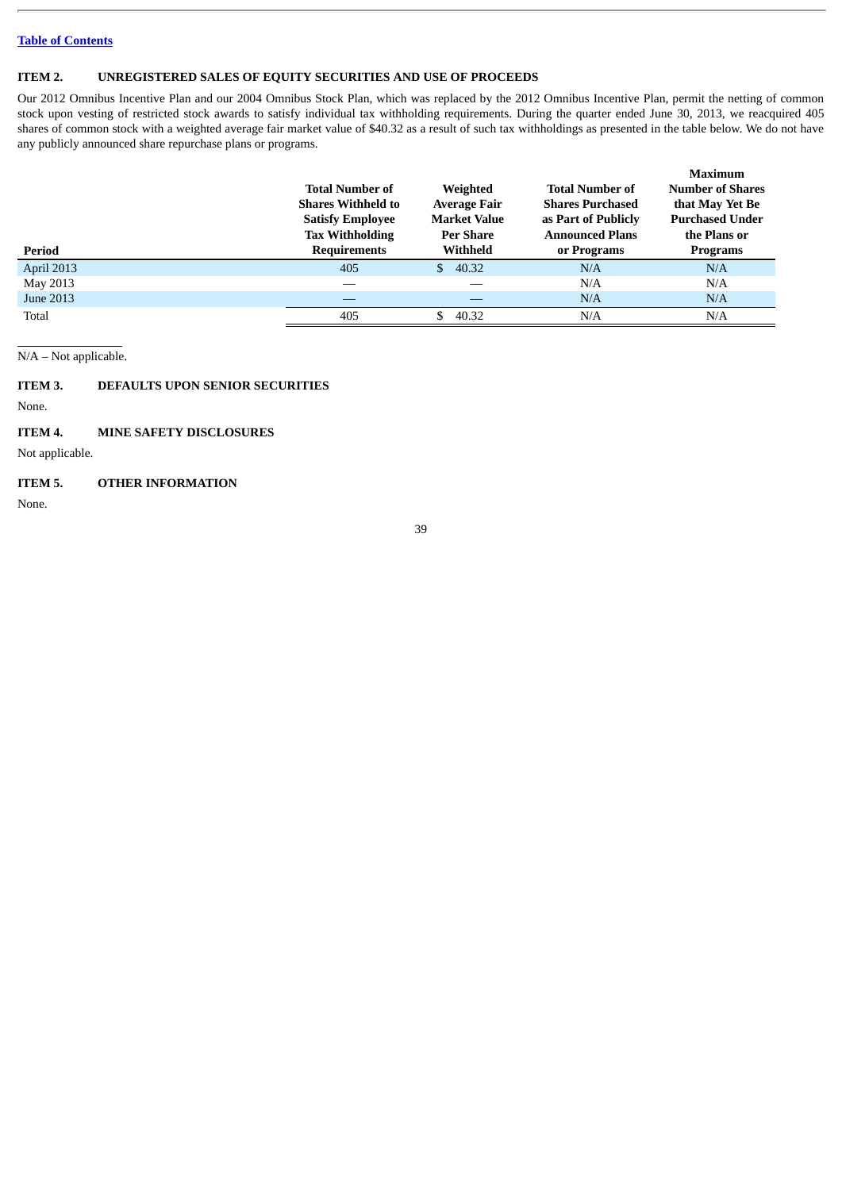## ITEM 2. UNREGISTERED SALES OF EQUITY SECURITIES AND USE OF PROCEEDS

Our 2012 Omnibus Incentive Plan and our 2004 Omnibus Stock Plan, which was replaced by the 2012 Omnibus Incentive Plan, permit the netting of common stock upon vesting of restricted stock awards to satisfy individual tax withholding requirements. During the quarter ended June 30, 2013, we reacquired 405 shares of common stock with a weighted average fair market value of $40.32 as a result of such tax withholdings as presented in the table below. We do not have any publicly announced share repurchase plans or programs.

| Period | Total Number of Shares Withheld to Satisfy Employee Tax Withholding Requirements | Weighted Average Fair Market Value Per Share Withheld | Total Number of Shares Purchased as Part of Publicly Announced Plans or Programs | Maximum Number of Shares that May Yet Be Purchased Under the Plans or Programs |
|---|---|---|---|---|
| April 2013 | 405 | $ 40.32 | N/A | N/A |
| May 2013 | — | — | N/A | N/A |
| June 2013 | — | — | N/A | N/A |
| Total | 405 | $ 40.32 | N/A | N/A |

N/A – Not applicable.

## ITEM 3. DEFAULTS UPON SENIOR SECURITIES

None.

## ITEM 4. MINE SAFETY DISCLOSURES

Not applicable.

## ITEM 5. OTHER INFORMATION

None.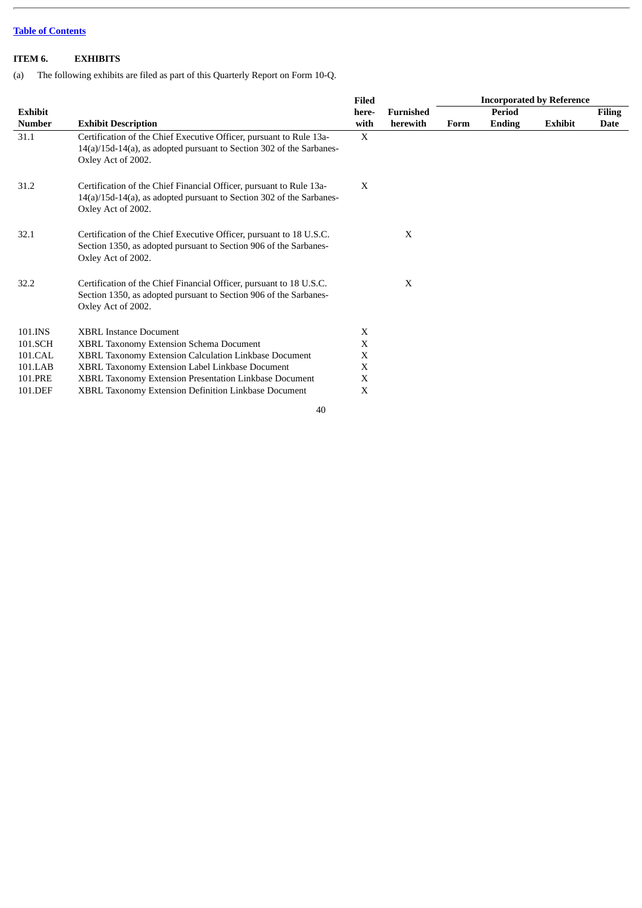[Table of Contents](#)

**ITEM 6. EXHIBITS**

(a) The following exhibits are filed as part of this Quarterly Report on Form 10-Q.

| Exhibit Number | Exhibit Description | Filed here-with | Furnished herewith | Incorporated by Reference | | | |
|---|---|---|---|---|---|---|---|
| | | | | Form | Period Ending | Exhibit | Filing Date |
| 31.1 | Certification of the Chief Executive Officer, pursuant to Rule 13a-14(a)/15d-14(a), as adopted pursuant to Section 302 of the Sarbanes-Oxley Act of 2002. | X | | | | | |
| 31.2 | Certification of the Chief Financial Officer, pursuant to Rule 13a-14(a)/15d-14(a), as adopted pursuant to Section 302 of the Sarbanes-Oxley Act of 2002. | X | | | | | |
| 32.1 | Certification of the Chief Executive Officer, pursuant to 18 U.S.C. Section 1350, as adopted pursuant to Section 906 of the Sarbanes-Oxley Act of 2002. | | X | | | | |
| 32.2 | Certification of the Chief Financial Officer, pursuant to 18 U.S.C. Section 1350, as adopted pursuant to Section 906 of the Sarbanes-Oxley Act of 2002. | | X | | | | |
| 101.INS | XBRL Instance Document | X | | | | | |
| 101.SCH | XBRL Taxonomy Extension Schema Document | X | | | | | |
| 101.CAL | XBRL Taxonomy Extension Calculation Linkbase Document | X | | | | | |
| 101.LAB | XBRL Taxonomy Extension Label Linkbase Document | X | | | | | |
| 101.PRE | XBRL Taxonomy Extension Presentation Linkbase Document | X | | | | | |
| 101.DEF | XBRL Taxonomy Extension Definition Linkbase Document | X | | | | | |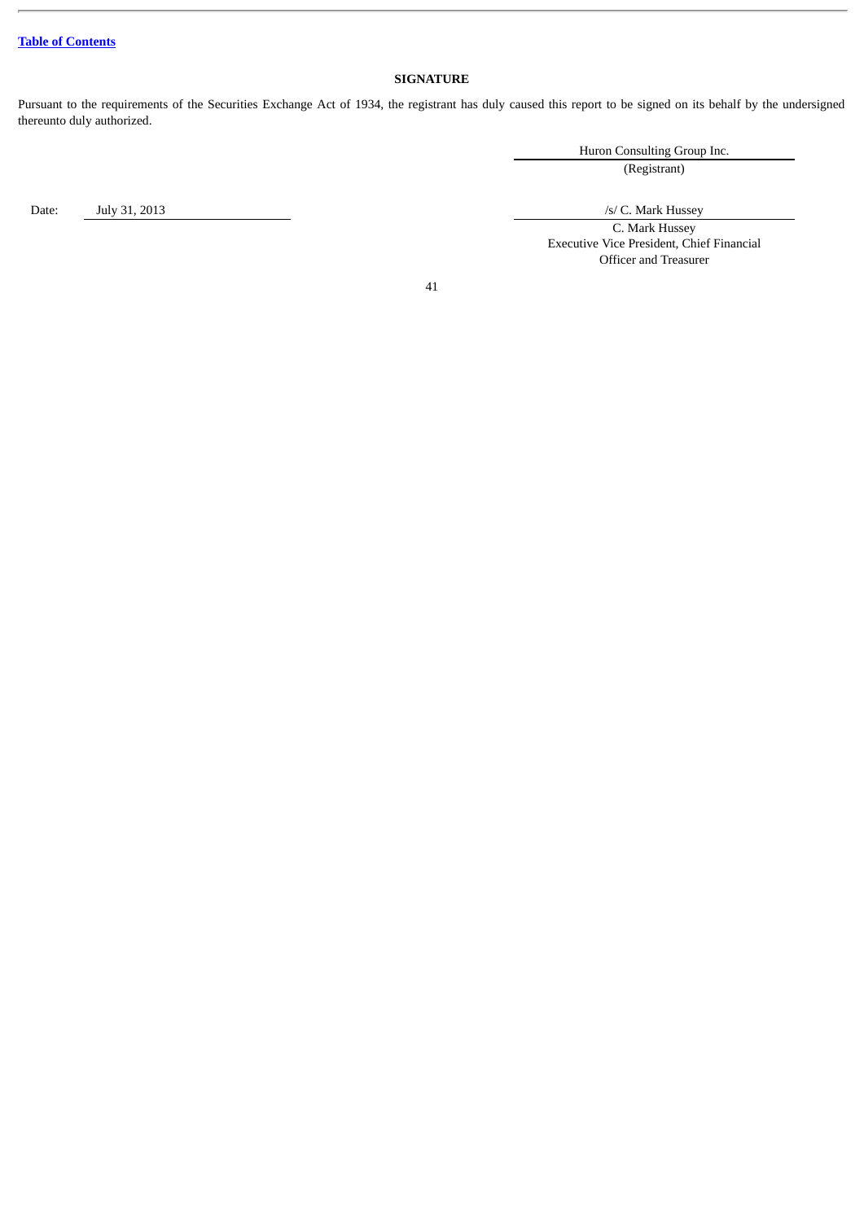[Table of Contents](#)

## SIGNATURE

Pursuant to the requirements of the Securities Exchange Act of 1934, the registrant has duly caused this report to be signed on its behalf by the undersigned thereunto duly authorized.

Huron Consulting Group Inc.
(Registrant)

Date: July 31, 2013

/s/ C. Mark Hussey
C. Mark Hussey
Executive Vice President, Chief Financial Officer and Treasurer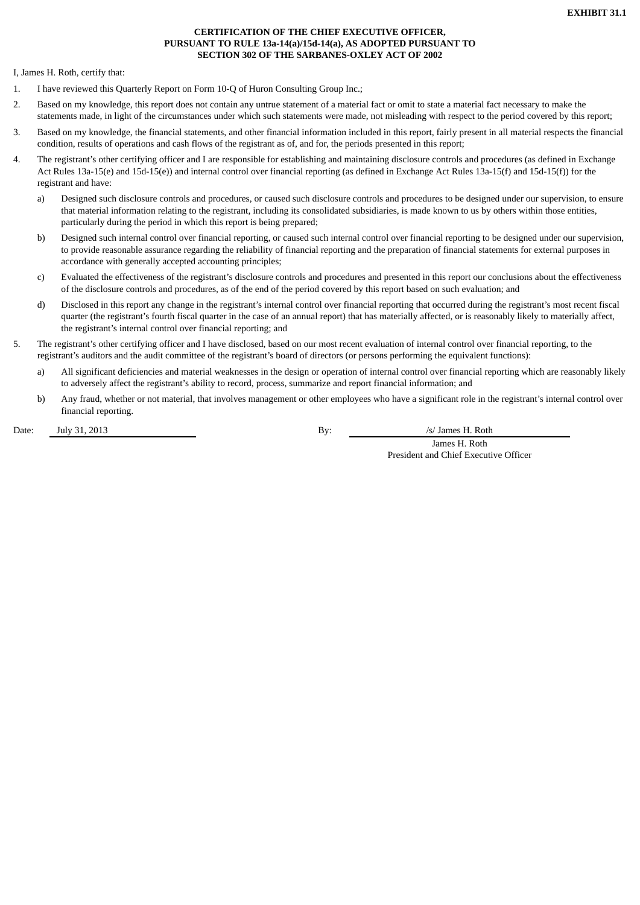**EXHIBIT 31.1**

**CERTIFICATION OF THE CHIEF EXECUTIVE OFFICER,
PURSUANT TO RULE 13a-14(a)/15d-14(a), AS ADOPTED PURSUANT TO
SECTION 302 OF THE SARBANES-OXLEY ACT OF 2002**

I, James H. Roth, certify that:

1. I have reviewed this Quarterly Report on Form 10-Q of Huron Consulting Group Inc.;
2. Based on my knowledge, this report does not contain any untrue statement of a material fact or omit to state a material fact necessary to make the statements made, in light of the circumstances under which such statements were made, not misleading with respect to the period covered by this report;
3. Based on my knowledge, the financial statements, and other financial information included in this report, fairly present in all material respects the financial condition, results of operations and cash flows of the registrant as of, and for, the periods presented in this report;
4. The registrant's other certifying officer and I are responsible for establishing and maintaining disclosure controls and procedures (as defined in Exchange Act Rules 13a-15(e) and 15d-15(e)) and internal control over financial reporting (as defined in Exchange Act Rules 13a-15(f) and 15d-15(f)) for the registrant and have:
   a) Designed such disclosure controls and procedures, or caused such disclosure controls and procedures to be designed under our supervision, to ensure that material information relating to the registrant, including its consolidated subsidiaries, is made known to us by others within those entities, particularly during the period in which this report is being prepared;
   b) Designed such internal control over financial reporting, or caused such internal control over financial reporting to be designed under our supervision, to provide reasonable assurance regarding the reliability of financial reporting and the preparation of financial statements for external purposes in accordance with generally accepted accounting principles;
   c) Evaluated the effectiveness of the registrant's disclosure controls and procedures and presented in this report our conclusions about the effectiveness of the disclosure controls and procedures, as of the end of the period covered by this report based on such evaluation; and
   d) Disclosed in this report any change in the registrant's internal control over financial reporting that occurred during the registrant's most recent fiscal quarter (the registrant's fourth fiscal quarter in the case of an annual report) that has materially affected, or is reasonably likely to materially affect, the registrant's internal control over financial reporting; and
5. The registrant's other certifying officer and I have disclosed, based on our most recent evaluation of internal control over financial reporting, to the registrant's auditors and the audit committee of the registrant's board of directors (or persons performing the equivalent functions):
   a) All significant deficiencies and material weaknesses in the design or operation of internal control over financial reporting which are reasonably likely to adversely affect the registrant's ability to record, process, summarize and report financial information; and
   b) Any fraud, whether or not material, that involves management or other employees who have a significant role in the registrant's internal control over financial reporting.

Date: July 31, 2013

By: /s/ James H. Roth
James H. Roth
President and Chief Executive Officer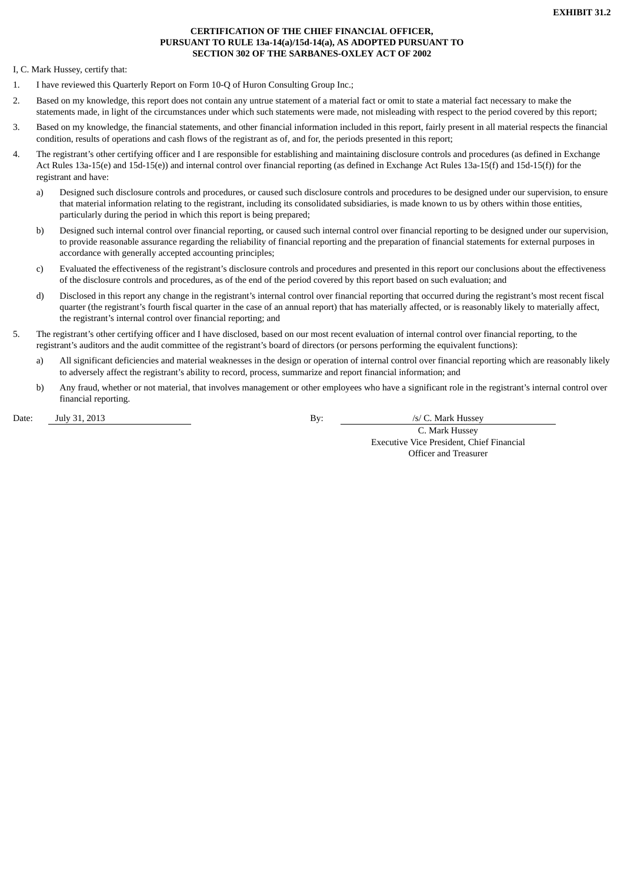**EXHIBIT 31.2**

**CERTIFICATION OF THE CHIEF FINANCIAL OFFICER,**
**PURSUANT TO RULE 13a-14(a)/15d-14(a), AS ADOPTED PURSUANT TO**
**SECTION 302 OF THE SARBANES-OXLEY ACT OF 2002**

I, C. Mark Hussey, certify that:

1. I have reviewed this Quarterly Report on Form 10-Q of Huron Consulting Group Inc.;

2. Based on my knowledge, this report does not contain any untrue statement of a material fact or omit to state a material fact necessary to make the statements made, in light of the circumstances under which such statements were made, not misleading with respect to the period covered by this report;

3. Based on my knowledge, the financial statements, and other financial information included in this report, fairly present in all material respects the financial condition, results of operations and cash flows of the registrant as of, and for, the periods presented in this report;

4. The registrant's other certifying officer and I are responsible for establishing and maintaining disclosure controls and procedures (as defined in Exchange Act Rules 13a-15(e) and 15d-15(e)) and internal control over financial reporting (as defined in Exchange Act Rules 13a-15(f) and 15d-15(f)) for the registrant and have:

   a) Designed such disclosure controls and procedures, or caused such disclosure controls and procedures to be designed under our supervision, to ensure that material information relating to the registrant, including its consolidated subsidiaries, is made known to us by others within those entities, particularly during the period in which this report is being prepared;

   b) Designed such internal control over financial reporting, or caused such internal control over financial reporting to be designed under our supervision, to provide reasonable assurance regarding the reliability of financial reporting and the preparation of financial statements for external purposes in accordance with generally accepted accounting principles;

   c) Evaluated the effectiveness of the registrant's disclosure controls and procedures and presented in this report our conclusions about the effectiveness of the disclosure controls and procedures, as of the end of the period covered by this report based on such evaluation; and

   d) Disclosed in this report any change in the registrant's internal control over financial reporting that occurred during the registrant's most recent fiscal quarter (the registrant's fourth fiscal quarter in the case of an annual report) that has materially affected, or is reasonably likely to materially affect, the registrant's internal control over financial reporting; and

5. The registrant's other certifying officer and I have disclosed, based on our most recent evaluation of internal control over financial reporting, to the registrant's auditors and the audit committee of the registrant's board of directors (or persons performing the equivalent functions):

   a) All significant deficiencies and material weaknesses in the design or operation of internal control over financial reporting which are reasonably likely to adversely affect the registrant's ability to record, process, summarize and report financial information; and

   b) Any fraud, whether or not material, that involves management or other employees who have a significant role in the registrant's internal control over financial reporting.

Date: July 31, 2013

By: /s/ C. Mark Hussey
C. Mark Hussey
Executive Vice President, Chief Financial Officer and Treasurer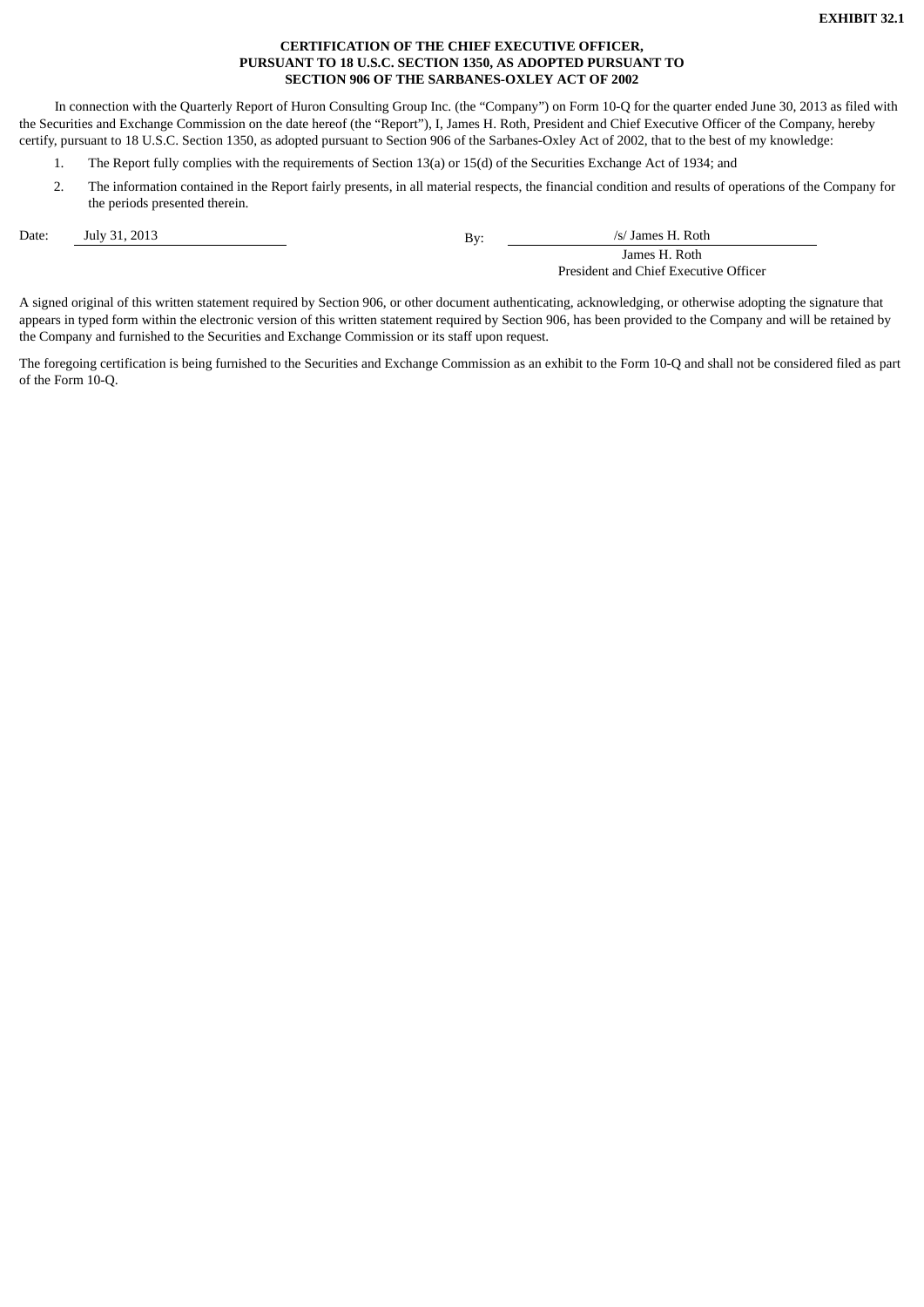**EXHIBIT 32.1**

**CERTIFICATION OF THE CHIEF EXECUTIVE OFFICER,
PURSUANT TO 18 U.S.C. SECTION 1350, AS ADOPTED PURSUANT TO
SECTION 906 OF THE SARBANES-OXLEY ACT OF 2002**

In connection with the Quarterly Report of Huron Consulting Group Inc. (the "Company") on Form 10-Q for the quarter ended June 30, 2013 as filed with the Securities and Exchange Commission on the date hereof (the "Report"), I, James H. Roth, President and Chief Executive Officer of the Company, hereby certify, pursuant to 18 U.S.C. Section 1350, as adopted pursuant to Section 906 of the Sarbanes-Oxley Act of 2002, that to the best of my knowledge:

1. The Report fully complies with the requirements of Section 13(a) or 15(d) of the Securities Exchange Act of 1934; and
2. The information contained in the Report fairly presents, in all material respects, the financial condition and results of operations of the Company for the periods presented therein.

Date: July 31, 2013

By: /s/ James H. Roth
James H. Roth
President and Chief Executive Officer

A signed original of this written statement required by Section 906, or other document authenticating, acknowledging, or otherwise adopting the signature that appears in typed form within the electronic version of this written statement required by Section 906, has been provided to the Company and will be retained by the Company and furnished to the Securities and Exchange Commission or its staff upon request.

The foregoing certification is being furnished to the Securities and Exchange Commission as an exhibit to the Form 10-Q and shall not be considered filed as part of the Form 10-Q.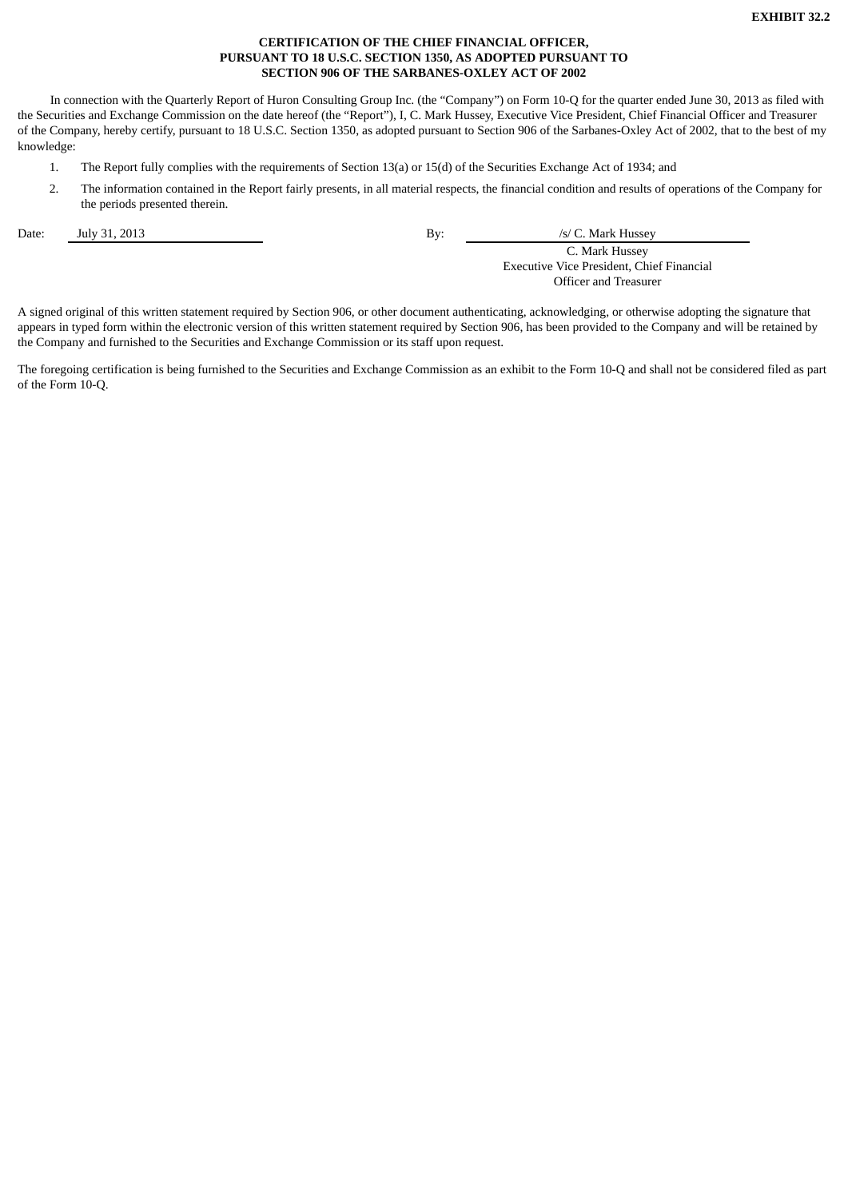**EXHIBIT 32.2**

**CERTIFICATION OF THE CHIEF FINANCIAL OFFICER, PURSUANT TO 18 U.S.C. SECTION 1350, AS ADOPTED PURSUANT TO SECTION 906 OF THE SARBANES-OXLEY ACT OF 2002**

In connection with the Quarterly Report of Huron Consulting Group Inc. (the "Company") on Form 10-Q for the quarter ended June 30, 2013 as filed with the Securities and Exchange Commission on the date hereof (the "Report"), I, C. Mark Hussey, Executive Vice President, Chief Financial Officer and Treasurer of the Company, hereby certify, pursuant to 18 U.S.C. Section 1350, as adopted pursuant to Section 906 of the Sarbanes-Oxley Act of 2002, that to the best of my knowledge:

1. The Report fully complies with the requirements of Section 13(a) or 15(d) of the Securities Exchange Act of 1934; and
2. The information contained in the Report fairly presents, in all material respects, the financial condition and results of operations of the Company for the periods presented therein.

Date: July 31, 2013

By: /s/ C. Mark Hussey
C. Mark Hussey
Executive Vice President, Chief Financial Officer and Treasurer

A signed original of this written statement required by Section 906, or other document authenticating, acknowledging, or otherwise adopting the signature that appears in typed form within the electronic version of this written statement required by Section 906, has been provided to the Company and will be retained by the Company and furnished to the Securities and Exchange Commission or its staff upon request.

The foregoing certification is being furnished to the Securities and Exchange Commission as an exhibit to the Form 10-Q and shall not be considered filed as part of the Form 10-Q.